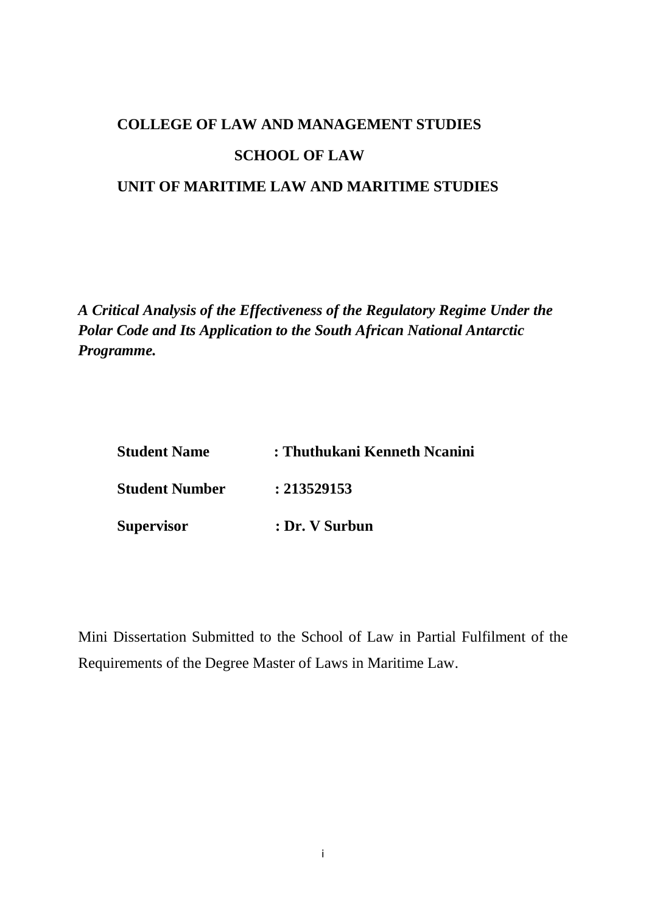**COLLEGE OF LAW AND MANAGEMENT STUDIES**

**SCHOOL OF LAW**

**UNIT OF MARITIME LAW AND MARITIME STUDIES**

***A Critical Analysis of the Effectiveness of the Regulatory Regime Under the Polar Code and Its Application to the South African National Antarctic Programme.***

**Student Name : Thuthukani Kenneth Ncanini**

**Student Number : 213529153**

**Supervisor : Dr. V Surbun**

Mini Dissertation Submitted to the School of Law in Partial Fulfilment of the Requirements of the Degree Master of Laws in Maritime Law.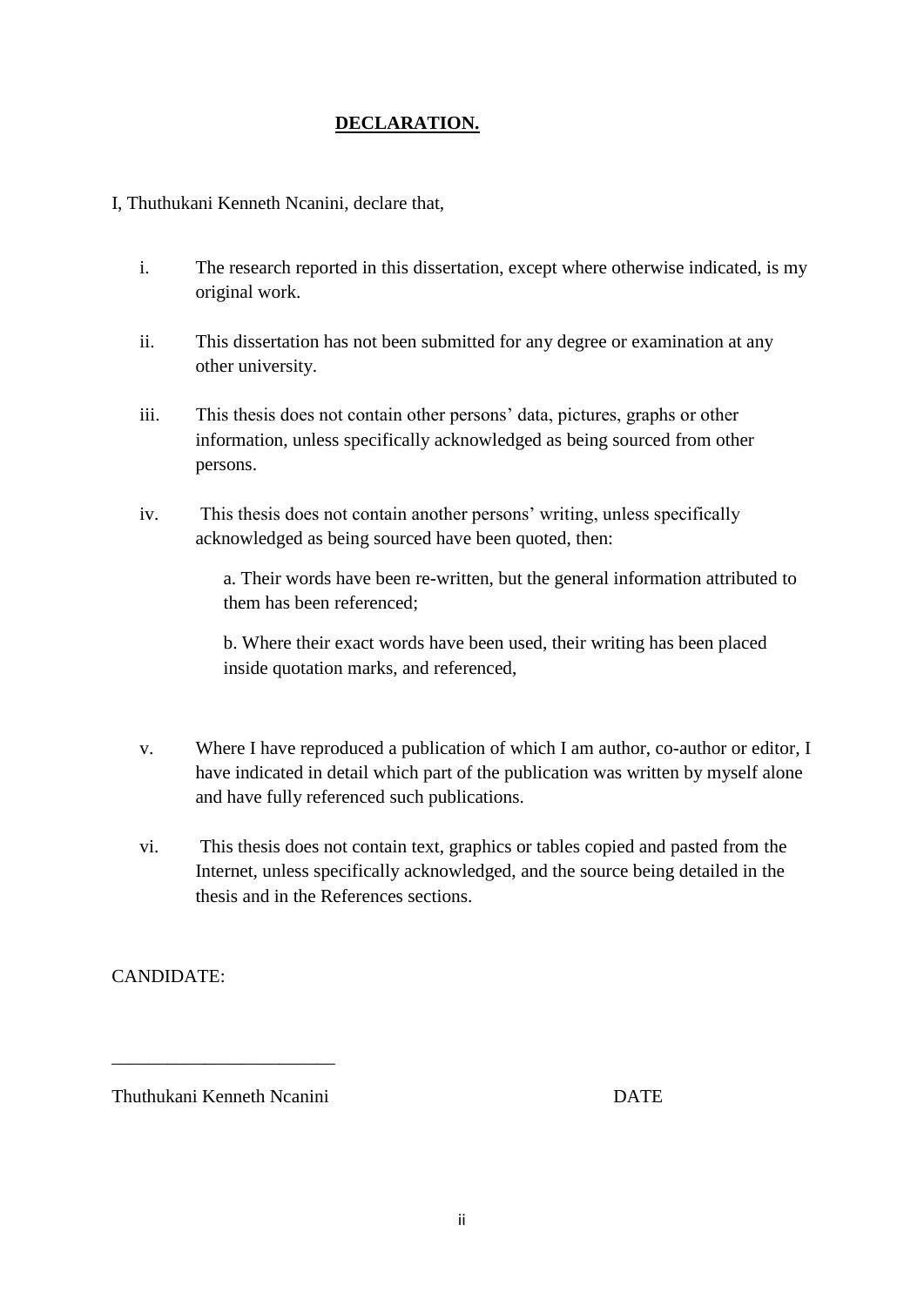# **DECLARATION.**

I, Thuthukani Kenneth Ncanini, declare that,

i. The research reported in this dissertation, except where otherwise indicated, is my original work.

ii. This dissertation has not been submitted for any degree or examination at any other university.

iii. This thesis does not contain other persons' data, pictures, graphs or other information, unless specifically acknowledged as being sourced from other persons.

iv. This thesis does not contain another persons' writing, unless specifically acknowledged as being sourced have been quoted, then:

   a. Their words have been re-written, but the general information attributed to them has been referenced;

   b. Where their exact words have been used, their writing has been placed inside quotation marks, and referenced,

v. Where I have reproduced a publication of which I am author, co-author or editor, I have indicated in detail which part of the publication was written by myself alone and have fully referenced such publications.

vi. This thesis does not contain text, graphics or tables copied and pasted from the Internet, unless specifically acknowledged, and the source being detailed in the thesis and in the References sections.

CANDIDATE:

_______________________

Thuthukani Kenneth Ncanini DATE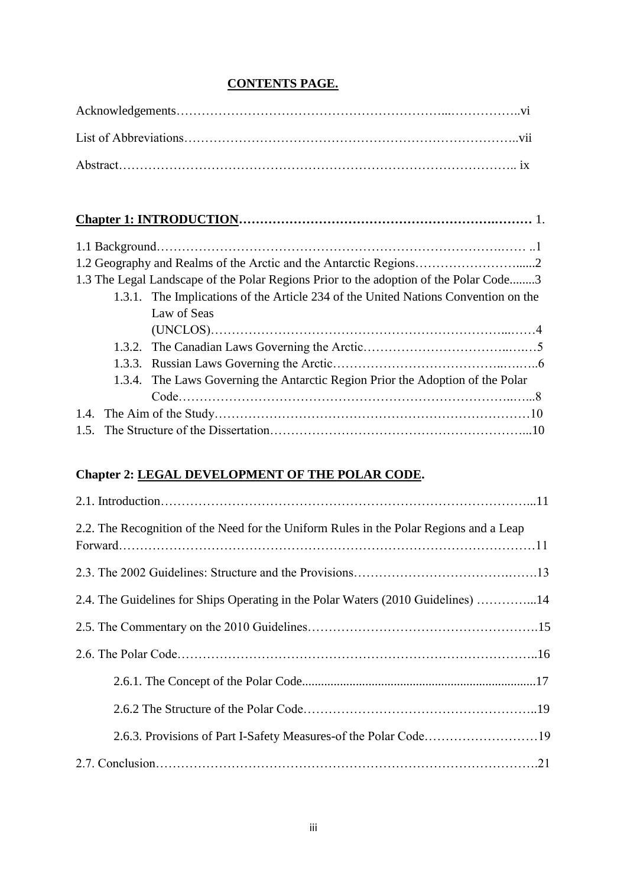## **CONTENTS PAGE.**

Acknowledgements……………………………………………………...……………..vi

List of Abbreviations……………………………………………………………………..vii

Abstract……………………………………………………………………………….. ix

**Chapter 1: INTRODUCTION……………………………………………….………** 1.

1.1 Background………………………………………………………………….…… ..1

1.2 Geography and Realms of the Arctic and the Antarctic Regions……………………......2

1.3 The Legal Landscape of the Polar Regions Prior to the adoption of the Polar Code........3

- 1.3.1. The Implications of the Article 234 of the United Nations Convention on the Law of Seas (UNCLOS)……………………………………………………………...……4
- 1.3.2. The Canadian Laws Governing the Arctic……………………………..…..…5
- 1.3.3. Russian Laws Governing the Arctic…………………………………..….…..6
- 1.3.4. The Laws Governing the Antarctic Region Prior the Adoption of the Polar Code…………………………………………………………………...…...8

1.4. The Aim of the Study…………………………………………………………………10

1.5. The Structure of the Dissertation……………………………………………………...10

**Chapter 2: LEGAL DEVELOPMENT OF THE POLAR CODE.**

2.1. Introduction…………………………………………………………………………...11

2.2. The Recognition of the Need for the Uniform Rules in the Polar Regions and a Leap Forward……………………………………………………………………………………11

2.3. The 2002 Guidelines: Structure and the Provisions…………………………….…….13

2.4. The Guidelines for Ships Operating in the Polar Waters (2010 Guidelines) …………...14

2.5. The Commentary on the 2010 Guidelines……………………………………………….15

2.6. The Polar Code………………………………………………………………………..16

- 2.6.1. The Concept of the Polar Code.........................................................................17
- 2.6.2 The Structure of the Polar Code……………………………………………..19
- 2.6.3. Provisions of Part I-Safety Measures-of the Polar Code………………………19

2.7. Conclusion…………………………………………………………………………….21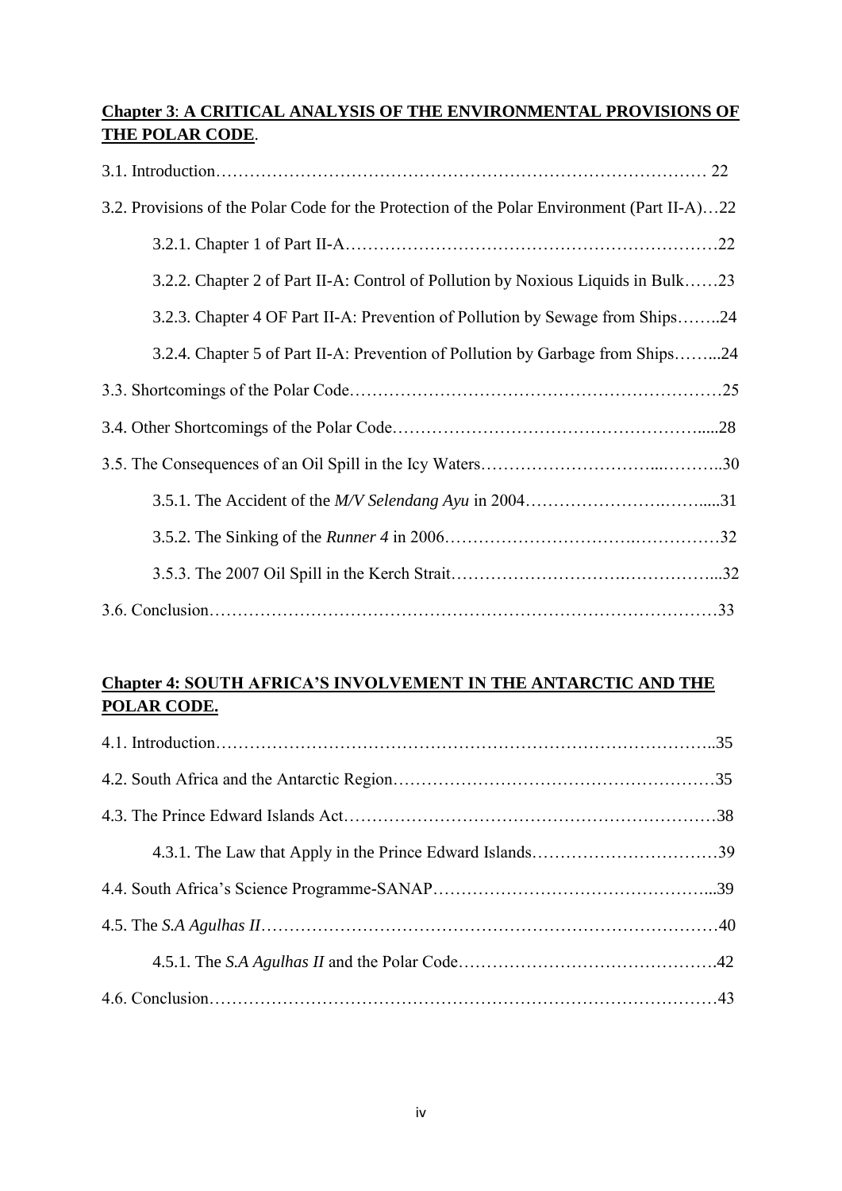**Chapter 3**: **A CRITICAL ANALYSIS OF THE ENVIRONMENTAL PROVISIONS OF THE POLAR CODE**.

3.1. Introduction……………………………………………………………………………… 22

3.2. Provisions of the Polar Code for the Protection of the Polar Environment (Part II-A)…22

3.2.1. Chapter 1 of Part II-A………………………………………………………….22

3.2.2. Chapter 2 of Part II-A: Control of Pollution by Noxious Liquids in Bulk……23

3.2.3. Chapter 4 OF Part II-A: Prevention of Pollution by Sewage from Ships……..24

3.2.4. Chapter 5 of Part II-A: Prevention of Pollution by Garbage from Ships……...24

3.3. Shortcomings of the Polar Code…………………………………………………………25

3.4. Other Shortcomings of the Polar Code………………………………………………....28

3.5. The Consequences of an Oil Spill in the Icy Waters…………………………...………..30

3.5.1. The Accident of the *M/V Selendang Ayu* in 2004…………………….……....31

3.5.2. The Sinking of the *Runner 4* in 2006………………………….……………32

3.5.3. The 2007 Oil Spill in the Kerch Strait……………………….……………...32

3.6. Conclusion……………………………………………………………………………33

**Chapter 4: SOUTH AFRICA'S INVOLVEMENT IN THE ANTARCTIC AND THE POLAR CODE.**

4.1. Introduction…………………………………………………………………………..35

4.2. South Africa and the Antarctic Region…………………………………………………35

4.3. The Prince Edward Islands Act…………………………………………………………38

4.3.1. The Law that Apply in the Prince Edward Islands……………………………39

4.4. South Africa's Science Programme-SANAP…………………………………………...39

4.5. The *S.A Agulhas II*……………………………………………………………………40

4.5.1. The *S.A Agulhas II* and the Polar Code……………………………………….42

4.6. Conclusion……………………………………………………………………………43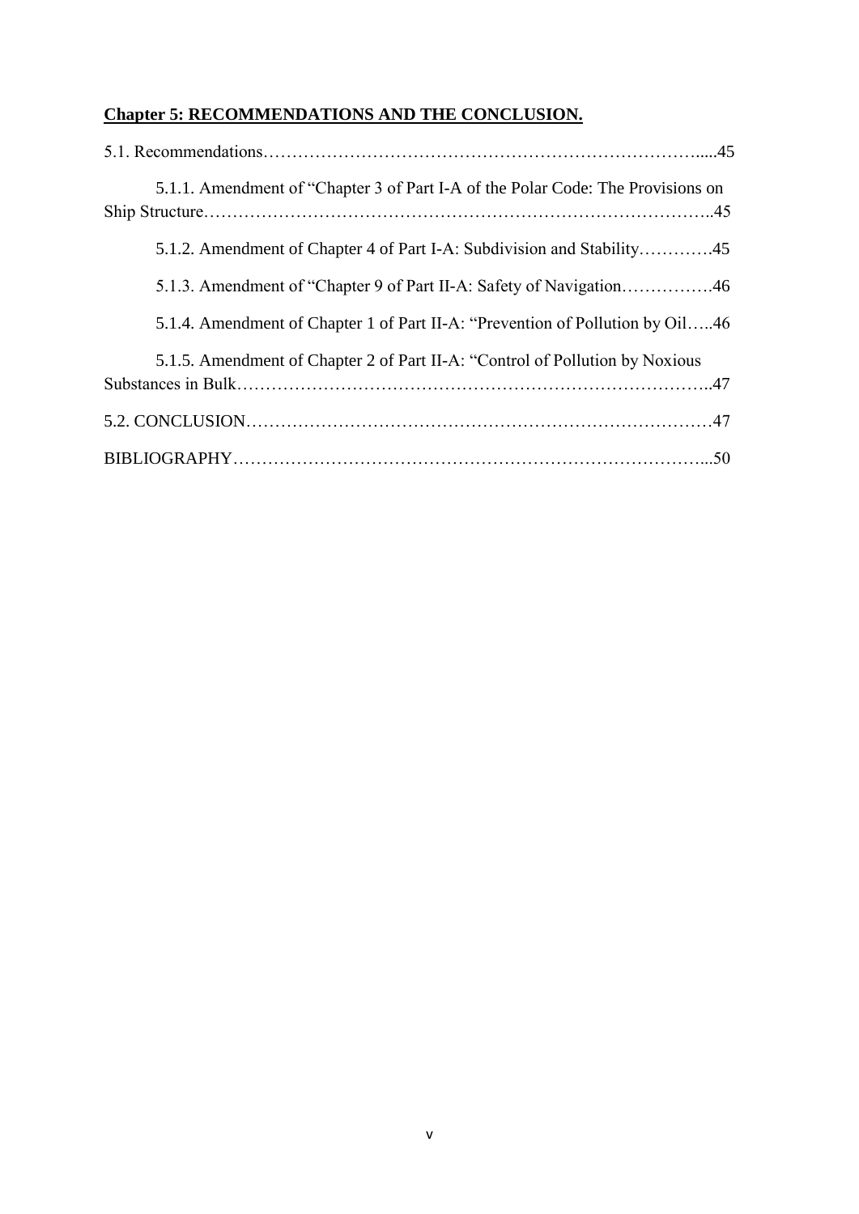**Chapter 5: RECOMMENDATIONS AND THE CONCLUSION.**

5.1. Recommendations……………………………………………………………….....45

5.1.1. Amendment of “Chapter 3 of Part I-A of the Polar Code: The Provisions on Ship Structure…………………………………………………………………………..45

5.1.2. Amendment of Chapter 4 of Part I-A: Subdivision and Stability………….45

5.1.3. Amendment of “Chapter 9 of Part II-A: Safety of Navigation…………….46

5.1.4. Amendment of Chapter 1 of Part II-A: “Prevention of Pollution by Oil…..46

5.1.5. Amendment of Chapter 2 of Part II-A: “Control of Pollution by Noxious Substances in Bulk……………………………………………………………………..47

5.2. CONCLUSION………………………………………………………………………47

BIBLIOGRAPHY…………………………………………………………………….....50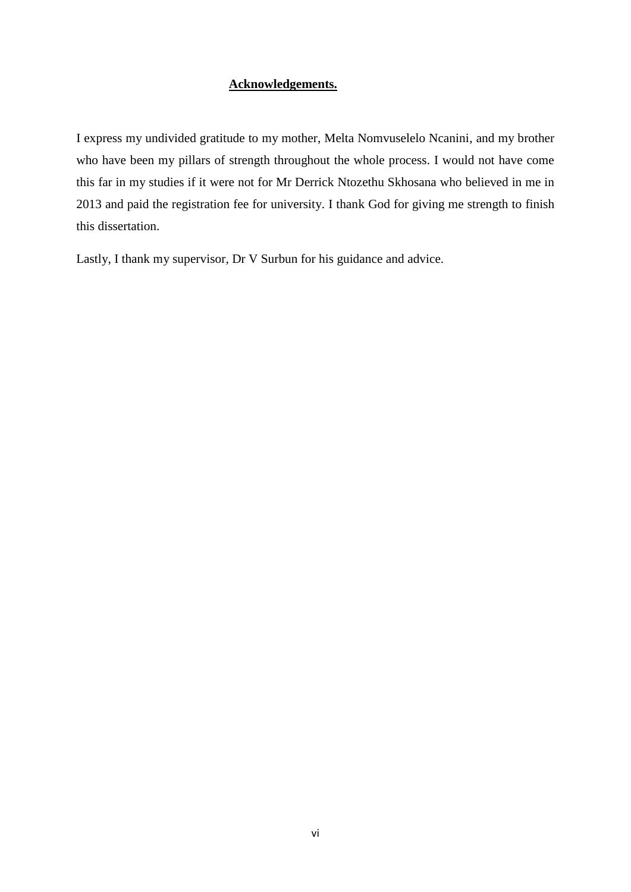## Acknowledgements.

I express my undivided gratitude to my mother, Melta Nomvuselelo Ncanini, and my brother who have been my pillars of strength throughout the whole process. I would not have come this far in my studies if it were not for Mr Derrick Ntozethu Skhosana who believed in me in 2013 and paid the registration fee for university. I thank God for giving me strength to finish this dissertation.

Lastly, I thank my supervisor, Dr V Surbun for his guidance and advice.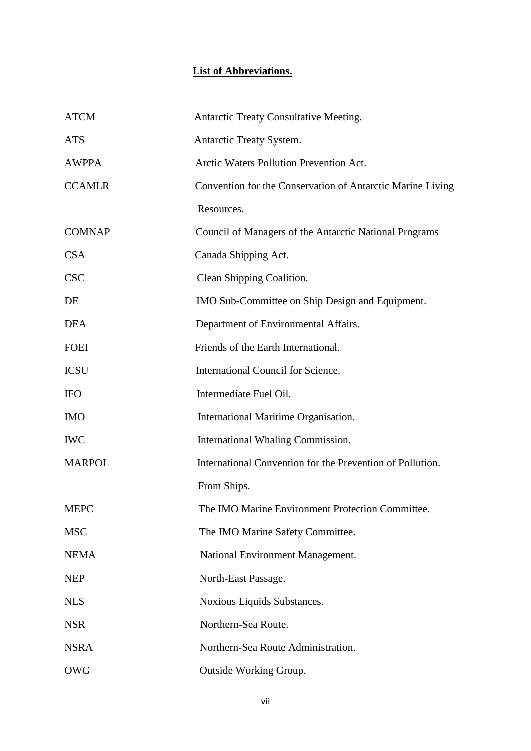## List of Abbreviations.

| | |
|---|---|
| ATCM | Antarctic Treaty Consultative Meeting. |
| ATS | Antarctic Treaty System. |
| AWPPA | Arctic Waters Pollution Prevention Act. |
| CCAMLR | Convention for the Conservation of Antarctic Marine Living Resources. |
| COMNAP | Council of Managers of the Antarctic National Programs |
| CSA | Canada Shipping Act. |
| CSC | Clean Shipping Coalition. |
| DE | IMO Sub-Committee on Ship Design and Equipment. |
| DEA | Department of Environmental Affairs. |
| FOEI | Friends of the Earth International. |
| ICSU | International Council for Science. |
| IFO | Intermediate Fuel Oil. |
| IMO | International Maritime Organisation. |
| IWC | International Whaling Commission. |
| MARPOL | International Convention for the Prevention of Pollution. From Ships. |
| MEPC | The IMO Marine Environment Protection Committee. |
| MSC | The IMO Marine Safety Committee. |
| NEMA | National Environment Management. |
| NEP | North-East Passage. |
| NLS | Noxious Liquids Substances. |
| NSR | Northern-Sea Route. |
| NSRA | Northern-Sea Route Administration. |
| OWG | Outside Working Group. |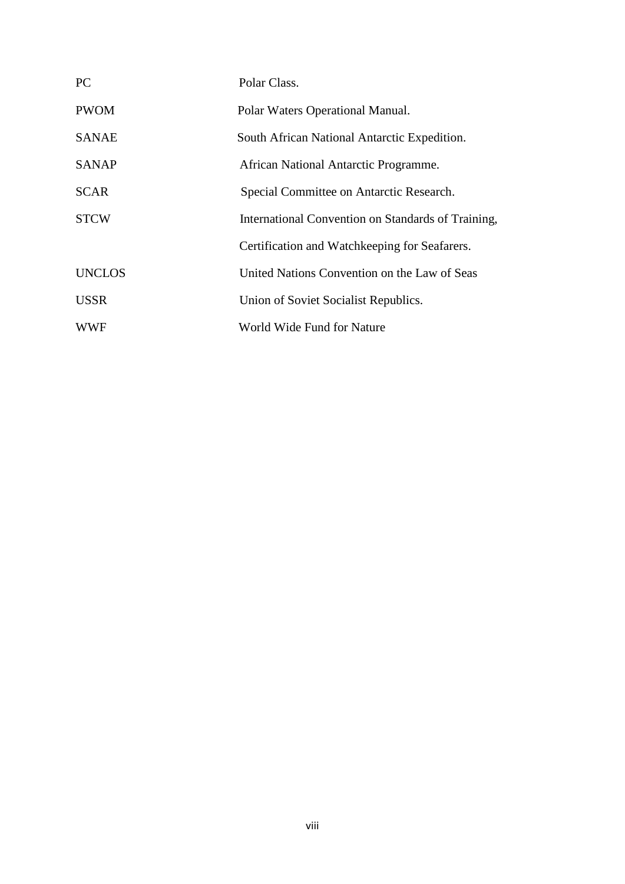| | |
|---|---|
| PC | Polar Class. |
| PWOM | Polar Waters Operational Manual. |
| SANAE | South African National Antarctic Expedition. |
| SANAP | African National Antarctic Programme. |
| SCAR | Special Committee on Antarctic Research. |
| STCW | International Convention on Standards of Training, Certification and Watchkeeping for Seafarers. |
| UNCLOS | United Nations Convention on the Law of Seas |
| USSR | Union of Soviet Socialist Republics. |
| WWF | World Wide Fund for Nature |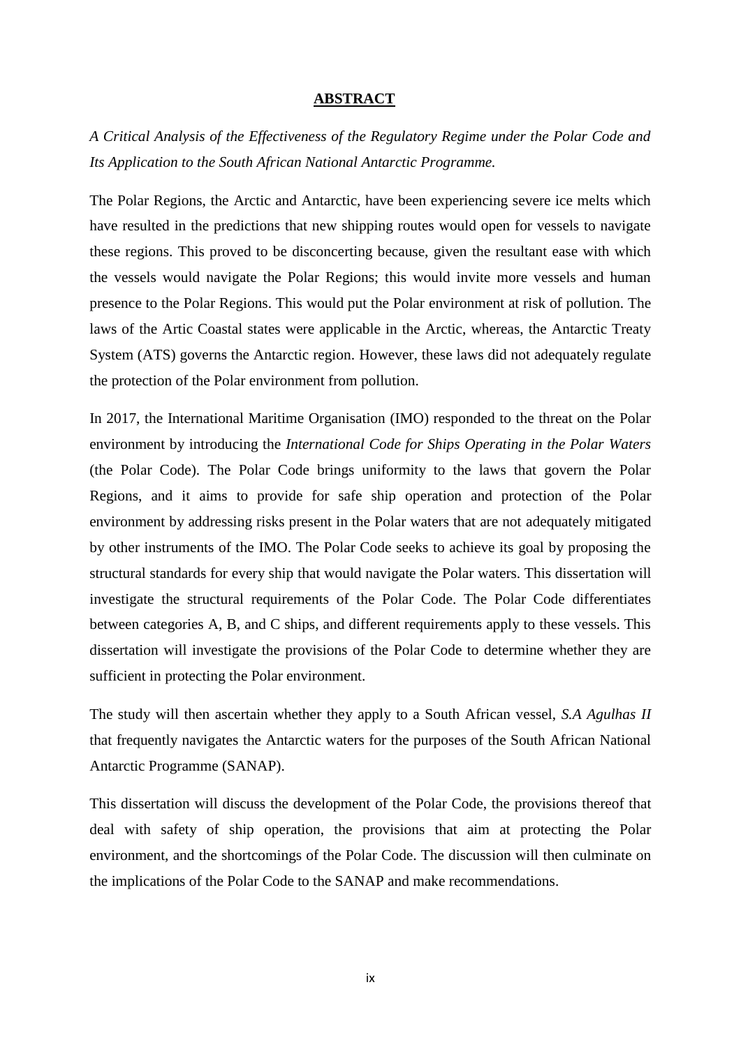# ABSTRACT

*A Critical Analysis of the Effectiveness of the Regulatory Regime under the Polar Code and Its Application to the South African National Antarctic Programme.*

The Polar Regions, the Arctic and Antarctic, have been experiencing severe ice melts which have resulted in the predictions that new shipping routes would open for vessels to navigate these regions. This proved to be disconcerting because, given the resultant ease with which the vessels would navigate the Polar Regions; this would invite more vessels and human presence to the Polar Regions. This would put the Polar environment at risk of pollution. The laws of the Artic Coastal states were applicable in the Arctic, whereas, the Antarctic Treaty System (ATS) governs the Antarctic region. However, these laws did not adequately regulate the protection of the Polar environment from pollution.

In 2017, the International Maritime Organisation (IMO) responded to the threat on the Polar environment by introducing the *International Code for Ships Operating in the Polar Waters* (the Polar Code). The Polar Code brings uniformity to the laws that govern the Polar Regions, and it aims to provide for safe ship operation and protection of the Polar environment by addressing risks present in the Polar waters that are not adequately mitigated by other instruments of the IMO. The Polar Code seeks to achieve its goal by proposing the structural standards for every ship that would navigate the Polar waters. This dissertation will investigate the structural requirements of the Polar Code. The Polar Code differentiates between categories A, B, and C ships, and different requirements apply to these vessels. This dissertation will investigate the provisions of the Polar Code to determine whether they are sufficient in protecting the Polar environment.

The study will then ascertain whether they apply to a South African vessel, *S.A Agulhas II* that frequently navigates the Antarctic waters for the purposes of the South African National Antarctic Programme (SANAP).

This dissertation will discuss the development of the Polar Code, the provisions thereof that deal with safety of ship operation, the provisions that aim at protecting the Polar environment, and the shortcomings of the Polar Code. The discussion will then culminate on the implications of the Polar Code to the SANAP and make recommendations.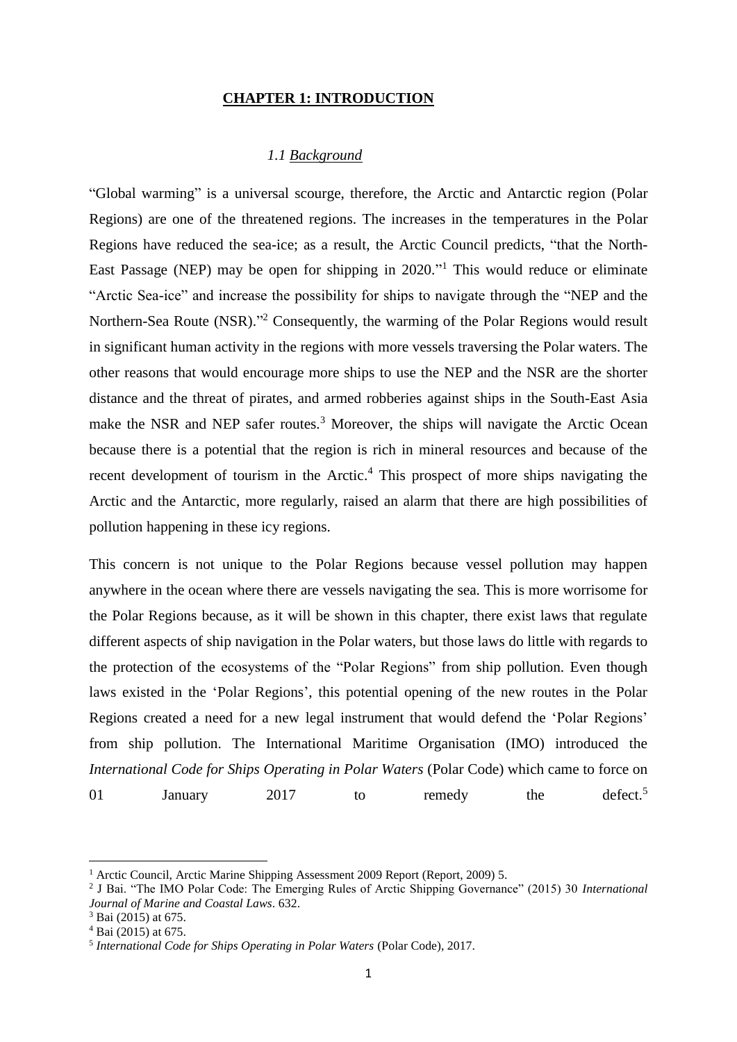# CHAPTER 1: INTRODUCTION

## *1.1 Background*

"Global warming" is a universal scourge, therefore, the Arctic and Antarctic region (Polar Regions) are one of the threatened regions. The increases in the temperatures in the Polar Regions have reduced the sea-ice; as a result, the Arctic Council predicts, "that the North-East Passage (NEP) may be open for shipping in 2020."[1] This would reduce or eliminate "Arctic Sea-ice" and increase the possibility for ships to navigate through the "NEP and the Northern-Sea Route (NSR)."[2] Consequently, the warming of the Polar Regions would result in significant human activity in the regions with more vessels traversing the Polar waters. The other reasons that would encourage more ships to use the NEP and the NSR are the shorter distance and the threat of pirates, and armed robberies against ships in the South-East Asia make the NSR and NEP safer routes.[3] Moreover, the ships will navigate the Arctic Ocean because there is a potential that the region is rich in mineral resources and because of the recent development of tourism in the Arctic.[4] This prospect of more ships navigating the Arctic and the Antarctic, more regularly, raised an alarm that there are high possibilities of pollution happening in these icy regions.

This concern is not unique to the Polar Regions because vessel pollution may happen anywhere in the ocean where there are vessels navigating the sea. This is more worrisome for the Polar Regions because, as it will be shown in this chapter, there exist laws that regulate different aspects of ship navigation in the Polar waters, but those laws do little with regards to the protection of the ecosystems of the "Polar Regions" from ship pollution. Even though laws existed in the 'Polar Regions', this potential opening of the new routes in the Polar Regions created a need for a new legal instrument that would defend the 'Polar Regions' from ship pollution. The International Maritime Organisation (IMO) introduced the *International Code for Ships Operating in Polar Waters* (Polar Code) which came to force on 01 January 2017 to remedy the defect.[5]

---

[1] Arctic Council, Arctic Marine Shipping Assessment 2009 Report (Report, 2009) 5.

[2] J Bai. "The IMO Polar Code: The Emerging Rules of Arctic Shipping Governance" (2015) 30 *International Journal of Marine and Coastal Laws*. 632.

[3] Bai (2015) at 675.

[4] Bai (2015) at 675.

[5] *International Code for Ships Operating in Polar Waters* (Polar Code), 2017.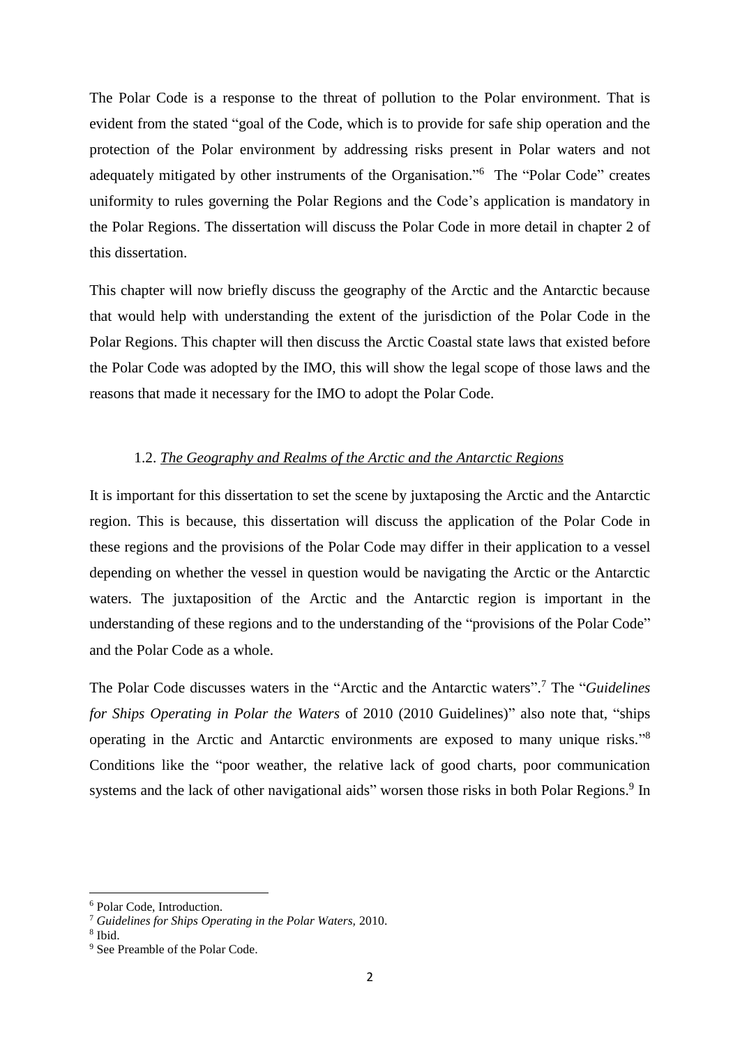The Polar Code is a response to the threat of pollution to the Polar environment. That is evident from the stated "goal of the Code, which is to provide for safe ship operation and the protection of the Polar environment by addressing risks present in Polar waters and not adequately mitigated by other instruments of the Organisation."[6] The "Polar Code" creates uniformity to rules governing the Polar Regions and the Code's application is mandatory in the Polar Regions. The dissertation will discuss the Polar Code in more detail in chapter 2 of this dissertation.

This chapter will now briefly discuss the geography of the Arctic and the Antarctic because that would help with understanding the extent of the jurisdiction of the Polar Code in the Polar Regions. This chapter will then discuss the Arctic Coastal state laws that existed before the Polar Code was adopted by the IMO, this will show the legal scope of those laws and the reasons that made it necessary for the IMO to adopt the Polar Code.

### 1.2. *The Geography and Realms of the Arctic and the Antarctic Regions*

It is important for this dissertation to set the scene by juxtaposing the Arctic and the Antarctic region. This is because, this dissertation will discuss the application of the Polar Code in these regions and the provisions of the Polar Code may differ in their application to a vessel depending on whether the vessel in question would be navigating the Arctic or the Antarctic waters. The juxtaposition of the Arctic and the Antarctic region is important in the understanding of these regions and to the understanding of the "provisions of the Polar Code" and the Polar Code as a whole.

The Polar Code discusses waters in the "Arctic and the Antarctic waters".[7] The "*Guidelines for Ships Operating in Polar the Waters* of 2010 (2010 Guidelines)" also note that, "ships operating in the Arctic and Antarctic environments are exposed to many unique risks."[8] Conditions like the "poor weather, the relative lack of good charts, poor communication systems and the lack of other navigational aids" worsen those risks in both Polar Regions.[9] In

---

[6] Polar Code, Introduction.

[7] *Guidelines for Ships Operating in the Polar Waters*, 2010.

[8] Ibid.

[9] See Preamble of the Polar Code.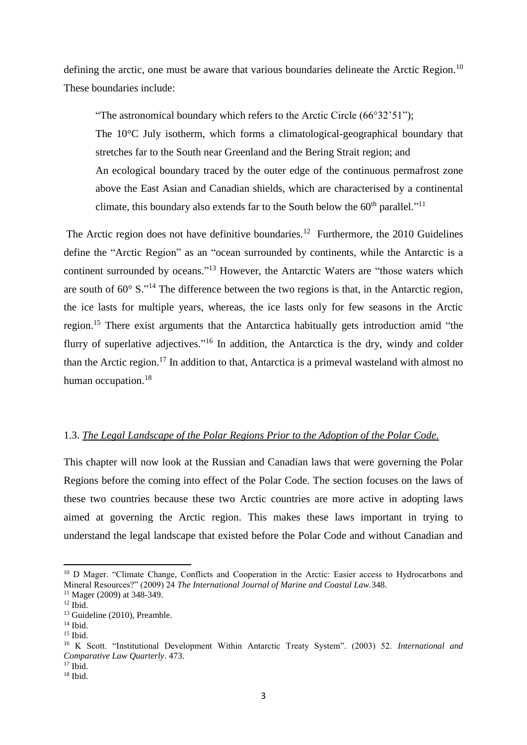defining the arctic, one must be aware that various boundaries delineate the Arctic Region.[10] These boundaries include:

> "The astronomical boundary which refers to the Arctic Circle (66°32'51");
> The 10°C July isotherm, which forms a climatological-geographical boundary that stretches far to the South near Greenland and the Bering Strait region; and
> An ecological boundary traced by the outer edge of the continuous permafrost zone above the East Asian and Canadian shields, which are characterised by a continental climate, this boundary also extends far to the South below the 60th parallel."[11]

The Arctic region does not have definitive boundaries.[12] Furthermore, the 2010 Guidelines define the "Arctic Region" as an "ocean surrounded by continents, while the Antarctic is a continent surrounded by oceans."[13] However, the Antarctic Waters are "those waters which are south of 60° S."[14] The difference between the two regions is that, in the Antarctic region, the ice lasts for multiple years, whereas, the ice lasts only for few seasons in the Arctic region.[15] There exist arguments that the Antarctica habitually gets introduction amid "the flurry of superlative adjectives."[16] In addition, the Antarctica is the dry, windy and colder than the Arctic region.[17] In addition to that, Antarctica is a primeval wasteland with almost no human occupation.[18]

### 1.3. *The Legal Landscape of the Polar Regions Prior to the Adoption of the Polar Code.*

This chapter will now look at the Russian and Canadian laws that were governing the Polar Regions before the coming into effect of the Polar Code. The section focuses on the laws of these two countries because these two Arctic countries are more active in adopting laws aimed at governing the Arctic region. This makes these laws important in trying to understand the legal landscape that existed before the Polar Code and without Canadian and

---

[10] D Mager. "Climate Change, Conflicts and Cooperation in the Arctic: Easier access to Hydrocarbons and Mineral Resources?" (2009) 24 *The International Journal of Marine and Coastal Law.*348.
[11] Mager (2009) at 348-349.
[12] Ibid.
[13] Guideline (2010), Preamble.
[14] Ibid.
[15] Ibid.
[16] K Scott. "Institutional Development Within Antarctic Treaty System". (2003) 52. *International and Comparative Law Quarterly*. 473.
[17] Ibid.
[18] Ibid.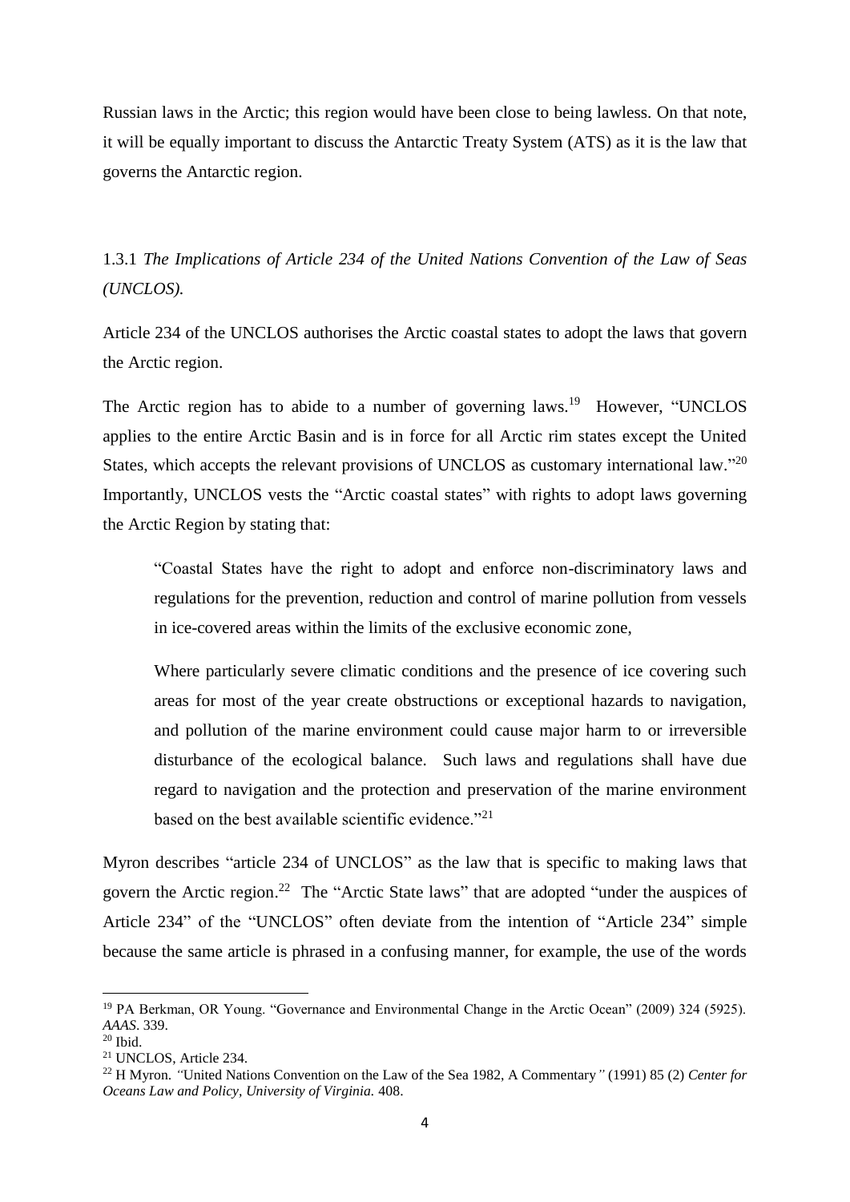Russian laws in the Arctic; this region would have been close to being lawless. On that note, it will be equally important to discuss the Antarctic Treaty System (ATS) as it is the law that governs the Antarctic region.

### 1.3.1 *The Implications of Article 234 of the United Nations Convention of the Law of Seas (UNCLOS).*

Article 234 of the UNCLOS authorises the Arctic coastal states to adopt the laws that govern the Arctic region.

The Arctic region has to abide to a number of governing laws.[19] However, "UNCLOS applies to the entire Arctic Basin and is in force for all Arctic rim states except the United States, which accepts the relevant provisions of UNCLOS as customary international law."[20] Importantly, UNCLOS vests the "Arctic coastal states" with rights to adopt laws governing the Arctic Region by stating that:

> "Coastal States have the right to adopt and enforce non-discriminatory laws and regulations for the prevention, reduction and control of marine pollution from vessels in ice-covered areas within the limits of the exclusive economic zone,
>
> Where particularly severe climatic conditions and the presence of ice covering such areas for most of the year create obstructions or exceptional hazards to navigation, and pollution of the marine environment could cause major harm to or irreversible disturbance of the ecological balance. Such laws and regulations shall have due regard to navigation and the protection and preservation of the marine environment based on the best available scientific evidence."[21]

Myron describes "article 234 of UNCLOS" as the law that is specific to making laws that govern the Arctic region.[22] The "Arctic State laws" that are adopted "under the auspices of Article 234" of the "UNCLOS" often deviate from the intention of "Article 234" simple because the same article is phrased in a confusing manner, for example, the use of the words

---

[19] PA Berkman, OR Young. "Governance and Environmental Change in the Arctic Ocean" (2009) 324 (5925). *AAAS*. 339.

[20] Ibid.

[21] UNCLOS, Article 234.

[22] H Myron. *"*United Nations Convention on the Law of the Sea 1982, A Commentary*"* (1991) 85 (2) *Center for Oceans Law and Policy, University of Virginia.* 408.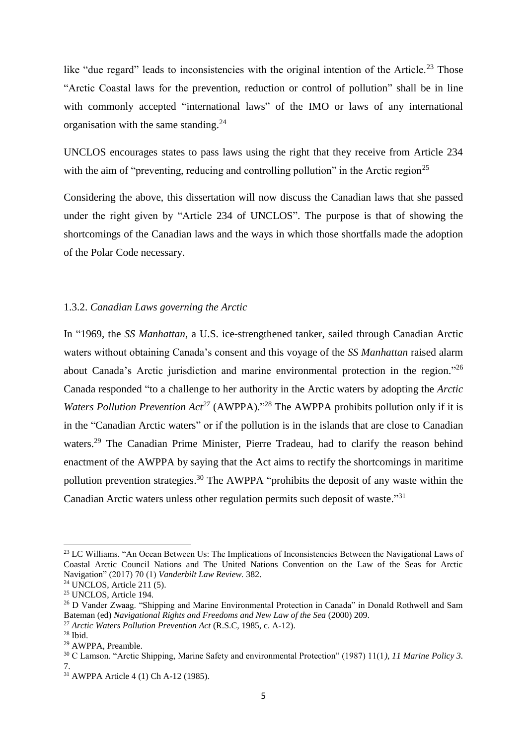like "due regard" leads to inconsistencies with the original intention of the Article.[23] Those "Arctic Coastal laws for the prevention, reduction or control of pollution" shall be in line with commonly accepted "international laws" of the IMO or laws of any international organisation with the same standing.[24]

UNCLOS encourages states to pass laws using the right that they receive from Article 234 with the aim of "preventing, reducing and controlling pollution" in the Arctic region[25]

Considering the above, this dissertation will now discuss the Canadian laws that she passed under the right given by "Article 234 of UNCLOS". The purpose is that of showing the shortcomings of the Canadian laws and the ways in which those shortfalls made the adoption of the Polar Code necessary.

#### 1.3.2. *Canadian Laws governing the Arctic*

In "1969, the *SS Manhattan*, a U.S. ice-strengthened tanker, sailed through Canadian Arctic waters without obtaining Canada's consent and this voyage of the *SS Manhattan* raised alarm about Canada's Arctic jurisdiction and marine environmental protection in the region."[26] Canada responded "to a challenge to her authority in the Arctic waters by adopting the *Arctic Waters Pollution Prevention Act*[27] (AWPPA)."[28] The AWPPA prohibits pollution only if it is in the "Canadian Arctic waters" or if the pollution is in the islands that are close to Canadian waters.[29] The Canadian Prime Minister, Pierre Tradeau, had to clarify the reason behind enactment of the AWPPA by saying that the Act aims to rectify the shortcomings in maritime pollution prevention strategies.[30] The AWPPA "prohibits the deposit of any waste within the Canadian Arctic waters unless other regulation permits such deposit of waste."[31]

---

[23] LC Williams. "An Ocean Between Us: The Implications of Inconsistencies Between the Navigational Laws of Coastal Arctic Council Nations and The United Nations Convention on the Law of the Seas for Arctic Navigation" (2017) 70 (1) *Vanderbilt Law Review.* 382.

[24] UNCLOS, Article 211 (5).

[25] UNCLOS, Article 194.

[26] D Vander Zwaag. "Shipping and Marine Environmental Protection in Canada" in Donald Rothwell and Sam Bateman (ed) *Navigational Rights and Freedoms and New Law of the Sea* (2000) 209.

[27] *Arctic Waters Pollution Prevention Act* (R.S.C, 1985, c. A-12).

[28] Ibid.

[29] AWPPA, Preamble.

[30] C Lamson. "Arctic Shipping, Marine Safety and environmental Protection" (1987) 11(1*), 11 Marine Policy 3.* 7.

[31] AWPPA Article 4 (1) Ch A-12 (1985).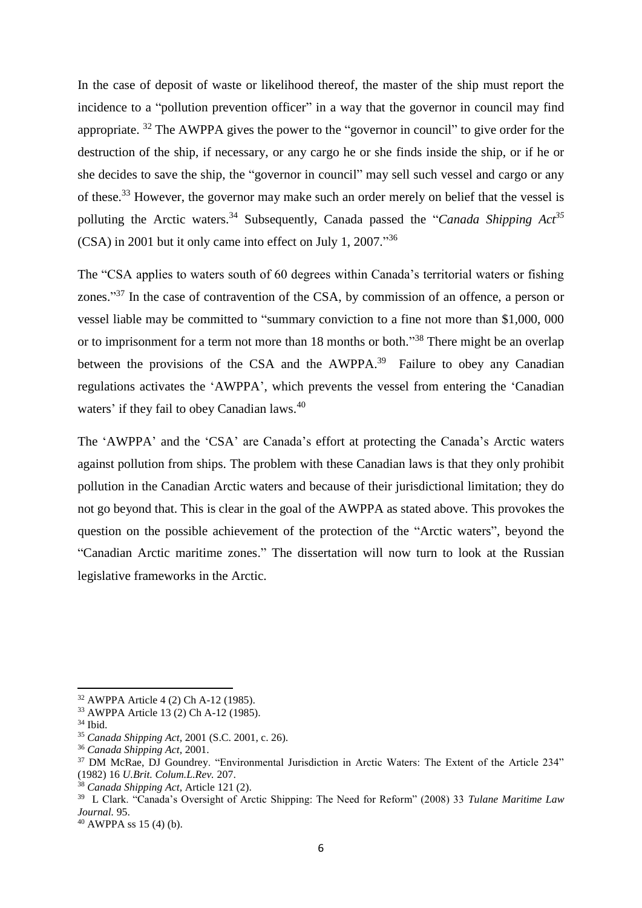In the case of deposit of waste or likelihood thereof, the master of the ship must report the incidence to a "pollution prevention officer" in a way that the governor in council may find appropriate. [32] The AWPPA gives the power to the "governor in council" to give order for the destruction of the ship, if necessary, or any cargo he or she finds inside the ship, or if he or she decides to save the ship, the "governor in council" may sell such vessel and cargo or any of these.[33] However, the governor may make such an order merely on belief that the vessel is polluting the Arctic waters.[34] Subsequently, Canada passed the "*Canada Shipping Act*[35] (CSA) in 2001 but it only came into effect on July 1, 2007."[36]

The "CSA applies to waters south of 60 degrees within Canada's territorial waters or fishing zones."[37] In the case of contravention of the CSA, by commission of an offence, a person or vessel liable may be committed to "summary conviction to a fine not more than $1,000, 000 or to imprisonment for a term not more than 18 months or both."[38] There might be an overlap between the provisions of the CSA and the AWPPA.[39] Failure to obey any Canadian regulations activates the 'AWPPA', which prevents the vessel from entering the 'Canadian waters' if they fail to obey Canadian laws.[40]

The 'AWPPA' and the 'CSA' are Canada's effort at protecting the Canada's Arctic waters against pollution from ships. The problem with these Canadian laws is that they only prohibit pollution in the Canadian Arctic waters and because of their jurisdictional limitation; they do not go beyond that. This is clear in the goal of the AWPPA as stated above. This provokes the question on the possible achievement of the protection of the "Arctic waters", beyond the "Canadian Arctic maritime zones." The dissertation will now turn to look at the Russian legislative frameworks in the Arctic.

---

[32] AWPPA Article 4 (2) Ch A-12 (1985).

[33] AWPPA Article 13 (2) Ch A-12 (1985).

[34] Ibid.

[35] *Canada Shipping Act*, 2001 (S.C. 2001, c. 26).

[36] *Canada Shipping Act*, 2001.

[37] DM McRae, DJ Goundrey. "Environmental Jurisdiction in Arctic Waters: The Extent of the Article 234" (1982) 16 *U.Brit. Colum.L.Rev.* 207.

[38] *Canada Shipping Act*, Article 121 (2).

[39] L Clark. "Canada's Oversight of Arctic Shipping: The Need for Reform" (2008) 33 *Tulane Maritime Law Journal.* 95.

[40] AWPPA ss 15 (4) (b).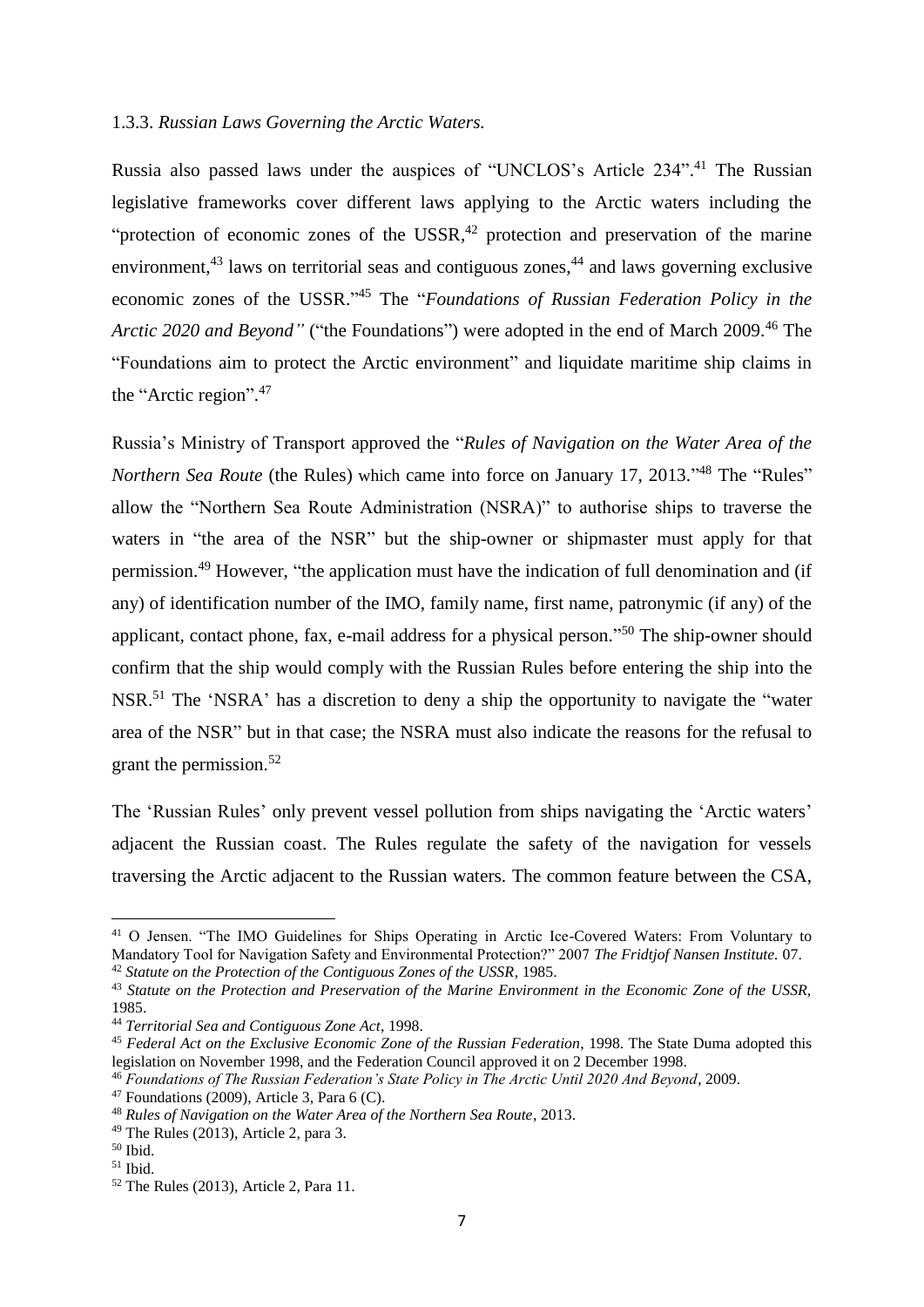1.3.3. *Russian Laws Governing the Arctic Waters.*

Russia also passed laws under the auspices of "UNCLOS's Article 234".[41] The Russian legislative frameworks cover different laws applying to the Arctic waters including the "protection of economic zones of the USSR,[42] protection and preservation of the marine environment,[43] laws on territorial seas and contiguous zones,[44] and laws governing exclusive economic zones of the USSR."[45] The "*Foundations of Russian Federation Policy in the Arctic 2020 and Beyond"* ("the Foundations") were adopted in the end of March 2009.[46] The "Foundations aim to protect the Arctic environment" and liquidate maritime ship claims in the "Arctic region".[47]

Russia's Ministry of Transport approved the "*Rules of Navigation on the Water Area of the Northern Sea Route* (the Rules) which came into force on January 17, 2013."[48] The "Rules" allow the "Northern Sea Route Administration (NSRA)" to authorise ships to traverse the waters in "the area of the NSR" but the ship-owner or shipmaster must apply for that permission.[49] However, "the application must have the indication of full denomination and (if any) of identification number of the IMO, family name, first name, patronymic (if any) of the applicant, contact phone, fax, e-mail address for a physical person."[50] The ship-owner should confirm that the ship would comply with the Russian Rules before entering the ship into the NSR.[51] The 'NSRA' has a discretion to deny a ship the opportunity to navigate the "water area of the NSR" but in that case; the NSRA must also indicate the reasons for the refusal to grant the permission.[52]

The 'Russian Rules' only prevent vessel pollution from ships navigating the 'Arctic waters' adjacent the Russian coast. The Rules regulate the safety of the navigation for vessels traversing the Arctic adjacent to the Russian waters. The common feature between the CSA,

---

[41] O Jensen. "The IMO Guidelines for Ships Operating in Arctic Ice-Covered Waters: From Voluntary to Mandatory Tool for Navigation Safety and Environmental Protection?" 2007 *The Fridtjof Nansen Institute.* 07.

[42] *Statute on the Protection of the Contiguous Zones of the USSR*, 1985.

[43] *Statute on the Protection and Preservation of the Marine Environment in the Economic Zone of the USSR*, 1985.

[44] *Territorial Sea and Contiguous Zone Act*, 1998.

[45] *Federal Act on the Exclusive Economic Zone of the Russian Federation*, 1998. The State Duma adopted this legislation on November 1998, and the Federation Council approved it on 2 December 1998.

[46] *Foundations of The Russian Federation's State Policy in The Arctic Until 2020 And Beyond*, 2009.

[47] Foundations (2009), Article 3, Para 6 (C).

[48] *Rules of Navigation on the Water Area of the Northern Sea Route*, 2013.

[49] The Rules (2013), Article 2, para 3.

[50] Ibid.

[51] Ibid.

[52] The Rules (2013), Article 2, Para 11.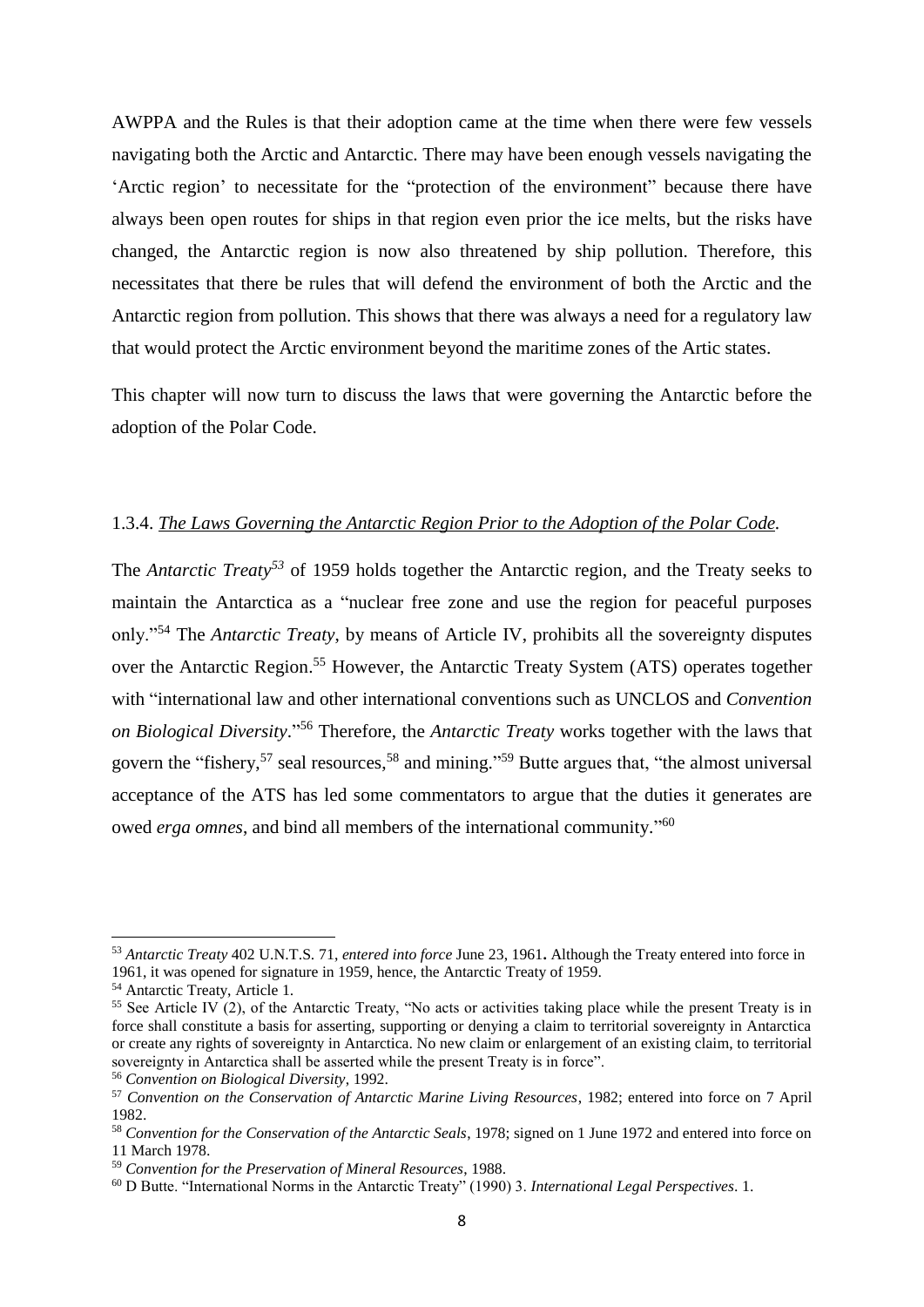AWPPA and the Rules is that their adoption came at the time when there were few vessels navigating both the Arctic and Antarctic. There may have been enough vessels navigating the 'Arctic region' to necessitate for the "protection of the environment" because there have always been open routes for ships in that region even prior the ice melts, but the risks have changed, the Antarctic region is now also threatened by ship pollution. Therefore, this necessitates that there be rules that will defend the environment of both the Arctic and the Antarctic region from pollution. This shows that there was always a need for a regulatory law that would protect the Arctic environment beyond the maritime zones of the Artic states.

This chapter will now turn to discuss the laws that were governing the Antarctic before the adoption of the Polar Code.

#### 1.3.4. *The Laws Governing the Antarctic Region Prior to the Adoption of the Polar Code.*

The *Antarctic Treaty*[53] of 1959 holds together the Antarctic region, and the Treaty seeks to maintain the Antarctica as a "nuclear free zone and use the region for peaceful purposes only."[54] The *Antarctic Treaty*, by means of Article IV, prohibits all the sovereignty disputes over the Antarctic Region.[55] However, the Antarctic Treaty System (ATS) operates together with "international law and other international conventions such as UNCLOS and *Convention on Biological Diversity*."[56] Therefore, the *Antarctic Treaty* works together with the laws that govern the "fishery,[57] seal resources,[58] and mining."[59] Butte argues that, "the almost universal acceptance of the ATS has led some commentators to argue that the duties it generates are owed *erga omnes*, and bind all members of the international community."[60]

---

[53] *Antarctic Treaty* 402 U.N.T.S. 71, *entered into force* June 23, 1961**.** Although the Treaty entered into force in 1961, it was opened for signature in 1959, hence, the Antarctic Treaty of 1959.

[54] Antarctic Treaty, Article 1.

[55] See Article IV (2), of the Antarctic Treaty, "No acts or activities taking place while the present Treaty is in force shall constitute a basis for asserting, supporting or denying a claim to territorial sovereignty in Antarctica or create any rights of sovereignty in Antarctica. No new claim or enlargement of an existing claim, to territorial sovereignty in Antarctica shall be asserted while the present Treaty is in force".

[56] *Convention on Biological Diversity*, 1992.

[57] *Convention on the Conservation of Antarctic Marine Living Resources*, 1982; entered into force on 7 April 1982.

[58] *Convention for the Conservation of the Antarctic Seals*, 1978; signed on 1 June 1972 and entered into force on 11 March 1978.

[59] *Convention for the Preservation of Mineral Resources*, 1988.

[60] D Butte. "International Norms in the Antarctic Treaty" (1990) 3. *International Legal Perspectives*. 1.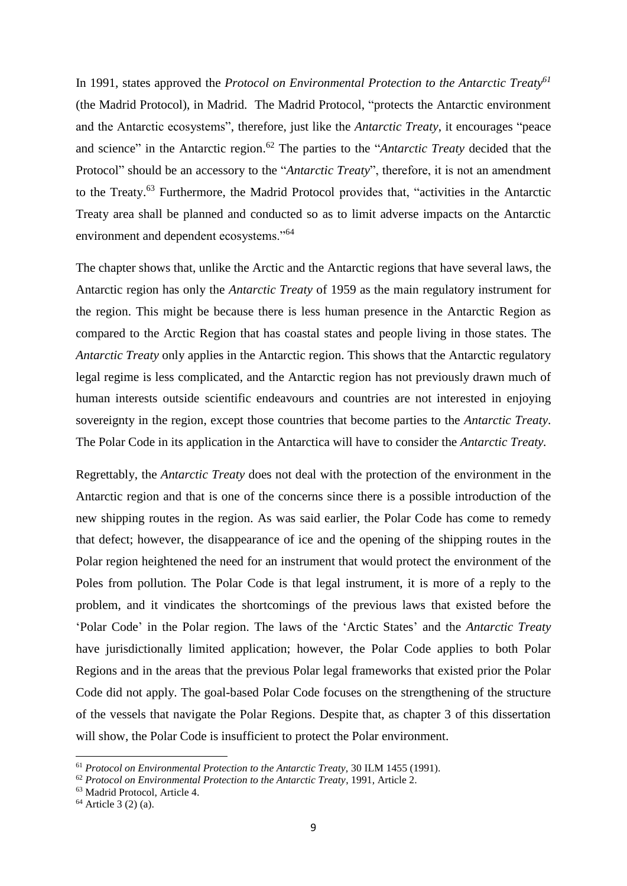In 1991, states approved the *Protocol on Environmental Protection to the Antarctic Treaty*[61] (the Madrid Protocol), in Madrid. The Madrid Protocol, "protects the Antarctic environment and the Antarctic ecosystems", therefore, just like the *Antarctic Treaty*, it encourages "peace and science" in the Antarctic region.[62] The parties to the "*Antarctic Treaty* decided that the Protocol" should be an accessory to the "*Antarctic Treaty*", therefore, it is not an amendment to the Treaty.[63] Furthermore, the Madrid Protocol provides that, "activities in the Antarctic Treaty area shall be planned and conducted so as to limit adverse impacts on the Antarctic environment and dependent ecosystems."[64]

The chapter shows that, unlike the Arctic and the Antarctic regions that have several laws, the Antarctic region has only the *Antarctic Treaty* of 1959 as the main regulatory instrument for the region. This might be because there is less human presence in the Antarctic Region as compared to the Arctic Region that has coastal states and people living in those states. The *Antarctic Treaty* only applies in the Antarctic region. This shows that the Antarctic regulatory legal regime is less complicated, and the Antarctic region has not previously drawn much of human interests outside scientific endeavours and countries are not interested in enjoying sovereignty in the region, except those countries that become parties to the *Antarctic Treaty*. The Polar Code in its application in the Antarctica will have to consider the *Antarctic Treaty*.

Regrettably, the *Antarctic Treaty* does not deal with the protection of the environment in the Antarctic region and that is one of the concerns since there is a possible introduction of the new shipping routes in the region. As was said earlier, the Polar Code has come to remedy that defect; however, the disappearance of ice and the opening of the shipping routes in the Polar region heightened the need for an instrument that would protect the environment of the Poles from pollution. The Polar Code is that legal instrument, it is more of a reply to the problem, and it vindicates the shortcomings of the previous laws that existed before the 'Polar Code' in the Polar region. The laws of the 'Arctic States' and the *Antarctic Treaty* have jurisdictionally limited application; however, the Polar Code applies to both Polar Regions and in the areas that the previous Polar legal frameworks that existed prior the Polar Code did not apply. The goal-based Polar Code focuses on the strengthening of the structure of the vessels that navigate the Polar Regions. Despite that, as chapter 3 of this dissertation will show, the Polar Code is insufficient to protect the Polar environment.

---

[61] *Protocol on Environmental Protection to the Antarctic Treaty*, 30 ILM 1455 (1991).

[62] *Protocol on Environmental Protection to the Antarctic Treaty*, 1991, Article 2.

[63] Madrid Protocol, Article 4.

[64] Article 3 (2) (a).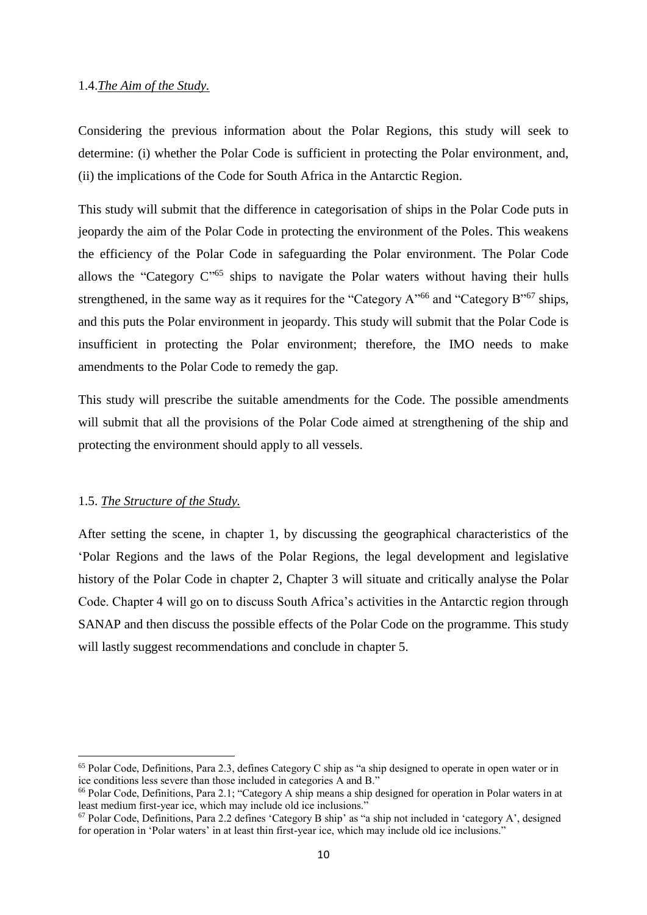1.4. *The Aim of the Study.*

Considering the previous information about the Polar Regions, this study will seek to determine: (i) whether the Polar Code is sufficient in protecting the Polar environment, and, (ii) the implications of the Code for South Africa in the Antarctic Region.

This study will submit that the difference in categorisation of ships in the Polar Code puts in jeopardy the aim of the Polar Code in protecting the environment of the Poles. This weakens the efficiency of the Polar Code in safeguarding the Polar environment. The Polar Code allows the "Category C"[65] ships to navigate the Polar waters without having their hulls strengthened, in the same way as it requires for the "Category A"[66] and "Category B"[67] ships, and this puts the Polar environment in jeopardy. This study will submit that the Polar Code is insufficient in protecting the Polar environment; therefore, the IMO needs to make amendments to the Polar Code to remedy the gap.

This study will prescribe the suitable amendments for the Code. The possible amendments will submit that all the provisions of the Polar Code aimed at strengthening of the ship and protecting the environment should apply to all vessels.

1.5. *The Structure of the Study.*

After setting the scene, in chapter 1, by discussing the geographical characteristics of the 'Polar Regions and the laws of the Polar Regions, the legal development and legislative history of the Polar Code in chapter 2, Chapter 3 will situate and critically analyse the Polar Code. Chapter 4 will go on to discuss South Africa's activities in the Antarctic region through SANAP and then discuss the possible effects of the Polar Code on the programme. This study will lastly suggest recommendations and conclude in chapter 5.

---

[65] Polar Code, Definitions, Para 2.3, defines Category C ship as "a ship designed to operate in open water or in ice conditions less severe than those included in categories A and B."

[66] Polar Code, Definitions, Para 2.1; "Category A ship means a ship designed for operation in Polar waters in at least medium first-year ice, which may include old ice inclusions."

[67] Polar Code, Definitions, Para 2.2 defines 'Category B ship' as "a ship not included in 'category A', designed for operation in 'Polar waters' in at least thin first-year ice, which may include old ice inclusions."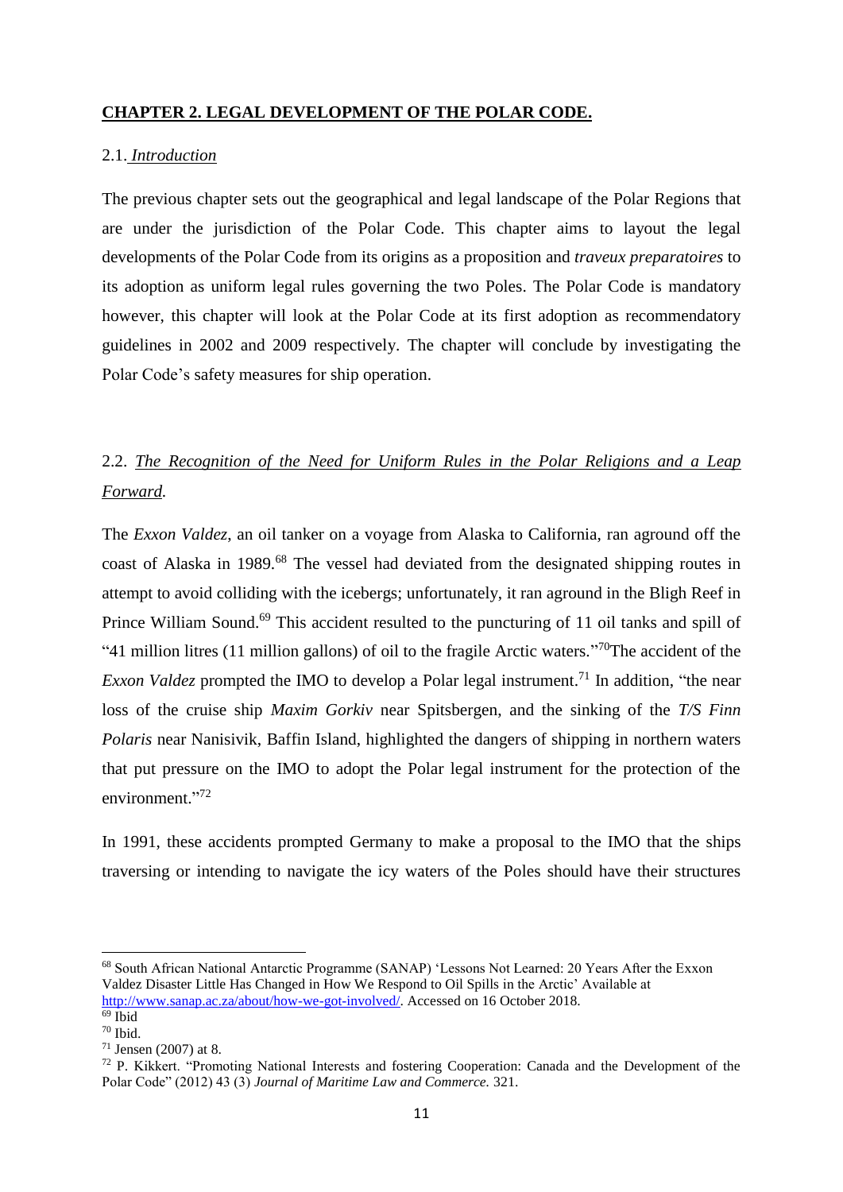## **CHAPTER 2. LEGAL DEVELOPMENT OF THE POLAR CODE.**

### 2.1. *Introduction*

The previous chapter sets out the geographical and legal landscape of the Polar Regions that are under the jurisdiction of the Polar Code. This chapter aims to layout the legal developments of the Polar Code from its origins as a proposition and *traveux preparatoires* to its adoption as uniform legal rules governing the two Poles. The Polar Code is mandatory however, this chapter will look at the Polar Code at its first adoption as recommendatory guidelines in 2002 and 2009 respectively. The chapter will conclude by investigating the Polar Code's safety measures for ship operation.

### 2.2. *The Recognition of the Need for Uniform Rules in the Polar Religions and a Leap Forward.*

The *Exxon Valdez*, an oil tanker on a voyage from Alaska to California, ran aground off the coast of Alaska in 1989.[68] The vessel had deviated from the designated shipping routes in attempt to avoid colliding with the icebergs; unfortunately, it ran aground in the Bligh Reef in Prince William Sound.[69] This accident resulted to the puncturing of 11 oil tanks and spill of "41 million litres (11 million gallons) of oil to the fragile Arctic waters."[70]The accident of the *Exxon Valdez* prompted the IMO to develop a Polar legal instrument.[71] In addition, "the near loss of the cruise ship *Maxim Gorkiv* near Spitsbergen, and the sinking of the *T/S Finn Polaris* near Nanisivik, Baffin Island, highlighted the dangers of shipping in northern waters that put pressure on the IMO to adopt the Polar legal instrument for the protection of the environment."[72]

In 1991, these accidents prompted Germany to make a proposal to the IMO that the ships traversing or intending to navigate the icy waters of the Poles should have their structures

---

[68] South African National Antarctic Programme (SANAP) 'Lessons Not Learned: 20 Years After the Exxon Valdez Disaster Little Has Changed in How We Respond to Oil Spills in the Arctic' Available at http://www.sanap.ac.za/about/how-we-got-involved/. Accessed on 16 October 2018.

[69] Ibid

[70] Ibid.

[71] Jensen (2007) at 8.

[72] P. Kikkert. "Promoting National Interests and fostering Cooperation: Canada and the Development of the Polar Code" (2012) 43 (3) *Journal of Maritime Law and Commerce.* 321.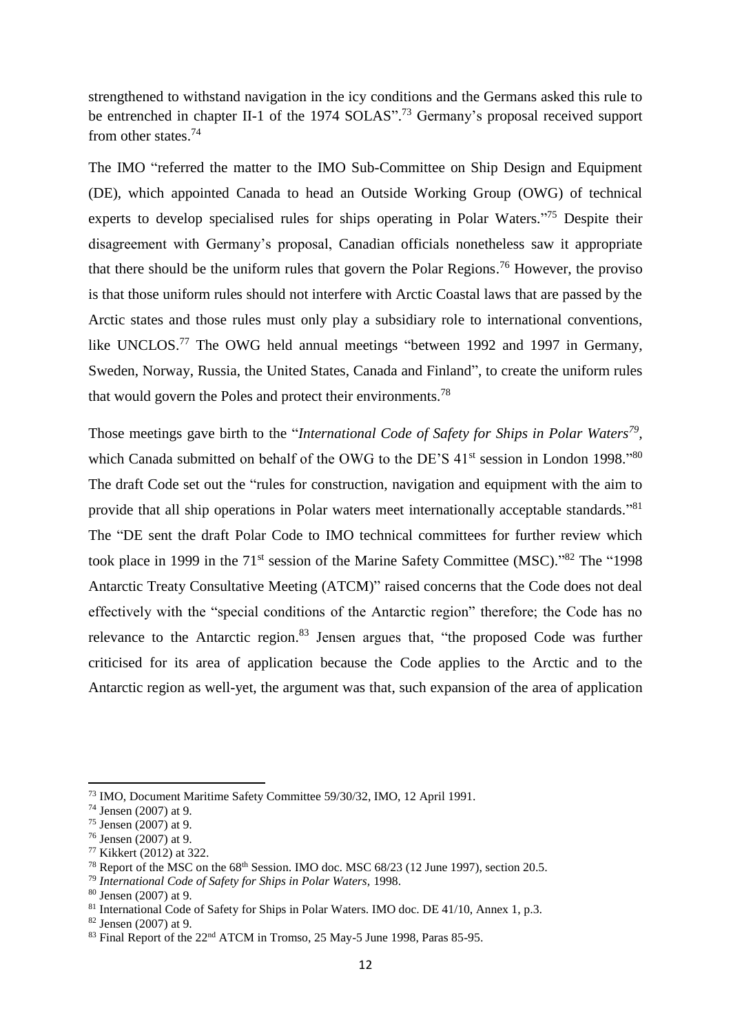strengthened to withstand navigation in the icy conditions and the Germans asked this rule to be entrenched in chapter II-1 of the 1974 SOLAS".[73] Germany's proposal received support from other states.[74]

The IMO "referred the matter to the IMO Sub-Committee on Ship Design and Equipment (DE), which appointed Canada to head an Outside Working Group (OWG) of technical experts to develop specialised rules for ships operating in Polar Waters."[75] Despite their disagreement with Germany's proposal, Canadian officials nonetheless saw it appropriate that there should be the uniform rules that govern the Polar Regions.[76] However, the proviso is that those uniform rules should not interfere with Arctic Coastal laws that are passed by the Arctic states and those rules must only play a subsidiary role to international conventions, like UNCLOS.[77] The OWG held annual meetings "between 1992 and 1997 in Germany, Sweden, Norway, Russia, the United States, Canada and Finland", to create the uniform rules that would govern the Poles and protect their environments.[78]

Those meetings gave birth to the "*International Code of Safety for Ships in Polar Waters*[79], which Canada submitted on behalf of the OWG to the DE'S 41st session in London 1998."[80] The draft Code set out the "rules for construction, navigation and equipment with the aim to provide that all ship operations in Polar waters meet internationally acceptable standards."[81] The "DE sent the draft Polar Code to IMO technical committees for further review which took place in 1999 in the 71st session of the Marine Safety Committee (MSC)."[82] The "1998 Antarctic Treaty Consultative Meeting (ATCM)" raised concerns that the Code does not deal effectively with the "special conditions of the Antarctic region" therefore; the Code has no relevance to the Antarctic region.[83] Jensen argues that, "the proposed Code was further criticised for its area of application because the Code applies to the Arctic and to the Antarctic region as well-yet, the argument was that, such expansion of the area of application

---

[73] IMO, Document Maritime Safety Committee 59/30/32, IMO, 12 April 1991.

[74] Jensen (2007) at 9.

[75] Jensen (2007) at 9.

[76] Jensen (2007) at 9.

[77] Kikkert (2012) at 322.

[78] Report of the MSC on the 68th Session. IMO doc. MSC 68/23 (12 June 1997), section 20.5.

[79] *International Code of Safety for Ships in Polar Waters,* 1998.

[80] Jensen (2007) at 9.

[81] International Code of Safety for Ships in Polar Waters. IMO doc. DE 41/10, Annex 1, p.3.

[82] Jensen (2007) at 9.

[83] Final Report of the 22nd ATCM in Tromso, 25 May-5 June 1998, Paras 85-95.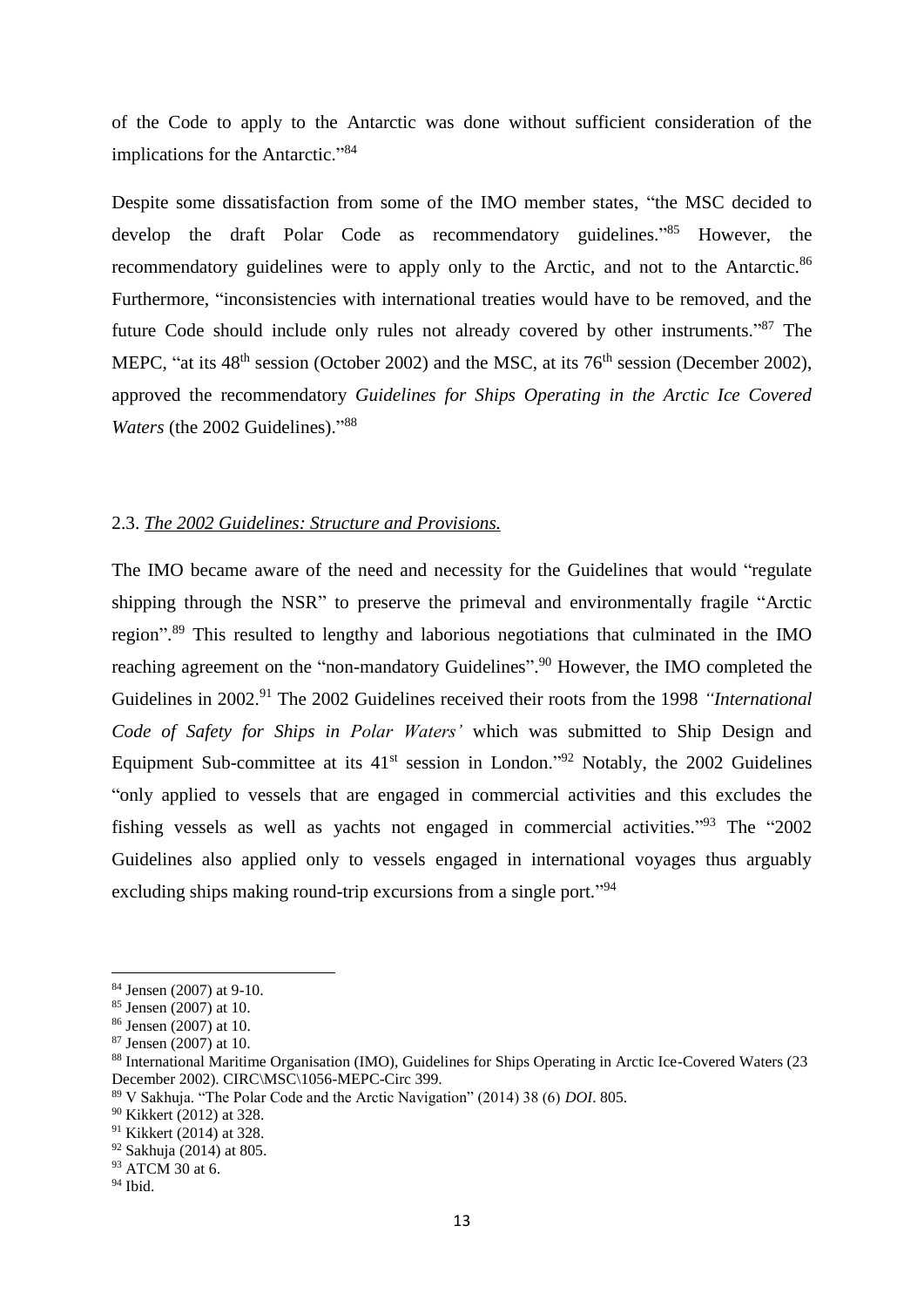of the Code to apply to the Antarctic was done without sufficient consideration of the implications for the Antarctic."[84]

Despite some dissatisfaction from some of the IMO member states, "the MSC decided to develop the draft Polar Code as recommendatory guidelines."[85] However, the recommendatory guidelines were to apply only to the Arctic, and not to the Antarctic.[86] Furthermore, "inconsistencies with international treaties would have to be removed, and the future Code should include only rules not already covered by other instruments."[87] The MEPC, "at its 48th session (October 2002) and the MSC, at its 76th session (December 2002), approved the recommendatory *Guidelines for Ships Operating in the Arctic Ice Covered Waters* (the 2002 Guidelines)."[88]

### 2.3. *The 2002 Guidelines: Structure and Provisions.*

The IMO became aware of the need and necessity for the Guidelines that would "regulate shipping through the NSR" to preserve the primeval and environmentally fragile "Arctic region".[89] This resulted to lengthy and laborious negotiations that culminated in the IMO reaching agreement on the "non-mandatory Guidelines".[90] However, the IMO completed the Guidelines in 2002.[91] The 2002 Guidelines received their roots from the 1998 *"International Code of Safety for Ships in Polar Waters'* which was submitted to Ship Design and Equipment Sub-committee at its 41st session in London."[92] Notably, the 2002 Guidelines "only applied to vessels that are engaged in commercial activities and this excludes the fishing vessels as well as yachts not engaged in commercial activities."[93] The "2002 Guidelines also applied only to vessels engaged in international voyages thus arguably excluding ships making round-trip excursions from a single port."[94]

---

[84] Jensen (2007) at 9-10.

[85] Jensen (2007) at 10.

[86] Jensen (2007) at 10.

[87] Jensen (2007) at 10.

[88] International Maritime Organisation (IMO), Guidelines for Ships Operating in Arctic Ice-Covered Waters (23 December 2002). CIRC\MSC\1056-MEPC-Circ 399.

[89] V Sakhuja. "The Polar Code and the Arctic Navigation" (2014) 38 (6) *DOI*. 805.

[90] Kikkert (2012) at 328.

[91] Kikkert (2014) at 328.

[92] Sakhuja (2014) at 805.

[93] ATCM 30 at 6.

[94] Ibid.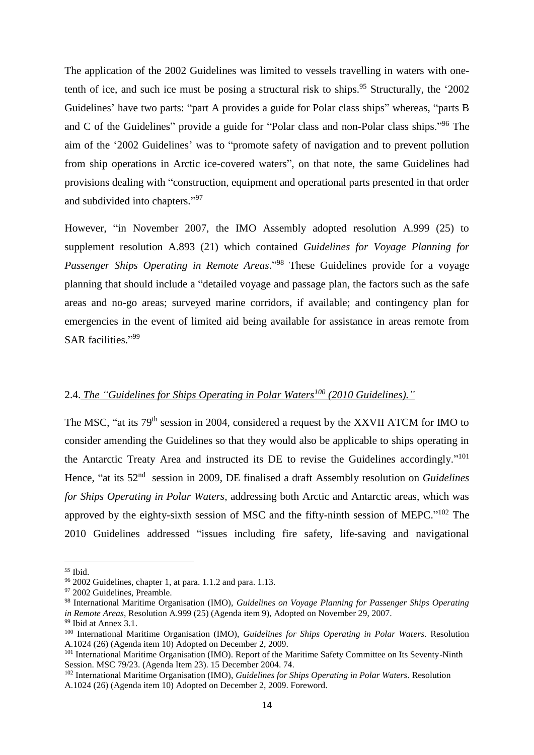The application of the 2002 Guidelines was limited to vessels travelling in waters with one-tenth of ice, and such ice must be posing a structural risk to ships.[95] Structurally, the '2002 Guidelines' have two parts: "part A provides a guide for Polar class ships" whereas, "parts B and C of the Guidelines" provide a guide for "Polar class and non-Polar class ships."[96] The aim of the '2002 Guidelines' was to "promote safety of navigation and to prevent pollution from ship operations in Arctic ice-covered waters", on that note, the same Guidelines had provisions dealing with "construction, equipment and operational parts presented in that order and subdivided into chapters."[97]

However, "in November 2007, the IMO Assembly adopted resolution A.999 (25) to supplement resolution A.893 (21) which contained *Guidelines for Voyage Planning for Passenger Ships Operating in Remote Areas*."[98] These Guidelines provide for a voyage planning that should include a "detailed voyage and passage plan, the factors such as the safe areas and no-go areas; surveyed marine corridors, if available; and contingency plan for emergencies in the event of limited aid being available for assistance in areas remote from SAR facilities."[99]

## 2.4. *The "Guidelines for Ships Operating in Polar Waters[100] (2010 Guidelines)."*

The MSC, "at its 79th session in 2004, considered a request by the XXVII ATCM for IMO to consider amending the Guidelines so that they would also be applicable to ships operating in the Antarctic Treaty Area and instructed its DE to revise the Guidelines accordingly."[101] Hence, "at its 52nd session in 2009, DE finalised a draft Assembly resolution on *Guidelines for Ships Operating in Polar Waters*, addressing both Arctic and Antarctic areas, which was approved by the eighty-sixth session of MSC and the fifty-ninth session of MEPC."[102] The 2010 Guidelines addressed "issues including fire safety, life-saving and navigational

---

[95] Ibid.

[96] 2002 Guidelines, chapter 1, at para. 1.1.2 and para. 1.13.

[97] 2002 Guidelines, Preamble.

[98] International Maritime Organisation (IMO), *Guidelines on Voyage Planning for Passenger Ships Operating in Remote Areas*, Resolution A.999 (25) (Agenda item 9), Adopted on November 29, 2007.

[99] Ibid at Annex 3.1.

[100] International Maritime Organisation (IMO), *Guidelines for Ships Operating in Polar Waters*. Resolution A.1024 (26) (Agenda item 10) Adopted on December 2, 2009.

[101] International Maritime Organisation (IMO). Report of the Maritime Safety Committee on Its Seventy-Ninth Session. MSC 79/23. (Agenda Item 23). 15 December 2004. 74.

[102] International Maritime Organisation (IMO), *Guidelines for Ships Operating in Polar Waters*. Resolution A.1024 (26) (Agenda item 10) Adopted on December 2, 2009. Foreword.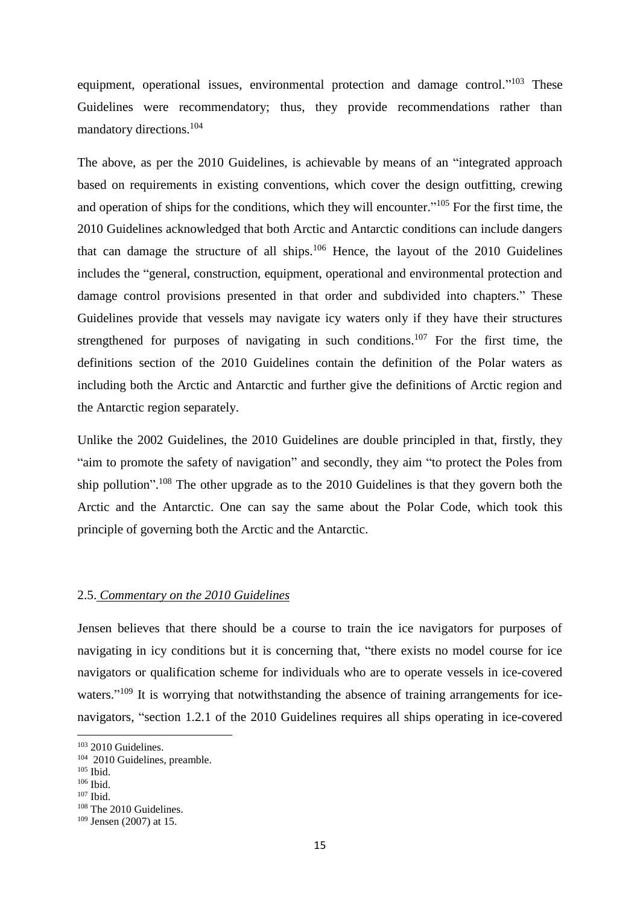equipment, operational issues, environmental protection and damage control."[103] These Guidelines were recommendatory; thus, they provide recommendations rather than mandatory directions.[104]

The above, as per the 2010 Guidelines, is achievable by means of an "integrated approach based on requirements in existing conventions, which cover the design outfitting, crewing and operation of ships for the conditions, which they will encounter."[105] For the first time, the 2010 Guidelines acknowledged that both Arctic and Antarctic conditions can include dangers that can damage the structure of all ships.[106] Hence, the layout of the 2010 Guidelines includes the "general, construction, equipment, operational and environmental protection and damage control provisions presented in that order and subdivided into chapters." These Guidelines provide that vessels may navigate icy waters only if they have their structures strengthened for purposes of navigating in such conditions.[107] For the first time, the definitions section of the 2010 Guidelines contain the definition of the Polar waters as including both the Arctic and Antarctic and further give the definitions of Arctic region and the Antarctic region separately.

Unlike the 2002 Guidelines, the 2010 Guidelines are double principled in that, firstly, they "aim to promote the safety of navigation" and secondly, they aim "to protect the Poles from ship pollution".[108] The other upgrade as to the 2010 Guidelines is that they govern both the Arctic and the Antarctic. One can say the same about the Polar Code, which took this principle of governing both the Arctic and the Antarctic.

### 2.5. *Commentary on the 2010 Guidelines*

Jensen believes that there should be a course to train the ice navigators for purposes of navigating in icy conditions but it is concerning that, "there exists no model course for ice navigators or qualification scheme for individuals who are to operate vessels in ice-covered waters."[109] It is worrying that notwithstanding the absence of training arrangements for ice-navigators, "section 1.2.1 of the 2010 Guidelines requires all ships operating in ice-covered

---

[103] 2010 Guidelines.

[104] 2010 Guidelines, preamble.

[105] Ibid.

[106] Ibid.

[107] Ibid.

[108] The 2010 Guidelines.

[109] Jensen (2007) at 15.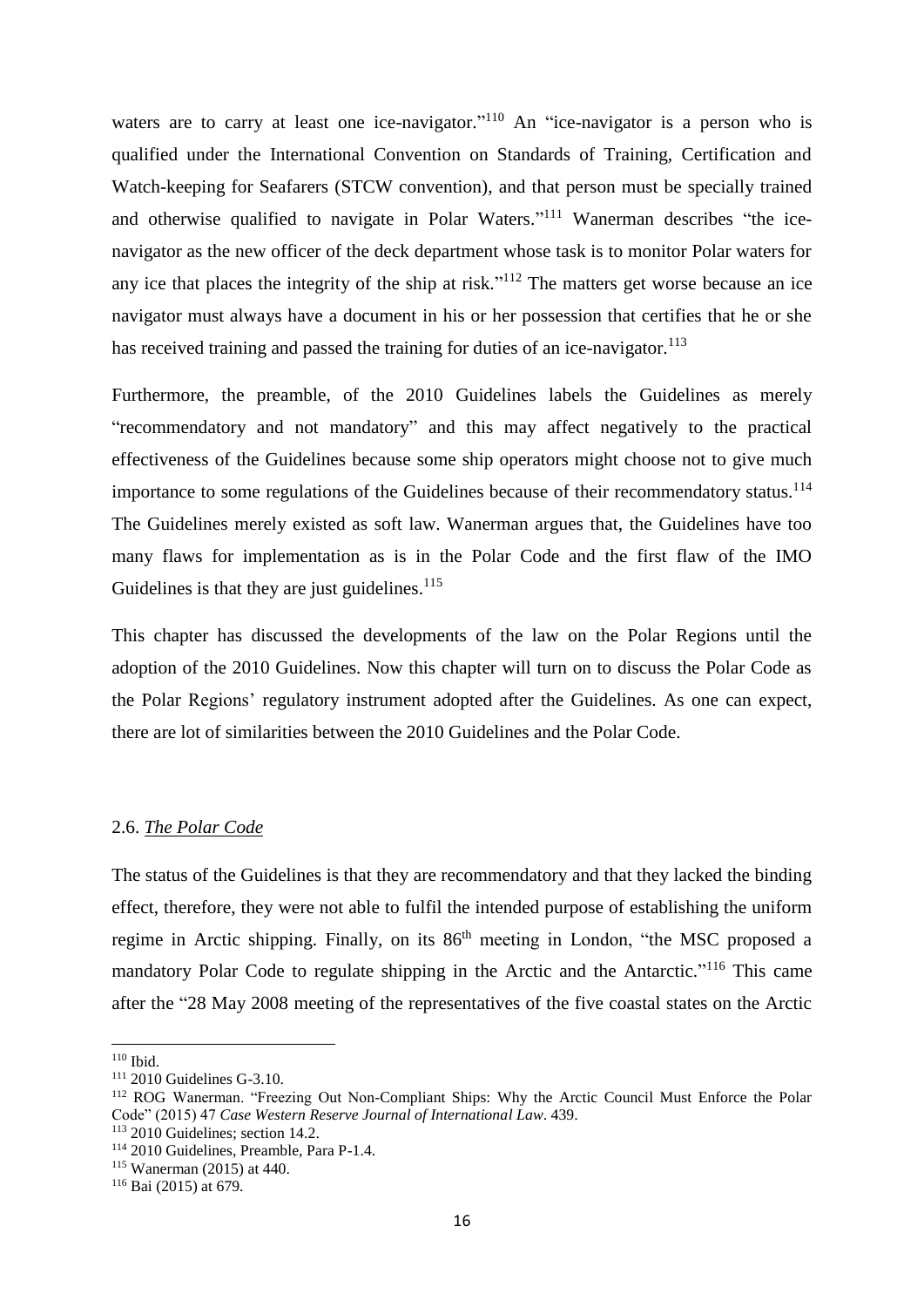waters are to carry at least one ice-navigator."[110] An "ice-navigator is a person who is qualified under the International Convention on Standards of Training, Certification and Watch-keeping for Seafarers (STCW convention), and that person must be specially trained and otherwise qualified to navigate in Polar Waters."[111] Wanerman describes "the ice-navigator as the new officer of the deck department whose task is to monitor Polar waters for any ice that places the integrity of the ship at risk."[112] The matters get worse because an ice navigator must always have a document in his or her possession that certifies that he or she has received training and passed the training for duties of an ice-navigator.[113]

Furthermore, the preamble, of the 2010 Guidelines labels the Guidelines as merely "recommendatory and not mandatory" and this may affect negatively to the practical effectiveness of the Guidelines because some ship operators might choose not to give much importance to some regulations of the Guidelines because of their recommendatory status.[114] The Guidelines merely existed as soft law. Wanerman argues that, the Guidelines have too many flaws for implementation as is in the Polar Code and the first flaw of the IMO Guidelines is that they are just guidelines.[115]

This chapter has discussed the developments of the law on the Polar Regions until the adoption of the 2010 Guidelines. Now this chapter will turn on to discuss the Polar Code as the Polar Regions' regulatory instrument adopted after the Guidelines. As one can expect, there are lot of similarities between the 2010 Guidelines and the Polar Code.

## 2.6. *The Polar Code*

The status of the Guidelines is that they are recommendatory and that they lacked the binding effect, therefore, they were not able to fulfil the intended purpose of establishing the uniform regime in Arctic shipping. Finally, on its 86th meeting in London, "the MSC proposed a mandatory Polar Code to regulate shipping in the Arctic and the Antarctic."[116] This came after the "28 May 2008 meeting of the representatives of the five coastal states on the Arctic

---

[110] Ibid.

[111] 2010 Guidelines G-3.10.

[112] ROG Wanerman. "Freezing Out Non-Compliant Ships: Why the Arctic Council Must Enforce the Polar Code" (2015) 47 *Case Western Reserve Journal of International Law*. 439.

[113] 2010 Guidelines; section 14.2.

[114] 2010 Guidelines, Preamble, Para P-1.4.

[115] Wanerman (2015) at 440.

[116] Bai (2015) at 679.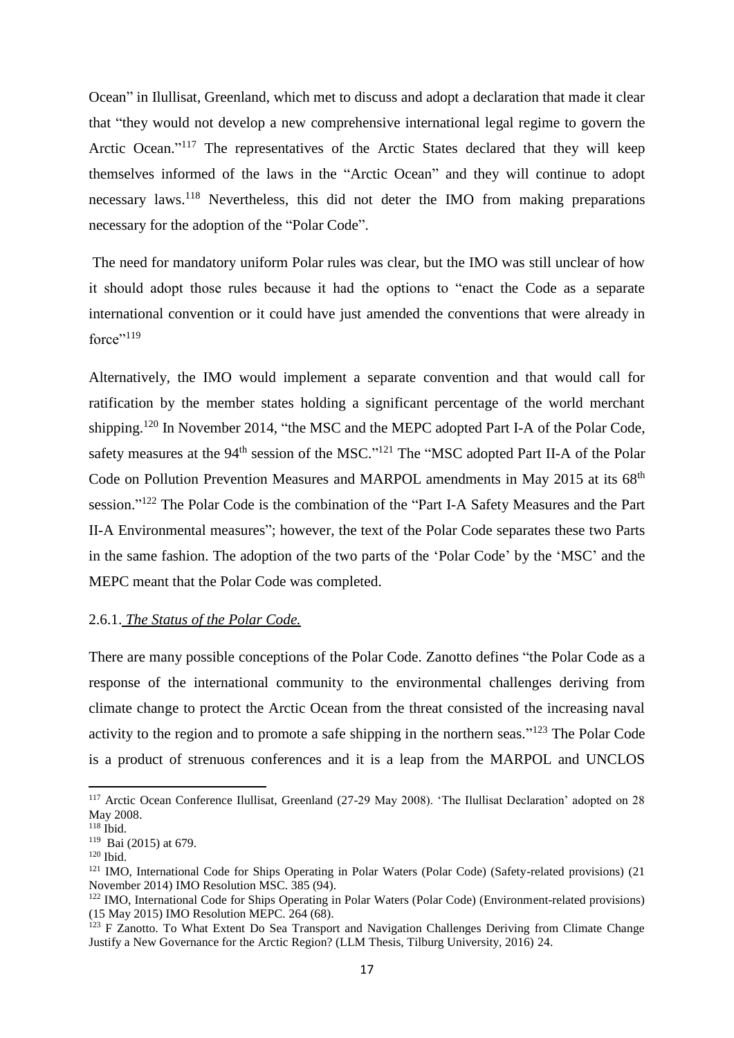Ocean" in Ilullisat, Greenland, which met to discuss and adopt a declaration that made it clear that "they would not develop a new comprehensive international legal regime to govern the Arctic Ocean."[117] The representatives of the Arctic States declared that they will keep themselves informed of the laws in the "Arctic Ocean" and they will continue to adopt necessary laws.[118] Nevertheless, this did not deter the IMO from making preparations necessary for the adoption of the "Polar Code".

The need for mandatory uniform Polar rules was clear, but the IMO was still unclear of how it should adopt those rules because it had the options to "enact the Code as a separate international convention or it could have just amended the conventions that were already in force"[119]

Alternatively, the IMO would implement a separate convention and that would call for ratification by the member states holding a significant percentage of the world merchant shipping.[120] In November 2014, "the MSC and the MEPC adopted Part I-A of the Polar Code, safety measures at the 94th session of the MSC."[121] The "MSC adopted Part II-A of the Polar Code on Pollution Prevention Measures and MARPOL amendments in May 2015 at its 68th session."[122] The Polar Code is the combination of the "Part I-A Safety Measures and the Part II-A Environmental measures"; however, the text of the Polar Code separates these two Parts in the same fashion. The adoption of the two parts of the 'Polar Code' by the 'MSC' and the MEPC meant that the Polar Code was completed.

### 2.6.1. *The Status of the Polar Code.*

There are many possible conceptions of the Polar Code. Zanotto defines "the Polar Code as a response of the international community to the environmental challenges deriving from climate change to protect the Arctic Ocean from the threat consisted of the increasing naval activity to the region and to promote a safe shipping in the northern seas."[123] The Polar Code is a product of strenuous conferences and it is a leap from the MARPOL and UNCLOS

---

[117] Arctic Ocean Conference Ilullisat, Greenland (27-29 May 2008). 'The Ilullisat Declaration' adopted on 28 May 2008.

[118] Ibid.

[119] Bai (2015) at 679.

[120] Ibid.

[121] IMO, International Code for Ships Operating in Polar Waters (Polar Code) (Safety-related provisions) (21 November 2014) IMO Resolution MSC. 385 (94).

[122] IMO, International Code for Ships Operating in Polar Waters (Polar Code) (Environment-related provisions) (15 May 2015) IMO Resolution MEPC. 264 (68).

[123] F Zanotto. To What Extent Do Sea Transport and Navigation Challenges Deriving from Climate Change Justify a New Governance for the Arctic Region? (LLM Thesis, Tilburg University, 2016) 24.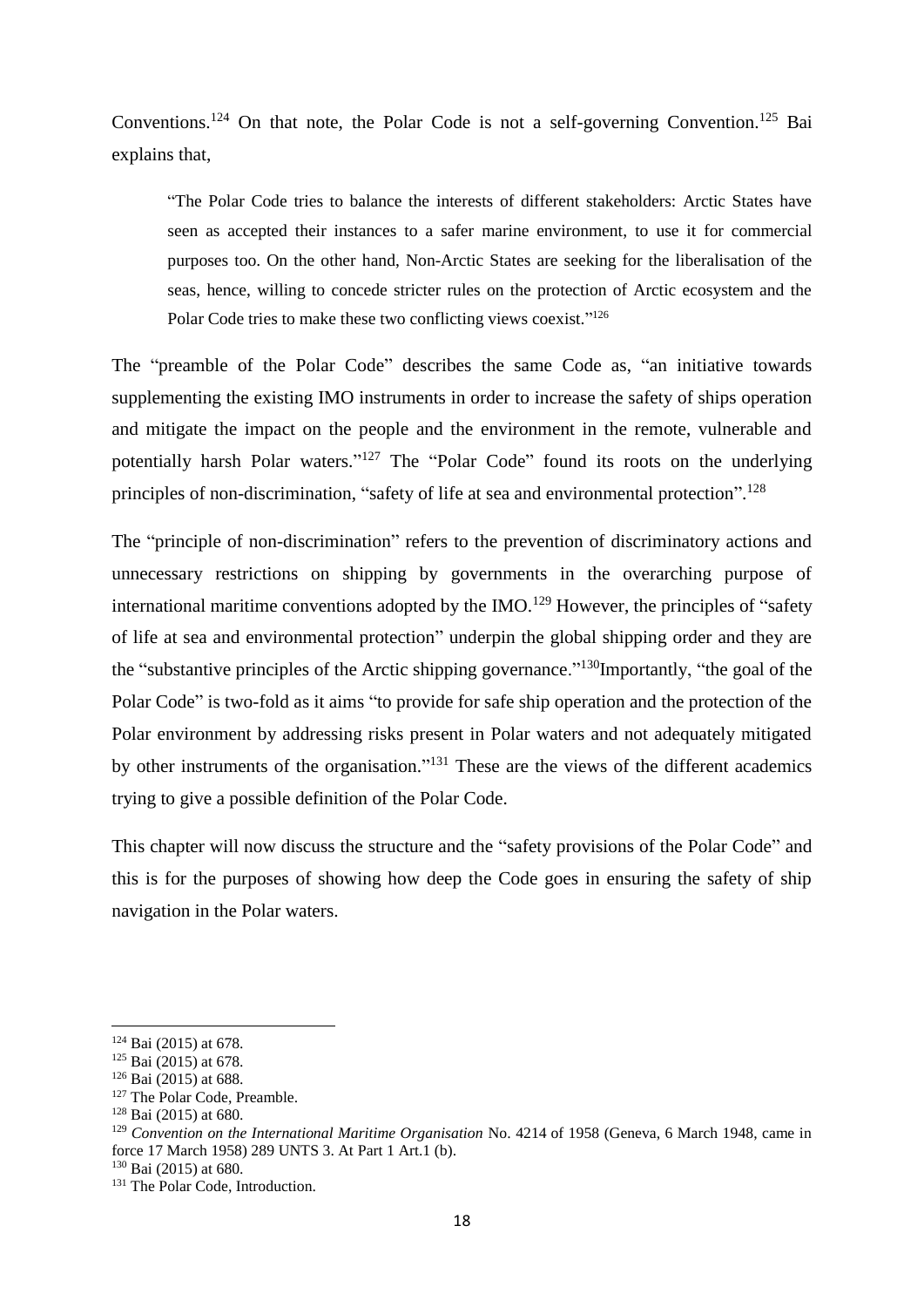Conventions.[124] On that note, the Polar Code is not a self-governing Convention.[125] Bai explains that,

> "The Polar Code tries to balance the interests of different stakeholders: Arctic States have seen as accepted their instances to a safer marine environment, to use it for commercial purposes too. On the other hand, Non-Arctic States are seeking for the liberalisation of the seas, hence, willing to concede stricter rules on the protection of Arctic ecosystem and the Polar Code tries to make these two conflicting views coexist."[126]

The "preamble of the Polar Code" describes the same Code as, "an initiative towards supplementing the existing IMO instruments in order to increase the safety of ships operation and mitigate the impact on the people and the environment in the remote, vulnerable and potentially harsh Polar waters."[127] The "Polar Code" found its roots on the underlying principles of non-discrimination, "safety of life at sea and environmental protection".[128]

The "principle of non-discrimination" refers to the prevention of discriminatory actions and unnecessary restrictions on shipping by governments in the overarching purpose of international maritime conventions adopted by the IMO.[129] However, the principles of "safety of life at sea and environmental protection" underpin the global shipping order and they are the "substantive principles of the Arctic shipping governance."[130]Importantly, "the goal of the Polar Code" is two-fold as it aims "to provide for safe ship operation and the protection of the Polar environment by addressing risks present in Polar waters and not adequately mitigated by other instruments of the organisation."[131] These are the views of the different academics trying to give a possible definition of the Polar Code.

This chapter will now discuss the structure and the "safety provisions of the Polar Code" and this is for the purposes of showing how deep the Code goes in ensuring the safety of ship navigation in the Polar waters.

---

[124] Bai (2015) at 678.

[125] Bai (2015) at 678.

[126] Bai (2015) at 688.

[127] The Polar Code, Preamble.

[128] Bai (2015) at 680.

[129] *Convention on the International Maritime Organisation* No. 4214 of 1958 (Geneva, 6 March 1948, came in force 17 March 1958) 289 UNTS 3. At Part 1 Art.1 (b).

[130] Bai (2015) at 680.

[131] The Polar Code, Introduction.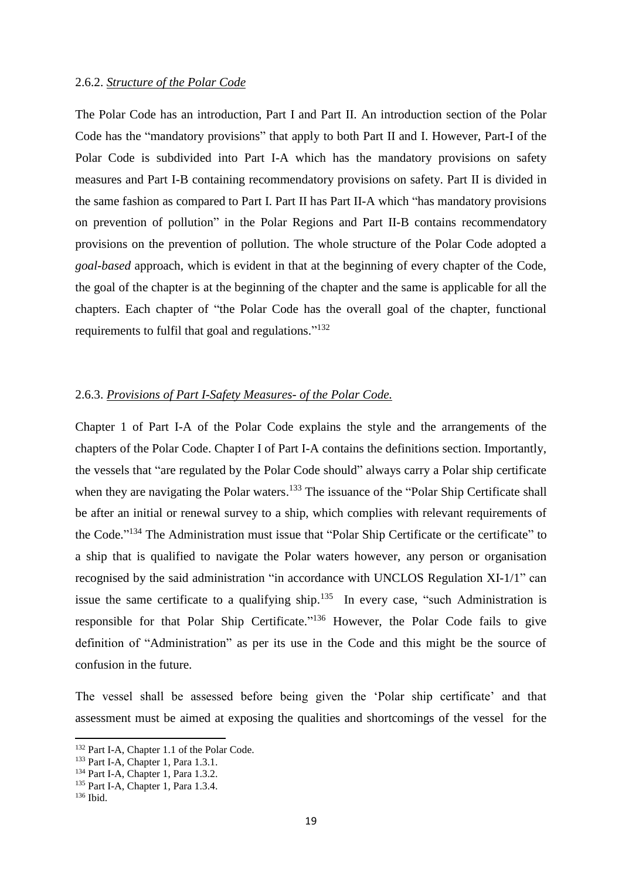### 2.6.2. *Structure of the Polar Code*

The Polar Code has an introduction, Part I and Part II. An introduction section of the Polar Code has the "mandatory provisions" that apply to both Part II and I. However, Part-I of the Polar Code is subdivided into Part I-A which has the mandatory provisions on safety measures and Part I-B containing recommendatory provisions on safety. Part II is divided in the same fashion as compared to Part I. Part II has Part II-A which "has mandatory provisions on prevention of pollution" in the Polar Regions and Part II-B contains recommendatory provisions on the prevention of pollution. The whole structure of the Polar Code adopted a *goal-based* approach, which is evident in that at the beginning of every chapter of the Code, the goal of the chapter is at the beginning of the chapter and the same is applicable for all the chapters. Each chapter of "the Polar Code has the overall goal of the chapter, functional requirements to fulfil that goal and regulations."[132]

### 2.6.3. *Provisions of Part I-Safety Measures- of the Polar Code.*

Chapter 1 of Part I-A of the Polar Code explains the style and the arrangements of the chapters of the Polar Code. Chapter I of Part I-A contains the definitions section. Importantly, the vessels that "are regulated by the Polar Code should" always carry a Polar ship certificate when they are navigating the Polar waters.[133] The issuance of the "Polar Ship Certificate shall be after an initial or renewal survey to a ship, which complies with relevant requirements of the Code."[134] The Administration must issue that "Polar Ship Certificate or the certificate" to a ship that is qualified to navigate the Polar waters however, any person or organisation recognised by the said administration "in accordance with UNCLOS Regulation XI-1/1" can issue the same certificate to a qualifying ship.[135] In every case, "such Administration is responsible for that Polar Ship Certificate."[136] However, the Polar Code fails to give definition of "Administration" as per its use in the Code and this might be the source of confusion in the future.

The vessel shall be assessed before being given the 'Polar ship certificate' and that assessment must be aimed at exposing the qualities and shortcomings of the vessel for the

[132] Part I-A, Chapter 1.1 of the Polar Code.
[133] Part I-A, Chapter 1, Para 1.3.1.
[134] Part I-A, Chapter 1, Para 1.3.2.
[135] Part I-A, Chapter 1, Para 1.3.4.
[136] Ibid.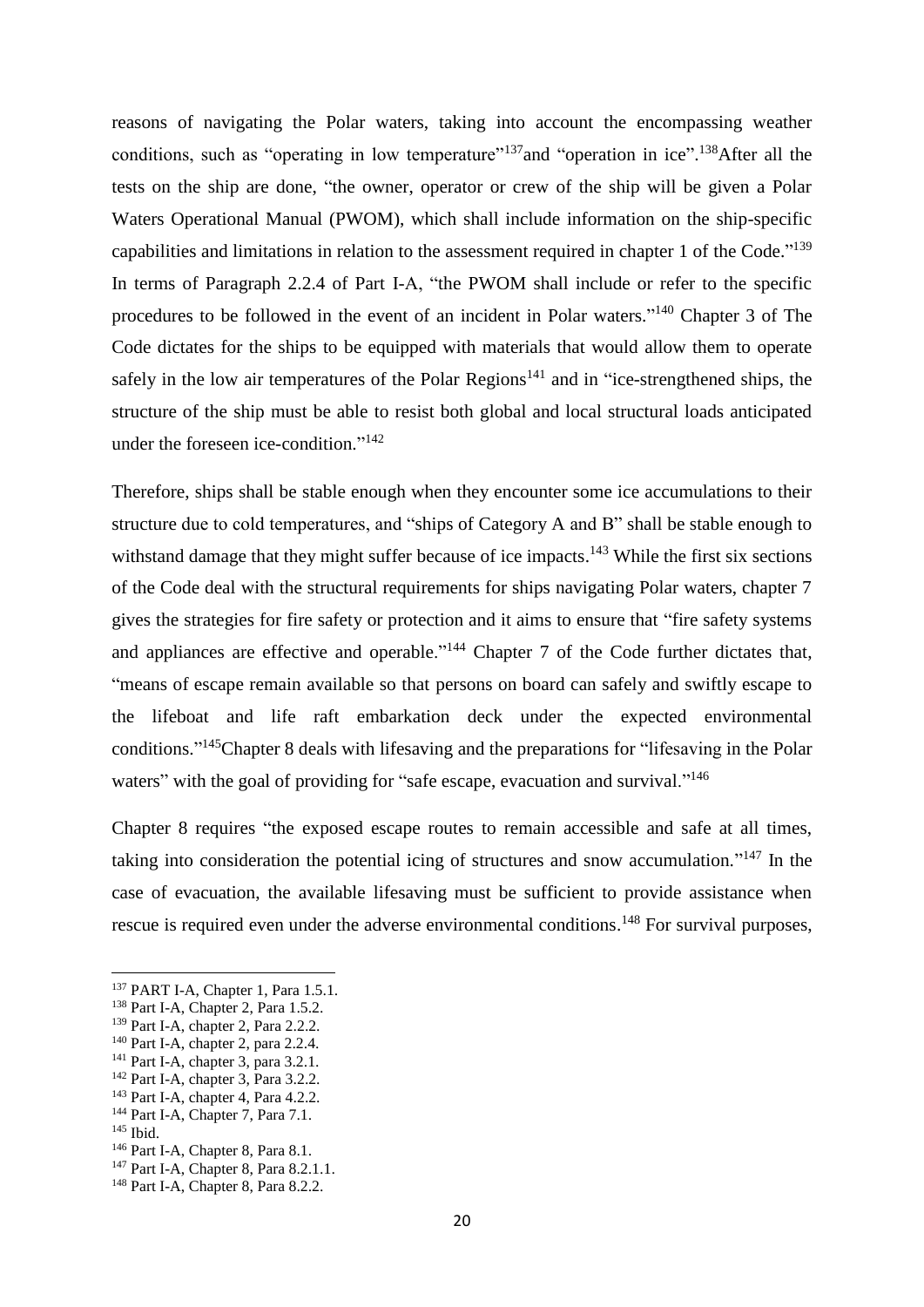reasons of navigating the Polar waters, taking into account the encompassing weather conditions, such as "operating in low temperature"[137]and "operation in ice".[138]After all the tests on the ship are done, "the owner, operator or crew of the ship will be given a Polar Waters Operational Manual (PWOM), which shall include information on the ship-specific capabilities and limitations in relation to the assessment required in chapter 1 of the Code."[139] In terms of Paragraph 2.2.4 of Part I-A, "the PWOM shall include or refer to the specific procedures to be followed in the event of an incident in Polar waters."[140] Chapter 3 of The Code dictates for the ships to be equipped with materials that would allow them to operate safely in the low air temperatures of the Polar Regions[141] and in "ice-strengthened ships, the structure of the ship must be able to resist both global and local structural loads anticipated under the foreseen ice-condition."[142]

Therefore, ships shall be stable enough when they encounter some ice accumulations to their structure due to cold temperatures, and "ships of Category A and B" shall be stable enough to withstand damage that they might suffer because of ice impacts.[143] While the first six sections of the Code deal with the structural requirements for ships navigating Polar waters, chapter 7 gives the strategies for fire safety or protection and it aims to ensure that "fire safety systems and appliances are effective and operable."[144] Chapter 7 of the Code further dictates that, "means of escape remain available so that persons on board can safely and swiftly escape to the lifeboat and life raft embarkation deck under the expected environmental conditions."[145]Chapter 8 deals with lifesaving and the preparations for "lifesaving in the Polar waters" with the goal of providing for "safe escape, evacuation and survival."[146]

Chapter 8 requires "the exposed escape routes to remain accessible and safe at all times, taking into consideration the potential icing of structures and snow accumulation."[147] In the case of evacuation, the available lifesaving must be sufficient to provide assistance when rescue is required even under the adverse environmental conditions.[148] For survival purposes,

---

[137] PART I-A, Chapter 1, Para 1.5.1.
[138] Part I-A, Chapter 2, Para 1.5.2.
[139] Part I-A, chapter 2, Para 2.2.2.
[140] Part I-A, chapter 2, para 2.2.4.
[141] Part I-A, chapter 3, para 3.2.1.
[142] Part I-A, chapter 3, Para 3.2.2.
[143] Part I-A, chapter 4, Para 4.2.2.
[144] Part I-A, Chapter 7, Para 7.1.
[145] Ibid.
[146] Part I-A, Chapter 8, Para 8.1.
[147] Part I-A, Chapter 8, Para 8.2.1.1.
[148] Part I-A, Chapter 8, Para 8.2.2.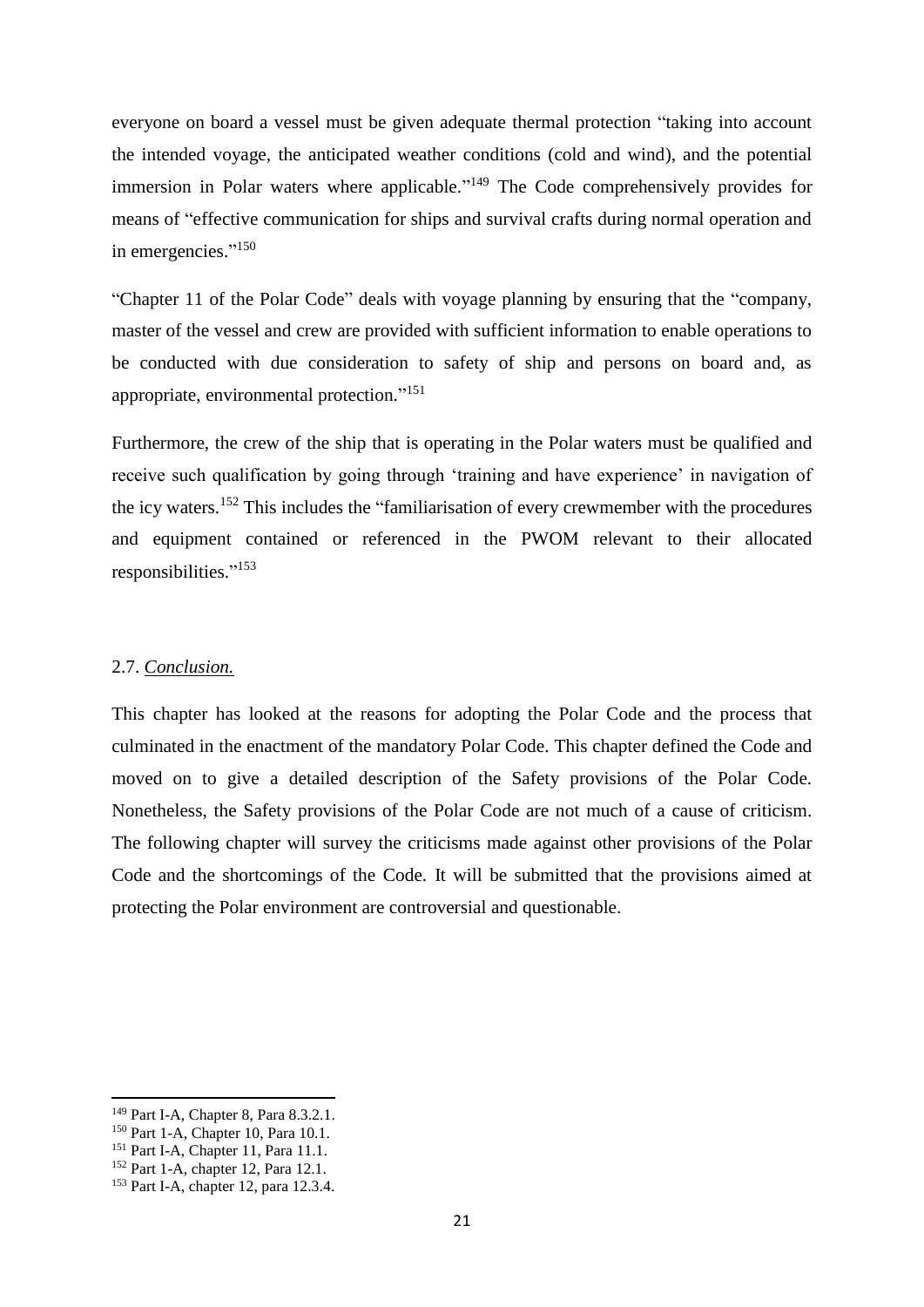everyone on board a vessel must be given adequate thermal protection "taking into account the intended voyage, the anticipated weather conditions (cold and wind), and the potential immersion in Polar waters where applicable."[149] The Code comprehensively provides for means of "effective communication for ships and survival crafts during normal operation and in emergencies."[150]

"Chapter 11 of the Polar Code" deals with voyage planning by ensuring that the "company, master of the vessel and crew are provided with sufficient information to enable operations to be conducted with due consideration to safety of ship and persons on board and, as appropriate, environmental protection."[151]

Furthermore, the crew of the ship that is operating in the Polar waters must be qualified and receive such qualification by going through 'training and have experience' in navigation of the icy waters.[152] This includes the "familiarisation of every crewmember with the procedures and equipment contained or referenced in the PWOM relevant to their allocated responsibilities."[153]

## 2.7. *Conclusion.*

This chapter has looked at the reasons for adopting the Polar Code and the process that culminated in the enactment of the mandatory Polar Code. This chapter defined the Code and moved on to give a detailed description of the Safety provisions of the Polar Code. Nonetheless, the Safety provisions of the Polar Code are not much of a cause of criticism. The following chapter will survey the criticisms made against other provisions of the Polar Code and the shortcomings of the Code. It will be submitted that the provisions aimed at protecting the Polar environment are controversial and questionable.

---

[149] Part I-A, Chapter 8, Para 8.3.2.1.

[150] Part 1-A, Chapter 10, Para 10.1.

[151] Part I-A, Chapter 11, Para 11.1.

[152] Part 1-A, chapter 12, Para 12.1.

[153] Part I-A, chapter 12, para 12.3.4.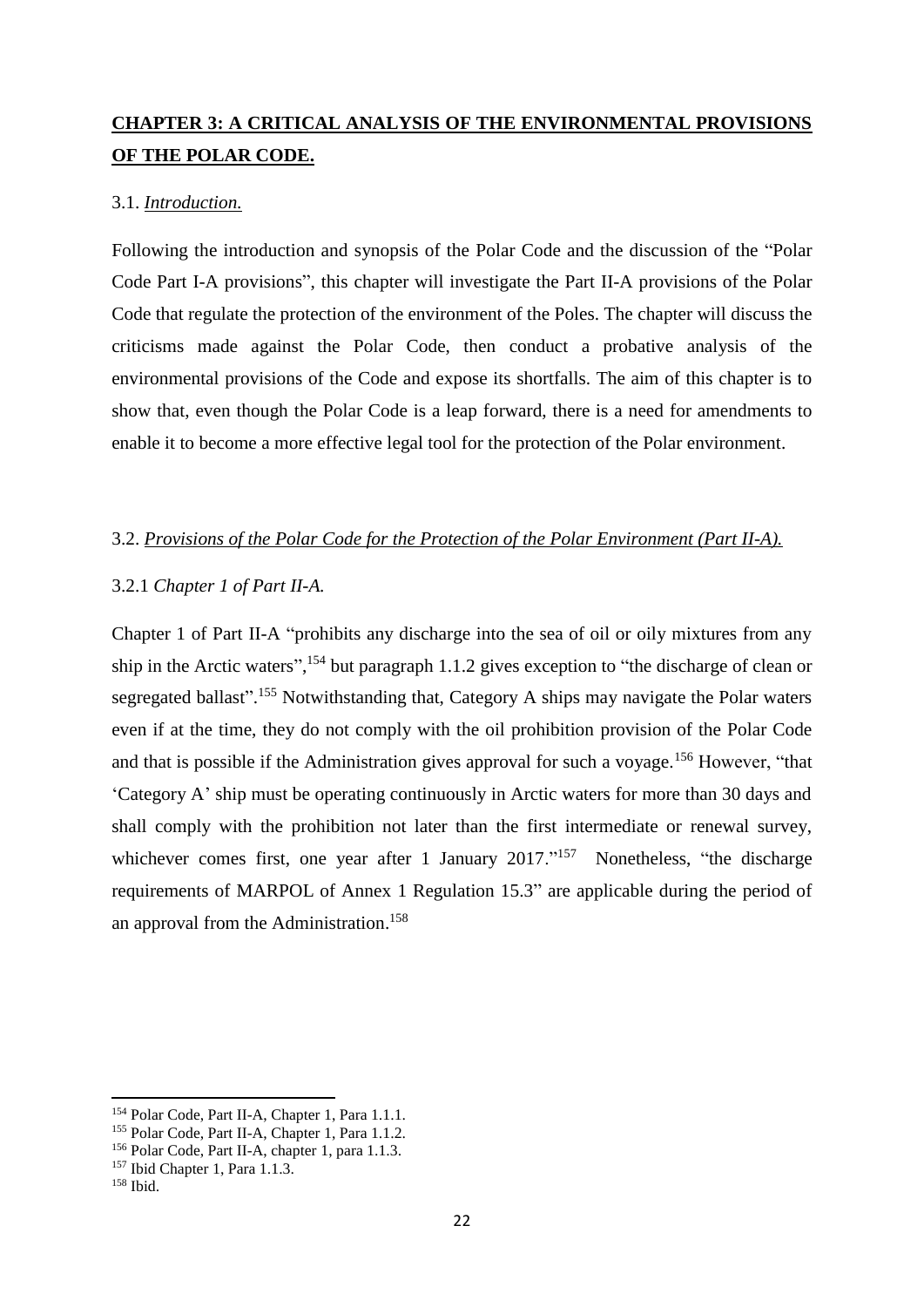## **CHAPTER 3: A CRITICAL ANALYSIS OF THE ENVIRONMENTAL PROVISIONS OF THE POLAR CODE.**

3.1. *Introduction.*

Following the introduction and synopsis of the Polar Code and the discussion of the "Polar Code Part I-A provisions", this chapter will investigate the Part II-A provisions of the Polar Code that regulate the protection of the environment of the Poles. The chapter will discuss the criticisms made against the Polar Code, then conduct a probative analysis of the environmental provisions of the Code and expose its shortfalls. The aim of this chapter is to show that, even though the Polar Code is a leap forward, there is a need for amendments to enable it to become a more effective legal tool for the protection of the Polar environment.

3.2. *Provisions of the Polar Code for the Protection of the Polar Environment (Part II-A).*

3.2.1 *Chapter 1 of Part II-A.*

Chapter 1 of Part II-A "prohibits any discharge into the sea of oil or oily mixtures from any ship in the Arctic waters",[154] but paragraph 1.1.2 gives exception to "the discharge of clean or segregated ballast".[155] Notwithstanding that, Category A ships may navigate the Polar waters even if at the time, they do not comply with the oil prohibition provision of the Polar Code and that is possible if the Administration gives approval for such a voyage.[156] However, "that 'Category A' ship must be operating continuously in Arctic waters for more than 30 days and shall comply with the prohibition not later than the first intermediate or renewal survey, whichever comes first, one year after 1 January 2017."[157] Nonetheless, "the discharge requirements of MARPOL of Annex 1 Regulation 15.3" are applicable during the period of an approval from the Administration.[158]

---

[154] Polar Code, Part II-A, Chapter 1, Para 1.1.1.

[155] Polar Code, Part II-A, Chapter 1, Para 1.1.2.

[156] Polar Code, Part II-A, chapter 1, para 1.1.3.

[157] Ibid Chapter 1, Para 1.1.3.

[158] Ibid.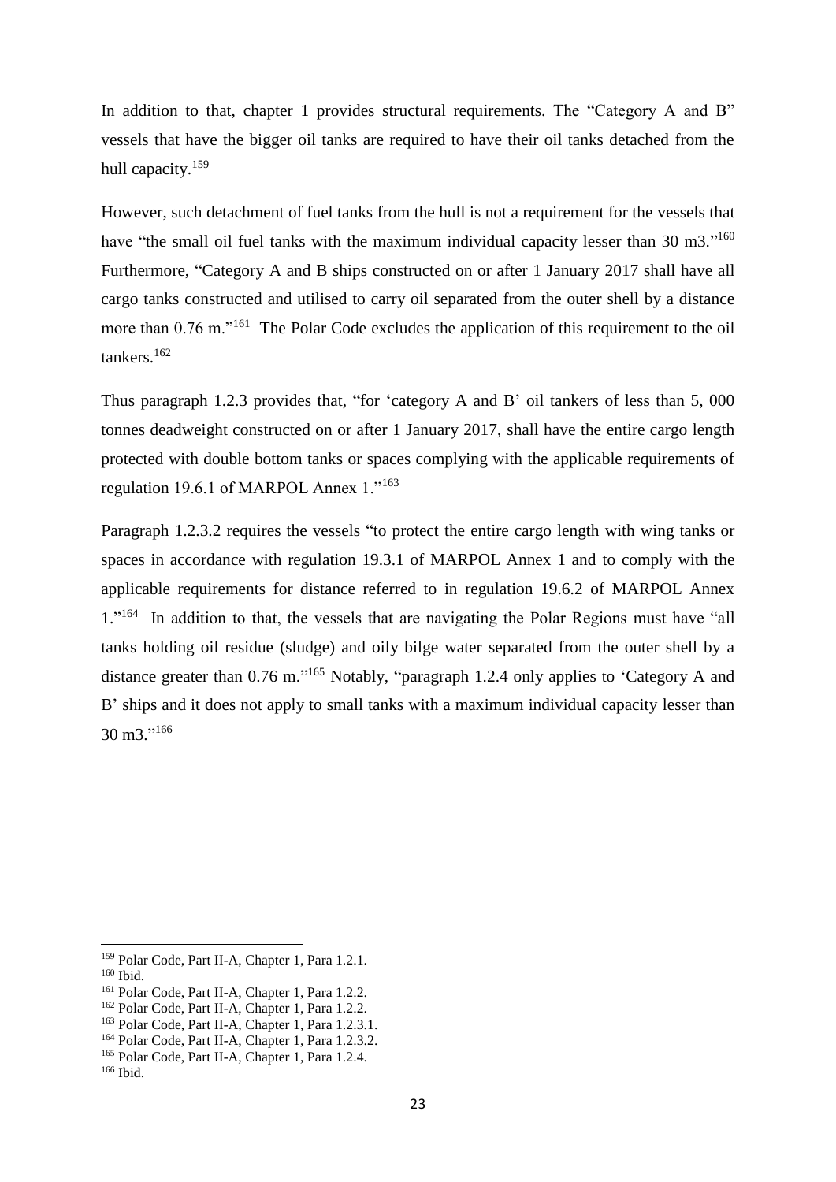In addition to that, chapter 1 provides structural requirements. The "Category A and B" vessels that have the bigger oil tanks are required to have their oil tanks detached from the hull capacity.[159]

However, such detachment of fuel tanks from the hull is not a requirement for the vessels that have "the small oil fuel tanks with the maximum individual capacity lesser than 30 m3."[160] Furthermore, "Category A and B ships constructed on or after 1 January 2017 shall have all cargo tanks constructed and utilised to carry oil separated from the outer shell by a distance more than 0.76 m."[161] The Polar Code excludes the application of this requirement to the oil tankers.[162]

Thus paragraph 1.2.3 provides that, "for 'category A and B' oil tankers of less than 5, 000 tonnes deadweight constructed on or after 1 January 2017, shall have the entire cargo length protected with double bottom tanks or spaces complying with the applicable requirements of regulation 19.6.1 of MARPOL Annex 1."[163]

Paragraph 1.2.3.2 requires the vessels "to protect the entire cargo length with wing tanks or spaces in accordance with regulation 19.3.1 of MARPOL Annex 1 and to comply with the applicable requirements for distance referred to in regulation 19.6.2 of MARPOL Annex 1."[164] In addition to that, the vessels that are navigating the Polar Regions must have "all tanks holding oil residue (sludge) and oily bilge water separated from the outer shell by a distance greater than 0.76 m."[165] Notably, "paragraph 1.2.4 only applies to 'Category A and B' ships and it does not apply to small tanks with a maximum individual capacity lesser than 30 m3."[166]

---

[159] Polar Code, Part II-A, Chapter 1, Para 1.2.1.
[160] Ibid.
[161] Polar Code, Part II-A, Chapter 1, Para 1.2.2.
[162] Polar Code, Part II-A, Chapter 1, Para 1.2.2.
[163] Polar Code, Part II-A, Chapter 1, Para 1.2.3.1.
[164] Polar Code, Part II-A, Chapter 1, Para 1.2.3.2.
[165] Polar Code, Part II-A, Chapter 1, Para 1.2.4.
[166] Ibid.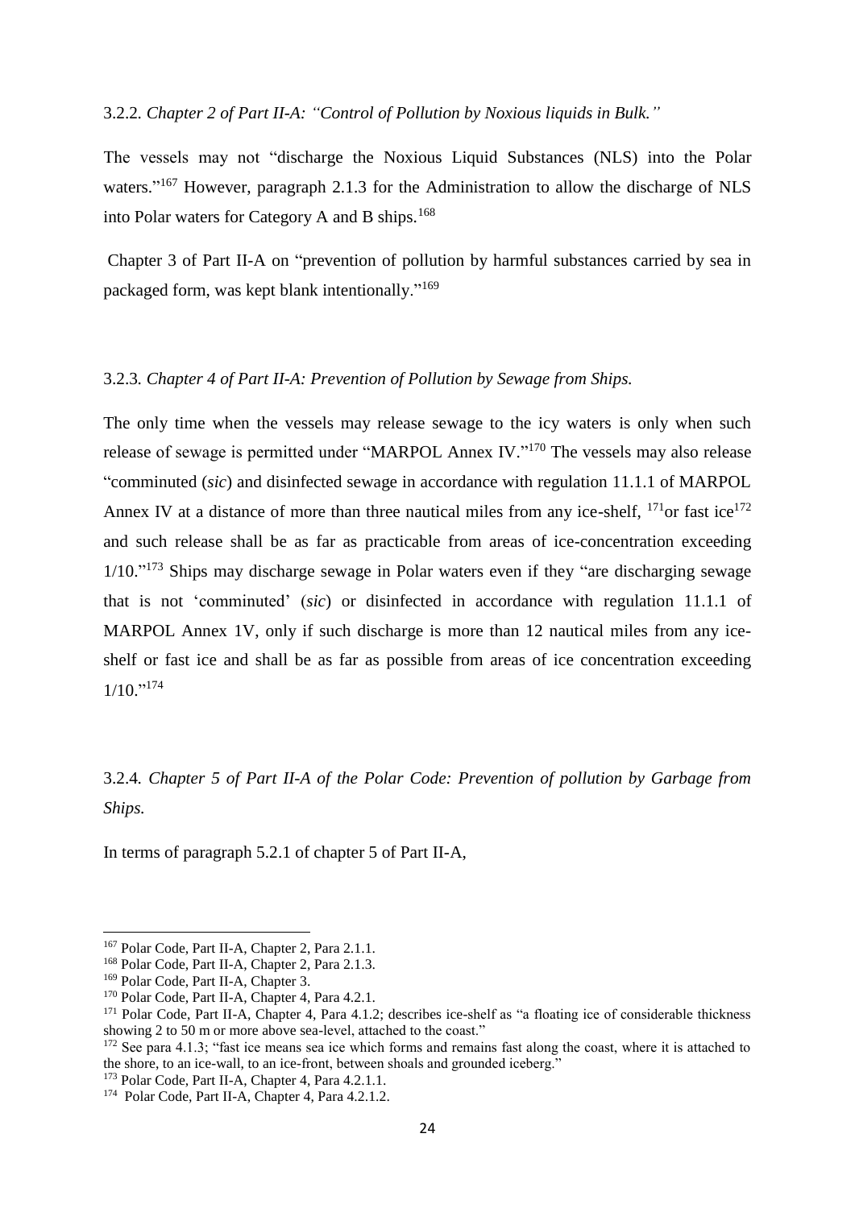### 3.2.2. *Chapter 2 of Part II-A: "Control of Pollution by Noxious liquids in Bulk."*

The vessels may not "discharge the Noxious Liquid Substances (NLS) into the Polar waters."[167] However, paragraph 2.1.3 for the Administration to allow the discharge of NLS into Polar waters for Category A and B ships.[168]

Chapter 3 of Part II-A on "prevention of pollution by harmful substances carried by sea in packaged form, was kept blank intentionally."[169]

### 3.2.3. *Chapter 4 of Part II-A: Prevention of Pollution by Sewage from Ships.*

The only time when the vessels may release sewage to the icy waters is only when such release of sewage is permitted under "MARPOL Annex IV."[170] The vessels may also release "comminuted (*sic*) and disinfected sewage in accordance with regulation 11.1.1 of MARPOL Annex IV at a distance of more than three nautical miles from any ice-shelf, [171]or fast ice[172] and such release shall be as far as practicable from areas of ice-concentration exceeding 1/10."[173] Ships may discharge sewage in Polar waters even if they "are discharging sewage that is not 'comminuted' (*sic*) or disinfected in accordance with regulation 11.1.1 of MARPOL Annex 1V, only if such discharge is more than 12 nautical miles from any ice-shelf or fast ice and shall be as far as possible from areas of ice concentration exceeding 1/10."[174]

### 3.2.4. *Chapter 5 of Part II-A of the Polar Code: Prevention of pollution by Garbage from Ships.*

In terms of paragraph 5.2.1 of chapter 5 of Part II-A,

---

[167] Polar Code, Part II-A, Chapter 2, Para 2.1.1.

[168] Polar Code, Part II-A, Chapter 2, Para 2.1.3.

[169] Polar Code, Part II-A, Chapter 3.

[170] Polar Code, Part II-A, Chapter 4, Para 4.2.1.

[171] Polar Code, Part II-A, Chapter 4, Para 4.1.2; describes ice-shelf as "a floating ice of considerable thickness showing 2 to 50 m or more above sea-level, attached to the coast."

[172] See para 4.1.3; "fast ice means sea ice which forms and remains fast along the coast, where it is attached to the shore, to an ice-wall, to an ice-front, between shoals and grounded iceberg."

[173] Polar Code, Part II-A, Chapter 4, Para 4.2.1.1.

[174] Polar Code, Part II-A, Chapter 4, Para 4.2.1.2.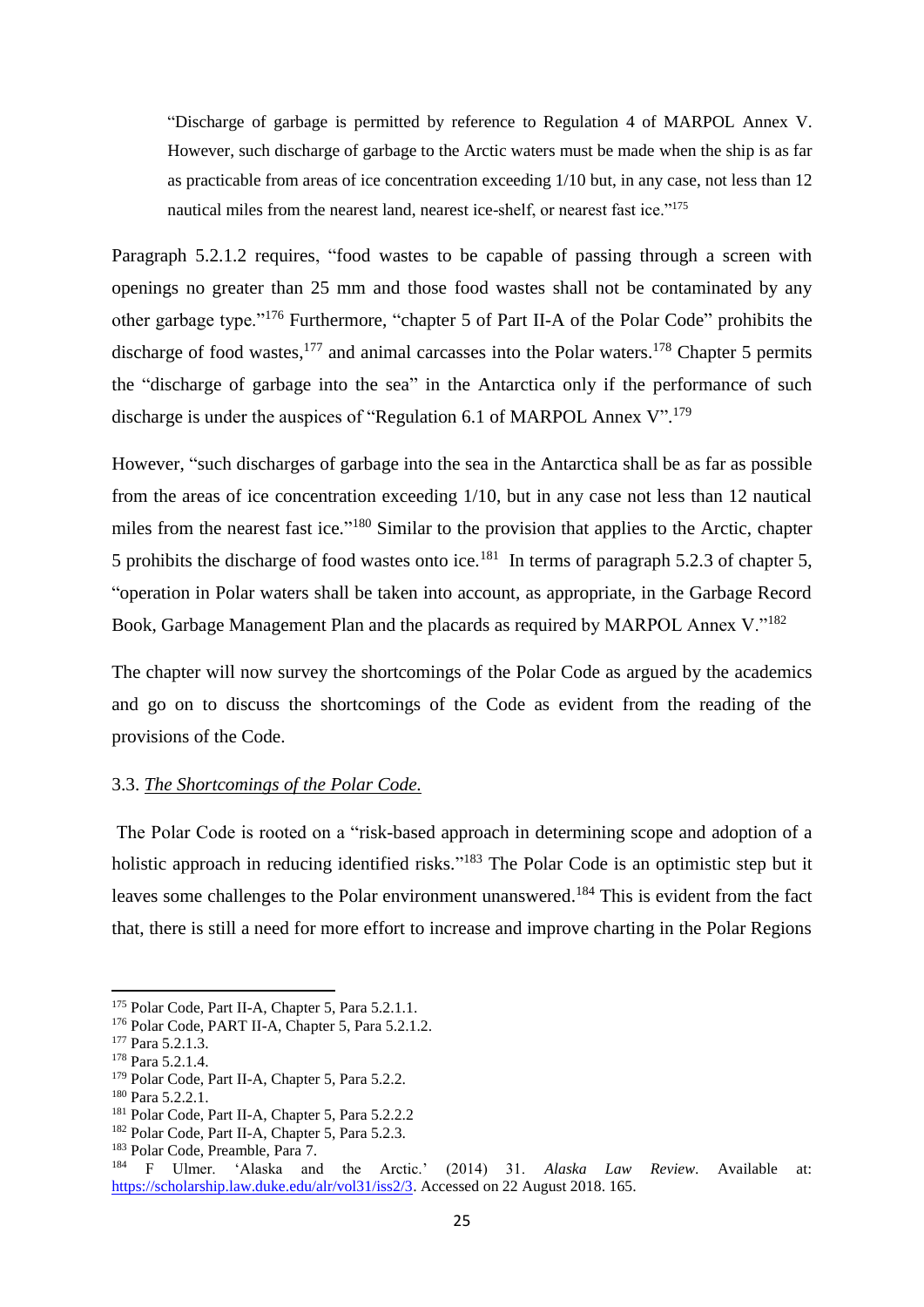> "Discharge of garbage is permitted by reference to Regulation 4 of MARPOL Annex V. However, such discharge of garbage to the Arctic waters must be made when the ship is as far as practicable from areas of ice concentration exceeding 1/10 but, in any case, not less than 12 nautical miles from the nearest land, nearest ice-shelf, or nearest fast ice."[175]

Paragraph 5.2.1.2 requires, "food wastes to be capable of passing through a screen with openings no greater than 25 mm and those food wastes shall not be contaminated by any other garbage type."[176] Furthermore, "chapter 5 of Part II-A of the Polar Code" prohibits the discharge of food wastes,[177] and animal carcasses into the Polar waters.[178] Chapter 5 permits the "discharge of garbage into the sea" in the Antarctica only if the performance of such discharge is under the auspices of "Regulation 6.1 of MARPOL Annex V".[179]

However, "such discharges of garbage into the sea in the Antarctica shall be as far as possible from the areas of ice concentration exceeding 1/10, but in any case not less than 12 nautical miles from the nearest fast ice."[180] Similar to the provision that applies to the Arctic, chapter 5 prohibits the discharge of food wastes onto ice.[181] In terms of paragraph 5.2.3 of chapter 5, "operation in Polar waters shall be taken into account, as appropriate, in the Garbage Record Book, Garbage Management Plan and the placards as required by MARPOL Annex V."[182]

The chapter will now survey the shortcomings of the Polar Code as argued by the academics and go on to discuss the shortcomings of the Code as evident from the reading of the provisions of the Code.

### 3.3. *The Shortcomings of the Polar Code.*

The Polar Code is rooted on a "risk-based approach in determining scope and adoption of a holistic approach in reducing identified risks."[183] The Polar Code is an optimistic step but it leaves some challenges to the Polar environment unanswered.[184] This is evident from the fact that, there is still a need for more effort to increase and improve charting in the Polar Regions

---

[175] Polar Code, Part II-A, Chapter 5, Para 5.2.1.1.

[176] Polar Code, PART II-A, Chapter 5, Para 5.2.1.2.

[177] Para 5.2.1.3.

[178] Para 5.2.1.4.

[179] Polar Code, Part II-A, Chapter 5, Para 5.2.2.

[180] Para 5.2.2.1.

[181] Polar Code, Part II-A, Chapter 5, Para 5.2.2.2

[182] Polar Code, Part II-A, Chapter 5, Para 5.2.3.

[183] Polar Code, Preamble, Para 7.

[184] F Ulmer. 'Alaska and the Arctic.' (2014) 31. *Alaska Law Review*. Available at: https://scholarship.law.duke.edu/alr/vol31/iss2/3. Accessed on 22 August 2018. 165.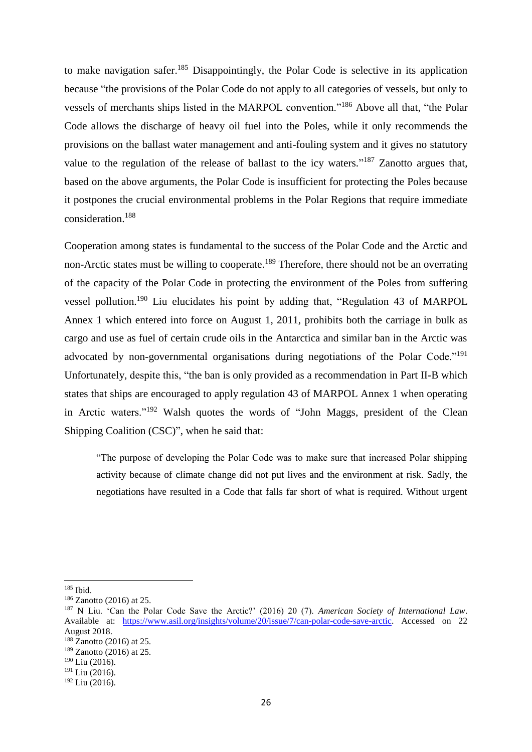to make navigation safer.[185] Disappointingly, the Polar Code is selective in its application because "the provisions of the Polar Code do not apply to all categories of vessels, but only to vessels of merchants ships listed in the MARPOL convention."[186] Above all that, "the Polar Code allows the discharge of heavy oil fuel into the Poles, while it only recommends the provisions on the ballast water management and anti-fouling system and it gives no statutory value to the regulation of the release of ballast to the icy waters."[187] Zanotto argues that, based on the above arguments, the Polar Code is insufficient for protecting the Poles because it postpones the crucial environmental problems in the Polar Regions that require immediate consideration.[188]

Cooperation among states is fundamental to the success of the Polar Code and the Arctic and non-Arctic states must be willing to cooperate.[189] Therefore, there should not be an overrating of the capacity of the Polar Code in protecting the environment of the Poles from suffering vessel pollution.[190] Liu elucidates his point by adding that, "Regulation 43 of MARPOL Annex 1 which entered into force on August 1, 2011, prohibits both the carriage in bulk as cargo and use as fuel of certain crude oils in the Antarctica and similar ban in the Arctic was advocated by non-governmental organisations during negotiations of the Polar Code."[191] Unfortunately, despite this, "the ban is only provided as a recommendation in Part II-B which states that ships are encouraged to apply regulation 43 of MARPOL Annex 1 when operating in Arctic waters."[192] Walsh quotes the words of "John Maggs, president of the Clean Shipping Coalition (CSC)", when he said that:

> "The purpose of developing the Polar Code was to make sure that increased Polar shipping activity because of climate change did not put lives and the environment at risk. Sadly, the negotiations have resulted in a Code that falls far short of what is required. Without urgent

---

[185] Ibid.

[186] Zanotto (2016) at 25.

[187] N Liu. 'Can the Polar Code Save the Arctic?' (2016) 20 (7). *American Society of International Law*. Available at: https://www.asil.org/insights/volume/20/issue/7/can-polar-code-save-arctic. Accessed on 22 August 2018.

[188] Zanotto (2016) at 25.

[189] Zanotto (2016) at 25.

[190] Liu (2016).

[191] Liu (2016).

[192] Liu (2016).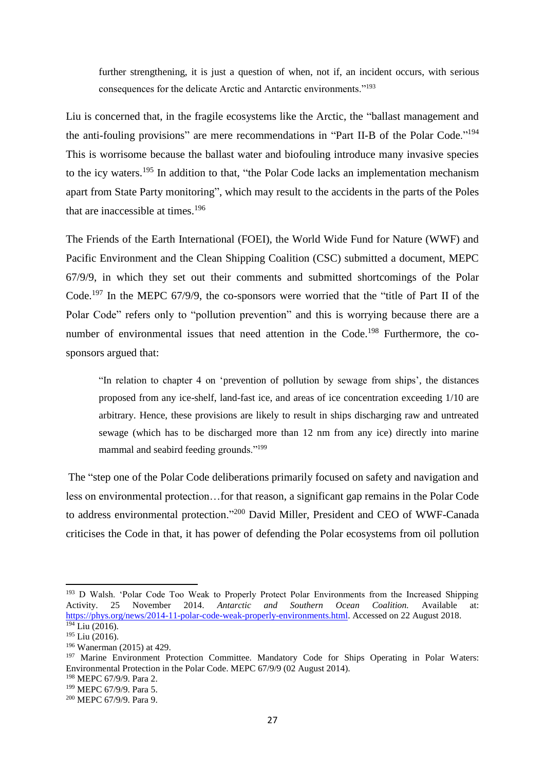> further strengthening, it is just a question of when, not if, an incident occurs, with serious consequences for the delicate Arctic and Antarctic environments."[193]

Liu is concerned that, in the fragile ecosystems like the Arctic, the "ballast management and the anti-fouling provisions" are mere recommendations in "Part II-B of the Polar Code."[194] This is worrisome because the ballast water and biofouling introduce many invasive species to the icy waters.[195] In addition to that, "the Polar Code lacks an implementation mechanism apart from State Party monitoring", which may result to the accidents in the parts of the Poles that are inaccessible at times.[196]

The Friends of the Earth International (FOEI), the World Wide Fund for Nature (WWF) and Pacific Environment and the Clean Shipping Coalition (CSC) submitted a document, MEPC 67/9/9, in which they set out their comments and submitted shortcomings of the Polar Code.[197] In the MEPC 67/9/9, the co-sponsors were worried that the "title of Part II of the Polar Code" refers only to "pollution prevention" and this is worrying because there are a number of environmental issues that need attention in the Code.[198] Furthermore, the co-sponsors argued that:

> "In relation to chapter 4 on 'prevention of pollution by sewage from ships', the distances proposed from any ice-shelf, land-fast ice, and areas of ice concentration exceeding 1/10 are arbitrary. Hence, these provisions are likely to result in ships discharging raw and untreated sewage (which has to be discharged more than 12 nm from any ice) directly into marine mammal and seabird feeding grounds."[199]

The "step one of the Polar Code deliberations primarily focused on safety and navigation and less on environmental protection…for that reason, a significant gap remains in the Polar Code to address environmental protection."[200] David Miller, President and CEO of WWF-Canada criticises the Code in that, it has power of defending the Polar ecosystems from oil pollution

---

[193] D Walsh. 'Polar Code Too Weak to Properly Protect Polar Environments from the Increased Shipping Activity. 25 November 2014. *Antarctic and Southern Ocean Coalition.* Available at: https://phys.org/news/2014-11-polar-code-weak-properly-environments.html. Accessed on 22 August 2018.

[194] Liu (2016).

[195] Liu (2016).

[196] Wanerman (2015) at 429.

[197] Marine Environment Protection Committee. Mandatory Code for Ships Operating in Polar Waters: Environmental Protection in the Polar Code. MEPC 67/9/9 (02 August 2014).

[198] MEPC 67/9/9. Para 2.

[199] MEPC 67/9/9. Para 5.

[200] MEPC 67/9/9. Para 9.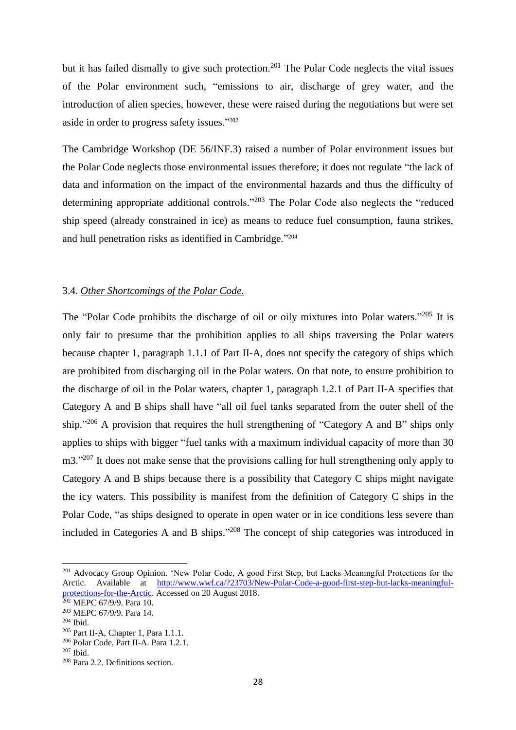but it has failed dismally to give such protection.[201] The Polar Code neglects the vital issues of the Polar environment such, "emissions to air, discharge of grey water, and the introduction of alien species, however, these were raised during the negotiations but were set aside in order to progress safety issues."[202]

The Cambridge Workshop (DE 56/INF.3) raised a number of Polar environment issues but the Polar Code neglects those environmental issues therefore; it does not regulate "the lack of data and information on the impact of the environmental hazards and thus the difficulty of determining appropriate additional controls."[203] The Polar Code also neglects the "reduced ship speed (already constrained in ice) as means to reduce fuel consumption, fauna strikes, and hull penetration risks as identified in Cambridge."[204]

### 3.4. *Other Shortcomings of the Polar Code.*

The "Polar Code prohibits the discharge of oil or oily mixtures into Polar waters."[205] It is only fair to presume that the prohibition applies to all ships traversing the Polar waters because chapter 1, paragraph 1.1.1 of Part II-A, does not specify the category of ships which are prohibited from discharging oil in the Polar waters. On that note, to ensure prohibition to the discharge of oil in the Polar waters, chapter 1, paragraph 1.2.1 of Part II-A specifies that Category A and B ships shall have "all oil fuel tanks separated from the outer shell of the ship."[206] A provision that requires the hull strengthening of "Category A and B" ships only applies to ships with bigger "fuel tanks with a maximum individual capacity of more than 30 m3."[207] It does not make sense that the provisions calling for hull strengthening only apply to Category A and B ships because there is a possibility that Category C ships might navigate the icy waters. This possibility is manifest from the definition of Category C ships in the Polar Code, "as ships designed to operate in open water or in ice conditions less severe than included in Categories A and B ships."[208] The concept of ship categories was introduced in

---

[201] Advocacy Group Opinion. 'New Polar Code, A good First Step, but Lacks Meaningful Protections for the Arctic. Available at http://www.wwf.ca/?23703/New-Polar-Code-a-good-first-step-but-lacks-meaningful-protections-for-the-Arctic. Accessed on 20 August 2018.

[202] MEPC 67/9/9. Para 10.

[203] MEPC 67/9/9. Para 14.

[204] Ibid.

[205] Part II-A, Chapter 1, Para 1.1.1.

[206] Polar Code, Part II-A. Para 1.2.1.

[207] Ibid.

[208] Para 2.2. Definitions section.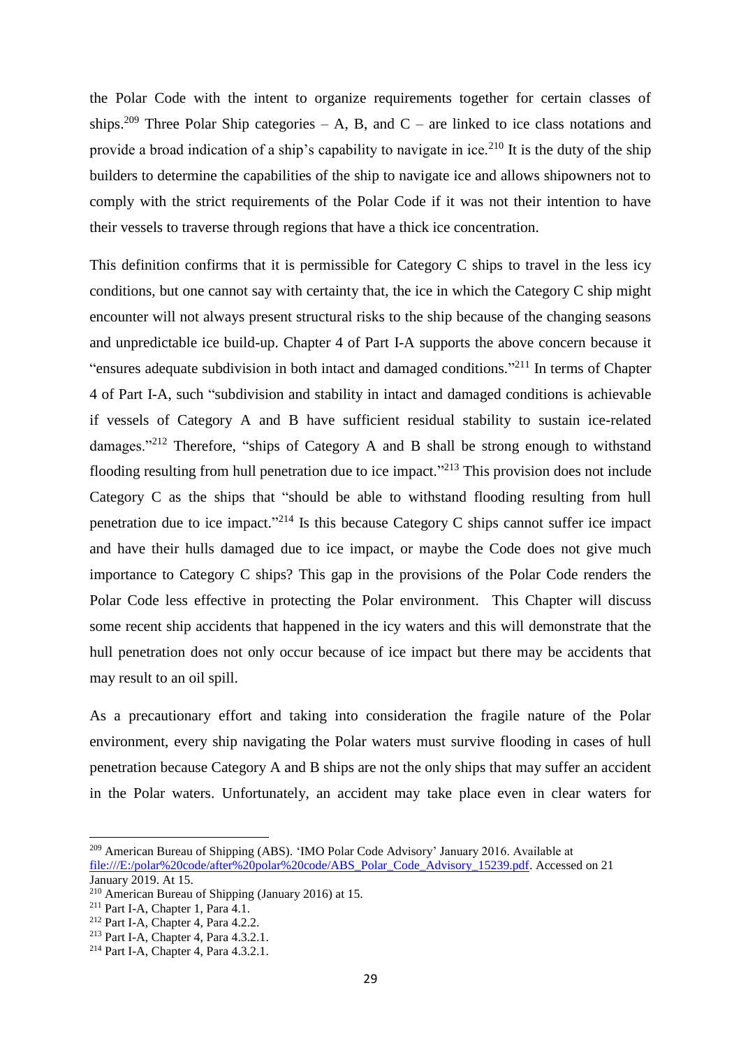the Polar Code with the intent to organize requirements together for certain classes of ships.[209] Three Polar Ship categories – A, B, and C – are linked to ice class notations and provide a broad indication of a ship's capability to navigate in ice.[210] It is the duty of the ship builders to determine the capabilities of the ship to navigate ice and allows shipowners not to comply with the strict requirements of the Polar Code if it was not their intention to have their vessels to traverse through regions that have a thick ice concentration.

This definition confirms that it is permissible for Category C ships to travel in the less icy conditions, but one cannot say with certainty that, the ice in which the Category C ship might encounter will not always present structural risks to the ship because of the changing seasons and unpredictable ice build-up. Chapter 4 of Part I-A supports the above concern because it "ensures adequate subdivision in both intact and damaged conditions."[211] In terms of Chapter 4 of Part I-A, such "subdivision and stability in intact and damaged conditions is achievable if vessels of Category A and B have sufficient residual stability to sustain ice-related damages."[212] Therefore, "ships of Category A and B shall be strong enough to withstand flooding resulting from hull penetration due to ice impact."[213] This provision does not include Category C as the ships that "should be able to withstand flooding resulting from hull penetration due to ice impact."[214] Is this because Category C ships cannot suffer ice impact and have their hulls damaged due to ice impact, or maybe the Code does not give much importance to Category C ships? This gap in the provisions of the Polar Code renders the Polar Code less effective in protecting the Polar environment. This Chapter will discuss some recent ship accidents that happened in the icy waters and this will demonstrate that the hull penetration does not only occur because of ice impact but there may be accidents that may result to an oil spill.

As a precautionary effort and taking into consideration the fragile nature of the Polar environment, every ship navigating the Polar waters must survive flooding in cases of hull penetration because Category A and B ships are not the only ships that may suffer an accident in the Polar waters. Unfortunately, an accident may take place even in clear waters for

---

[209] American Bureau of Shipping (ABS). 'IMO Polar Code Advisory' January 2016. Available at file:///E:/polar%20code/after%20polar%20code/ABS_Polar_Code_Advisory_15239.pdf. Accessed on 21 January 2019. At 15.

[210] American Bureau of Shipping (January 2016) at 15.

[211] Part I-A, Chapter 1, Para 4.1.

[212] Part I-A, Chapter 4, Para 4.2.2.

[213] Part I-A, Chapter 4, Para 4.3.2.1.

[214] Part I-A, Chapter 4, Para 4.3.2.1.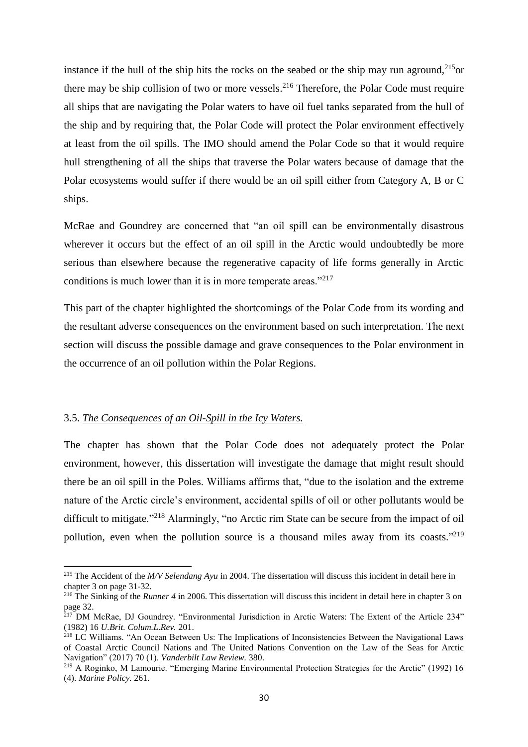instance if the hull of the ship hits the rocks on the seabed or the ship may run aground,[215]or there may be ship collision of two or more vessels.[216] Therefore, the Polar Code must require all ships that are navigating the Polar waters to have oil fuel tanks separated from the hull of the ship and by requiring that, the Polar Code will protect the Polar environment effectively at least from the oil spills. The IMO should amend the Polar Code so that it would require hull strengthening of all the ships that traverse the Polar waters because of damage that the Polar ecosystems would suffer if there would be an oil spill either from Category A, B or C ships.

McRae and Goundrey are concerned that "an oil spill can be environmentally disastrous wherever it occurs but the effect of an oil spill in the Arctic would undoubtedly be more serious than elsewhere because the regenerative capacity of life forms generally in Arctic conditions is much lower than it is in more temperate areas."[217]

This part of the chapter highlighted the shortcomings of the Polar Code from its wording and the resultant adverse consequences on the environment based on such interpretation. The next section will discuss the possible damage and grave consequences to the Polar environment in the occurrence of an oil pollution within the Polar Regions.

### 3.5. *The Consequences of an Oil-Spill in the Icy Waters.*

The chapter has shown that the Polar Code does not adequately protect the Polar environment, however, this dissertation will investigate the damage that might result should there be an oil spill in the Poles. Williams affirms that, "due to the isolation and the extreme nature of the Arctic circle's environment, accidental spills of oil or other pollutants would be difficult to mitigate."[218] Alarmingly, "no Arctic rim State can be secure from the impact of oil pollution, even when the pollution source is a thousand miles away from its coasts."[219]

---

[215] The Accident of the *M/V Selendang Ayu* in 2004. The dissertation will discuss this incident in detail here in chapter 3 on page 31-32.

[216] The Sinking of the *Runner 4* in 2006. This dissertation will discuss this incident in detail here in chapter 3 on page 32.

[217] DM McRae, DJ Goundrey. "Environmental Jurisdiction in Arctic Waters: The Extent of the Article 234" (1982) 16 *U.Brit. Colum.L.Rev.* 201.

[218] LC Williams. "An Ocean Between Us: The Implications of Inconsistencies Between the Navigational Laws of Coastal Arctic Council Nations and The United Nations Convention on the Law of the Seas for Arctic Navigation" (2017) 70 (1). *Vanderbilt Law Review*. 380.

[219] A Roginko, M Lamourie. "Emerging Marine Environmental Protection Strategies for the Arctic" (1992) 16 (4). *Marine Policy*. 261.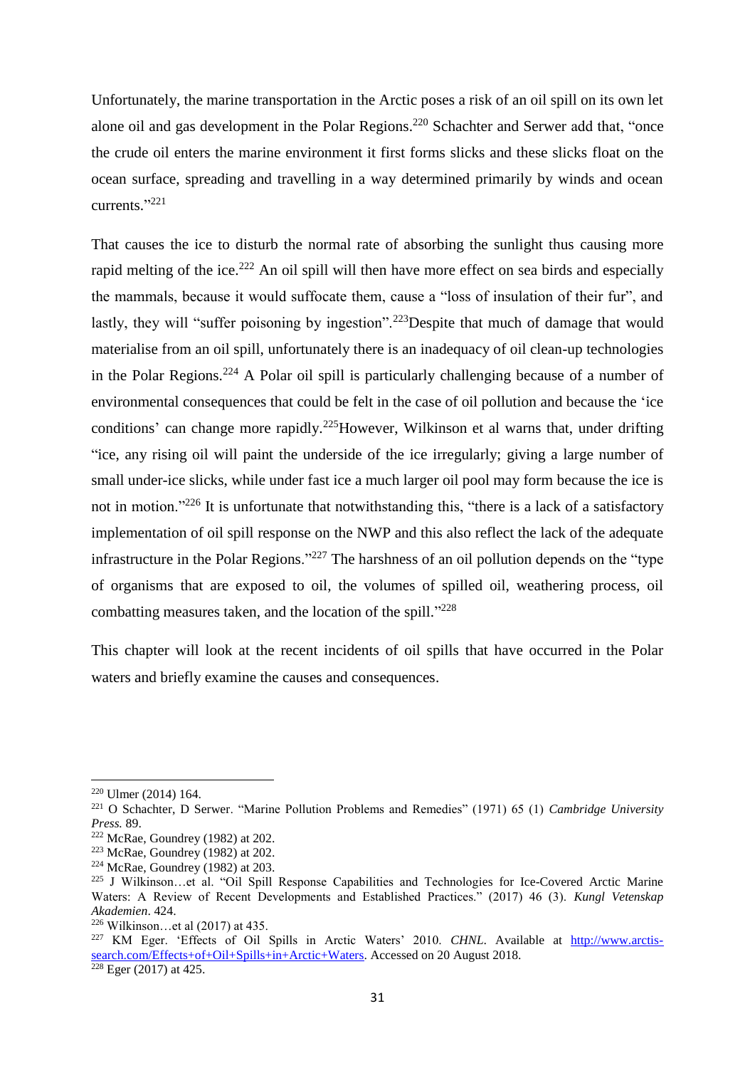Unfortunately, the marine transportation in the Arctic poses a risk of an oil spill on its own let alone oil and gas development in the Polar Regions.[220] Schachter and Serwer add that, "once the crude oil enters the marine environment it first forms slicks and these slicks float on the ocean surface, spreading and travelling in a way determined primarily by winds and ocean currents."[221]

That causes the ice to disturb the normal rate of absorbing the sunlight thus causing more rapid melting of the ice.[222] An oil spill will then have more effect on sea birds and especially the mammals, because it would suffocate them, cause a "loss of insulation of their fur", and lastly, they will "suffer poisoning by ingestion".[223]Despite that much of damage that would materialise from an oil spill, unfortunately there is an inadequacy of oil clean-up technologies in the Polar Regions.[224] A Polar oil spill is particularly challenging because of a number of environmental consequences that could be felt in the case of oil pollution and because the 'ice conditions' can change more rapidly.[225]However, Wilkinson et al warns that, under drifting "ice, any rising oil will paint the underside of the ice irregularly; giving a large number of small under-ice slicks, while under fast ice a much larger oil pool may form because the ice is not in motion."[226] It is unfortunate that notwithstanding this, "there is a lack of a satisfactory implementation of oil spill response on the NWP and this also reflect the lack of the adequate infrastructure in the Polar Regions."[227] The harshness of an oil pollution depends on the "type of organisms that are exposed to oil, the volumes of spilled oil, weathering process, oil combatting measures taken, and the location of the spill."[228]

This chapter will look at the recent incidents of oil spills that have occurred in the Polar waters and briefly examine the causes and consequences.

---

[220] Ulmer (2014) 164.

[221] O Schachter, D Serwer. "Marine Pollution Problems and Remedies" (1971) 65 (1) *Cambridge University Press.* 89.

[222] McRae, Goundrey (1982) at 202.

[223] McRae, Goundrey (1982) at 202.

[224] McRae, Goundrey (1982) at 203.

[225] J Wilkinson…et al. "Oil Spill Response Capabilities and Technologies for Ice-Covered Arctic Marine Waters: A Review of Recent Developments and Established Practices." (2017) 46 (3). *Kungl Vetenskap Akademien*. 424.

[226] Wilkinson…et al (2017) at 435.

[227] KM Eger. 'Effects of Oil Spills in Arctic Waters' 2010. *CHNL*. Available at [http://www.arctis-search.com/Effects+of+Oil+Spills+in+Arctic+Waters](http://www.arctis-search.com/Effects+of+Oil+Spills+in+Arctic+Waters). Accessed on 20 August 2018.

[228] Eger (2017) at 425.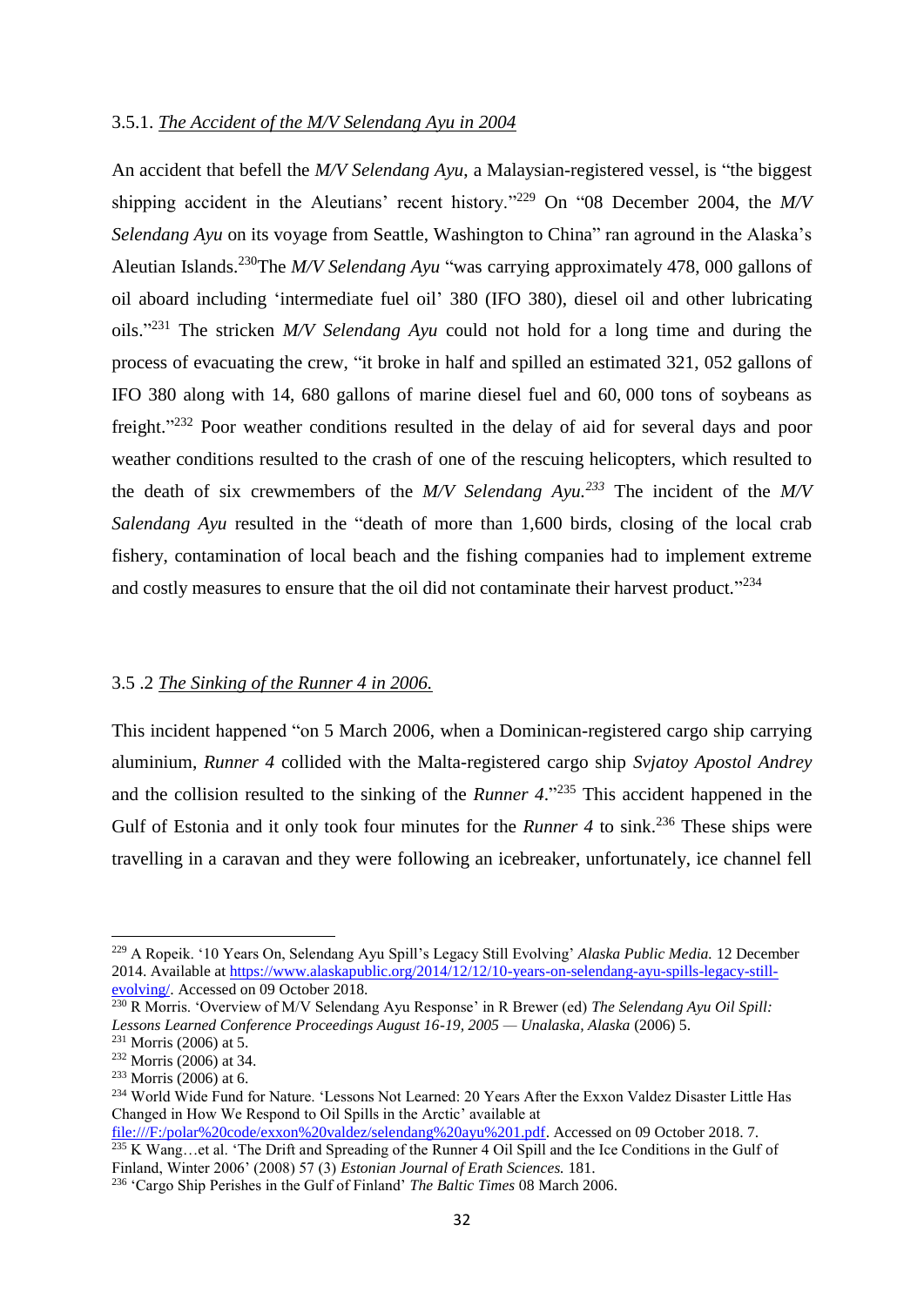### 3.5.1. *The Accident of the M/V Selendang Ayu in 2004*

An accident that befell the *M/V Selendang Ayu*, a Malaysian-registered vessel, is "the biggest shipping accident in the Aleutians' recent history."[229] On "08 December 2004, the *M/V Selendang Ayu* on its voyage from Seattle, Washington to China" ran aground in the Alaska's Aleutian Islands.[230]The *M/V Selendang Ayu* "was carrying approximately 478, 000 gallons of oil aboard including 'intermediate fuel oil' 380 (IFO 380), diesel oil and other lubricating oils."[231] The stricken *M/V Selendang Ayu* could not hold for a long time and during the process of evacuating the crew, "it broke in half and spilled an estimated 321, 052 gallons of IFO 380 along with 14, 680 gallons of marine diesel fuel and 60, 000 tons of soybeans as freight."[232] Poor weather conditions resulted in the delay of aid for several days and poor weather conditions resulted to the crash of one of the rescuing helicopters, which resulted to the death of six crewmembers of the *M/V Selendang Ayu.*[233] The incident of the *M/V Salendang Ayu* resulted in the "death of more than 1,600 birds, closing of the local crab fishery, contamination of local beach and the fishing companies had to implement extreme and costly measures to ensure that the oil did not contaminate their harvest product."[234]

### 3.5 .2 *The Sinking of the Runner 4 in 2006.*

This incident happened "on 5 March 2006, when a Dominican-registered cargo ship carrying aluminium, *Runner 4* collided with the Malta-registered cargo ship *Svjatoy Apostol Andrey* and the collision resulted to the sinking of the *Runner 4*."[235] This accident happened in the Gulf of Estonia and it only took four minutes for the *Runner 4* to sink.[236] These ships were travelling in a caravan and they were following an icebreaker, unfortunately, ice channel fell

---

[229] A Ropeik. '10 Years On, Selendang Ayu Spill's Legacy Still Evolving' *Alaska Public Media.* 12 December 2014. Available at https://www.alaskapublic.org/2014/12/12/10-years-on-selendang-ayu-spills-legacy-still-evolving/. Accessed on 09 October 2018.

[230] R Morris. 'Overview of M/V Selendang Ayu Response' in R Brewer (ed) *The Selendang Ayu Oil Spill: Lessons Learned Conference Proceedings August 16-19, 2005 — Unalaska, Alaska* (2006) 5.

[231] Morris (2006) at 5.

[232] Morris (2006) at 34.

[233] Morris (2006) at 6.

[234] World Wide Fund for Nature. 'Lessons Not Learned: 20 Years After the Exxon Valdez Disaster Little Has Changed in How We Respond to Oil Spills in the Arctic' available at file:///F:/polar%20code/exxon%20valdez/selendang%20ayu%201.pdf. Accessed on 09 October 2018. 7.

[235] K Wang…et al. 'The Drift and Spreading of the Runner 4 Oil Spill and the Ice Conditions in the Gulf of Finland, Winter 2006' (2008) 57 (3) *Estonian Journal of Erath Sciences.* 181.

[236] 'Cargo Ship Perishes in the Gulf of Finland' *The Baltic Times* 08 March 2006.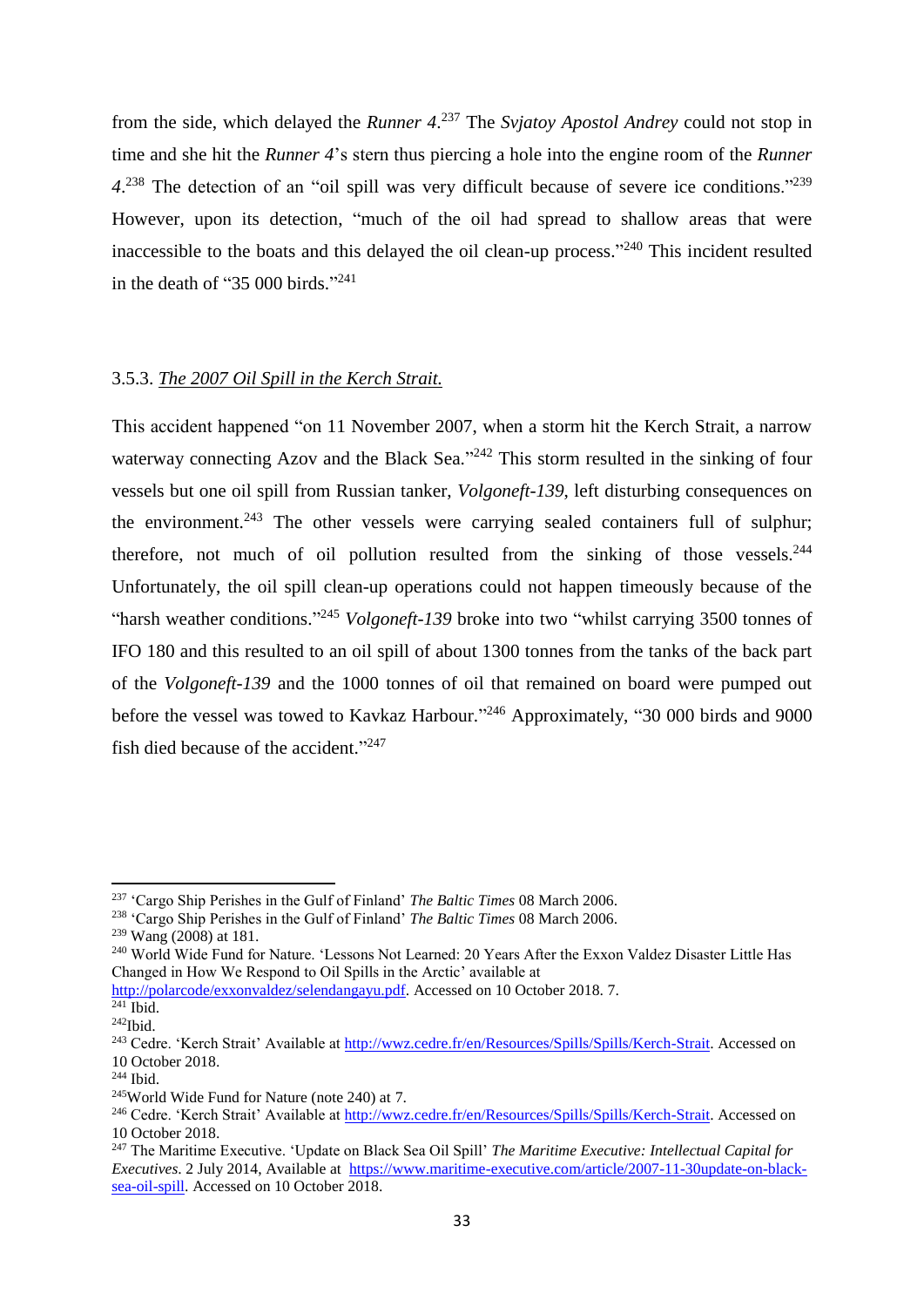from the side, which delayed the *Runner 4*.[237] The *Svjatoy Apostol Andrey* could not stop in time and she hit the *Runner 4*'s stern thus piercing a hole into the engine room of the *Runner 4*.[238] The detection of an "oil spill was very difficult because of severe ice conditions."[239] However, upon its detection, "much of the oil had spread to shallow areas that were inaccessible to the boats and this delayed the oil clean-up process."[240] This incident resulted in the death of "35 000 birds."[241]

### 3.5.3. *The 2007 Oil Spill in the Kerch Strait.*

This accident happened "on 11 November 2007, when a storm hit the Kerch Strait, a narrow waterway connecting Azov and the Black Sea."[242] This storm resulted in the sinking of four vessels but one oil spill from Russian tanker, *Volgoneft-139*, left disturbing consequences on the environment.[243] The other vessels were carrying sealed containers full of sulphur; therefore, not much of oil pollution resulted from the sinking of those vessels.[244] Unfortunately, the oil spill clean-up operations could not happen timeously because of the "harsh weather conditions."[245] *Volgoneft-139* broke into two "whilst carrying 3500 tonnes of IFO 180 and this resulted to an oil spill of about 1300 tonnes from the tanks of the back part of the *Volgoneft-139* and the 1000 tonnes of oil that remained on board were pumped out before the vessel was towed to Kavkaz Harbour."[246] Approximately, "30 000 birds and 9000 fish died because of the accident."[247]

---

[237] 'Cargo Ship Perishes in the Gulf of Finland' *The Baltic Times* 08 March 2006.

[238] 'Cargo Ship Perishes in the Gulf of Finland' *The Baltic Times* 08 March 2006.

[239] Wang (2008) at 181.

[240] World Wide Fund for Nature. 'Lessons Not Learned: 20 Years After the Exxon Valdez Disaster Little Has Changed in How We Respond to Oil Spills in the Arctic' available at http://polarcode/exxonvaldez/selendangayu.pdf. Accessed on 10 October 2018. 7.

[241] Ibid.

[242] Ibid.

[243] Cedre. 'Kerch Strait' Available at http://wwz.cedre.fr/en/Resources/Spills/Spills/Kerch-Strait. Accessed on 10 October 2018.

[244] Ibid.

[245] World Wide Fund for Nature (note 240) at 7.

[246] Cedre. 'Kerch Strait' Available at http://wwz.cedre.fr/en/Resources/Spills/Spills/Kerch-Strait. Accessed on 10 October 2018.

[247] The Maritime Executive. 'Update on Black Sea Oil Spill' *The Maritime Executive: Intellectual Capital for Executives*. 2 July 2014, Available at https://www.maritime-executive.com/article/2007-11-30update-on-black-sea-oil-spill. Accessed on 10 October 2018.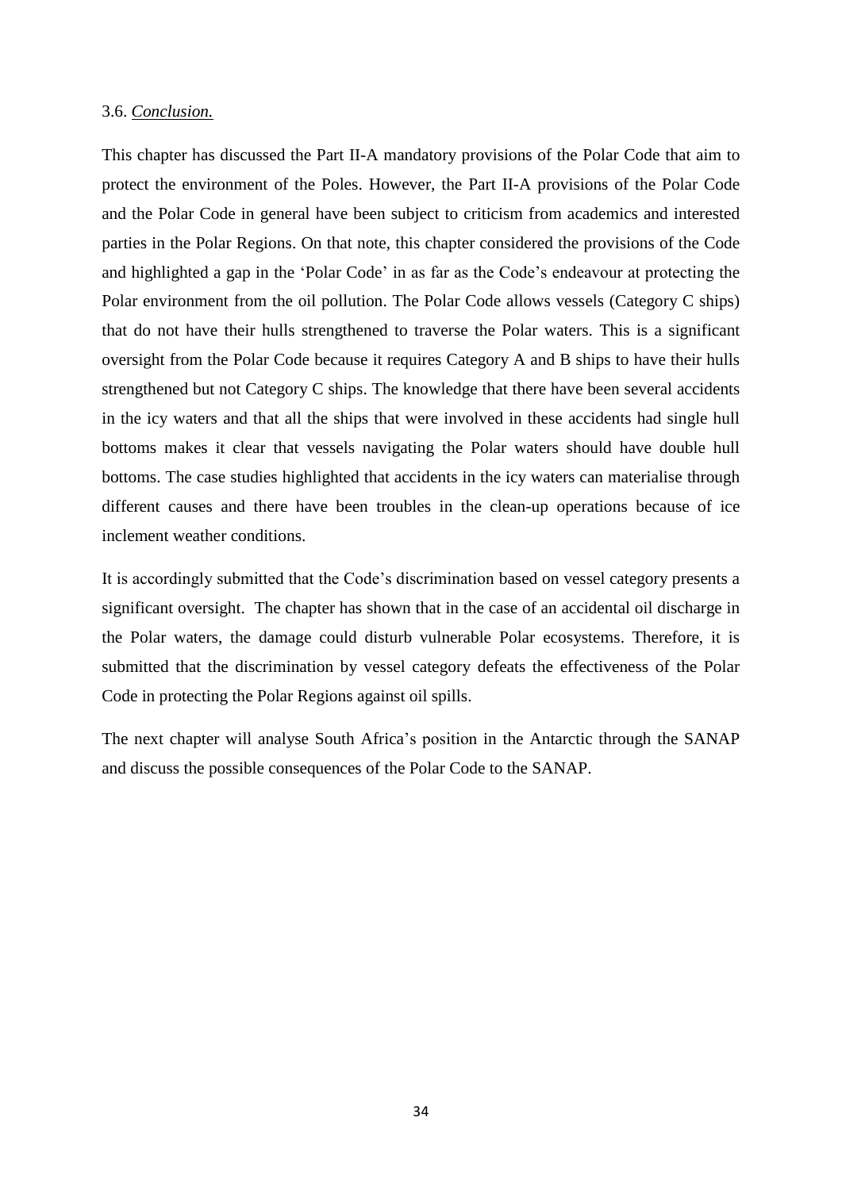### 3.6. *Conclusion.*

This chapter has discussed the Part II-A mandatory provisions of the Polar Code that aim to protect the environment of the Poles. However, the Part II-A provisions of the Polar Code and the Polar Code in general have been subject to criticism from academics and interested parties in the Polar Regions. On that note, this chapter considered the provisions of the Code and highlighted a gap in the 'Polar Code' in as far as the Code's endeavour at protecting the Polar environment from the oil pollution. The Polar Code allows vessels (Category C ships) that do not have their hulls strengthened to traverse the Polar waters. This is a significant oversight from the Polar Code because it requires Category A and B ships to have their hulls strengthened but not Category C ships. The knowledge that there have been several accidents in the icy waters and that all the ships that were involved in these accidents had single hull bottoms makes it clear that vessels navigating the Polar waters should have double hull bottoms. The case studies highlighted that accidents in the icy waters can materialise through different causes and there have been troubles in the clean-up operations because of ice inclement weather conditions.

It is accordingly submitted that the Code's discrimination based on vessel category presents a significant oversight. The chapter has shown that in the case of an accidental oil discharge in the Polar waters, the damage could disturb vulnerable Polar ecosystems. Therefore, it is submitted that the discrimination by vessel category defeats the effectiveness of the Polar Code in protecting the Polar Regions against oil spills.

The next chapter will analyse South Africa's position in the Antarctic through the SANAP and discuss the possible consequences of the Polar Code to the SANAP.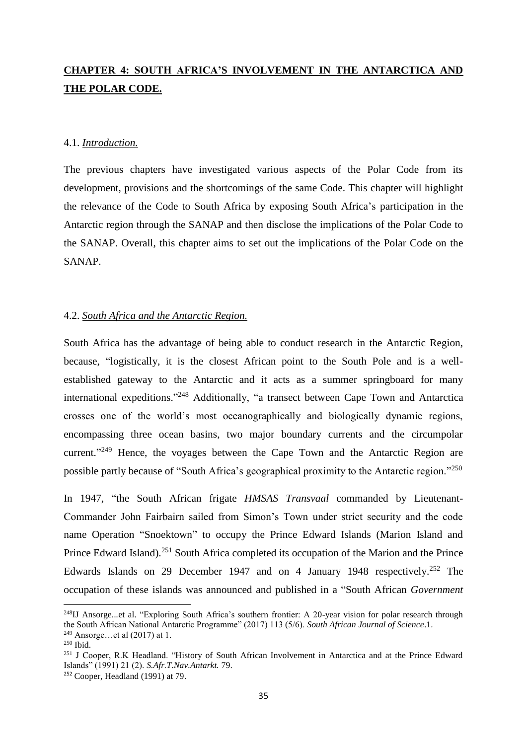## **CHAPTER 4: SOUTH AFRICA'S INVOLVEMENT IN THE ANTARCTICA AND THE POLAR CODE.**

### 4.1. *Introduction.*

The previous chapters have investigated various aspects of the Polar Code from its development, provisions and the shortcomings of the same Code. This chapter will highlight the relevance of the Code to South Africa by exposing South Africa's participation in the Antarctic region through the SANAP and then disclose the implications of the Polar Code to the SANAP. Overall, this chapter aims to set out the implications of the Polar Code on the SANAP.

### 4.2. *South Africa and the Antarctic Region.*

South Africa has the advantage of being able to conduct research in the Antarctic Region, because, "logistically, it is the closest African point to the South Pole and is a well-established gateway to the Antarctic and it acts as a summer springboard for many international expeditions."[248] Additionally, "a transect between Cape Town and Antarctica crosses one of the world's most oceanographically and biologically dynamic regions, encompassing three ocean basins, two major boundary currents and the circumpolar current."[249] Hence, the voyages between the Cape Town and the Antarctic Region are possible partly because of "South Africa's geographical proximity to the Antarctic region."[250]

In 1947, "the South African frigate *HMSAS Transvaal* commanded by Lieutenant-Commander John Fairbairn sailed from Simon's Town under strict security and the code name Operation "Snoektown" to occupy the Prince Edward Islands (Marion Island and Prince Edward Island).[251] South Africa completed its occupation of the Marion and the Prince Edwards Islands on 29 December 1947 and on 4 January 1948 respectively.[252] The occupation of these islands was announced and published in a "South African *Government*

---

[248] IJ Ansorge...et al. "Exploring South Africa's southern frontier: A 20-year vision for polar research through the South African National Antarctic Programme" (2017) 113 (5/6). *South African Journal of Science*.1.

[249] Ansorge…et al (2017) at 1.

[250] Ibid.

[251] J Cooper, R.K Headland. "History of South African Involvement in Antarctica and at the Prince Edward Islands" (1991) 21 (2). *S.Afr.T.Nav.Antarkt.* 79.

[252] Cooper, Headland (1991) at 79.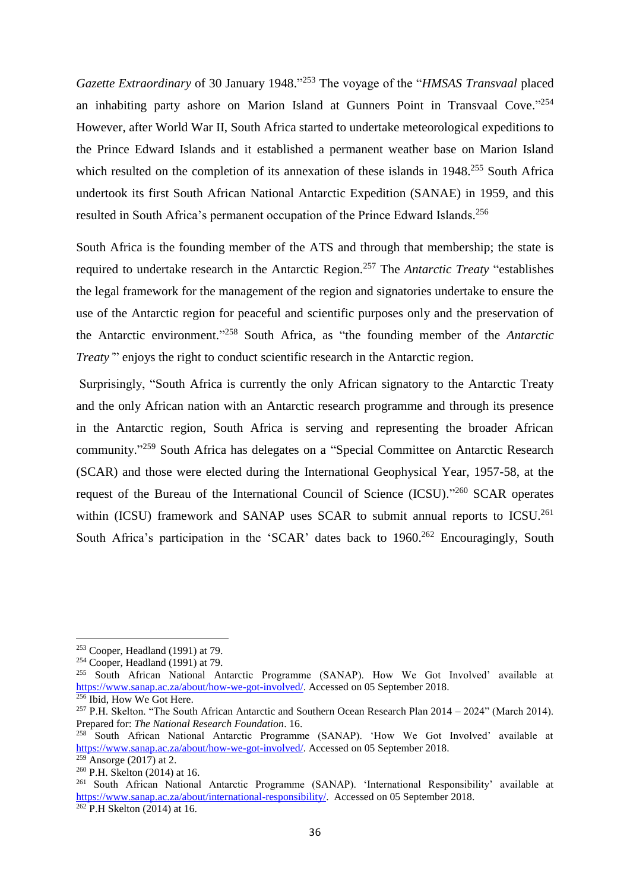*Gazette Extraordinary* of 30 January 1948."[253] The voyage of the "*HMSAS Transvaal* placed an inhabiting party ashore on Marion Island at Gunners Point in Transvaal Cove."[254] However, after World War II, South Africa started to undertake meteorological expeditions to the Prince Edward Islands and it established a permanent weather base on Marion Island which resulted on the completion of its annexation of these islands in 1948.[255] South Africa undertook its first South African National Antarctic Expedition (SANAE) in 1959, and this resulted in South Africa's permanent occupation of the Prince Edward Islands.[256]

South Africa is the founding member of the ATS and through that membership; the state is required to undertake research in the Antarctic Region.[257] The *Antarctic Treaty* "establishes the legal framework for the management of the region and signatories undertake to ensure the use of the Antarctic region for peaceful and scientific purposes only and the preservation of the Antarctic environment."[258] South Africa, as "the founding member of the *Antarctic Treaty*" enjoys the right to conduct scientific research in the Antarctic region.

Surprisingly, "South Africa is currently the only African signatory to the Antarctic Treaty and the only African nation with an Antarctic research programme and through its presence in the Antarctic region, South Africa is serving and representing the broader African community."[259] South Africa has delegates on a "Special Committee on Antarctic Research (SCAR) and those were elected during the International Geophysical Year, 1957-58, at the request of the Bureau of the International Council of Science (ICSU)."[260] SCAR operates within (ICSU) framework and SANAP uses SCAR to submit annual reports to ICSU.[261] South Africa's participation in the 'SCAR' dates back to 1960.[262] Encouragingly, South

---

[253] Cooper, Headland (1991) at 79.

[254] Cooper, Headland (1991) at 79.

[255] South African National Antarctic Programme (SANAP). How We Got Involved' available at https://www.sanap.ac.za/about/how-we-got-involved/. Accessed on 05 September 2018.

[256] Ibid, How We Got Here.

[257] P.H. Skelton. "The South African Antarctic and Southern Ocean Research Plan 2014 – 2024" (March 2014). Prepared for: *The National Research Foundation*. 16.

[258] South African National Antarctic Programme (SANAP). 'How We Got Involved' available at https://www.sanap.ac.za/about/how-we-got-involved/. Accessed on 05 September 2018.

[259] Ansorge (2017) at 2.

[260] P.H. Skelton (2014) at 16.

[261] South African National Antarctic Programme (SANAP). 'International Responsibility' available at https://www.sanap.ac.za/about/international-responsibility/. Accessed on 05 September 2018.

[262] P.H Skelton (2014) at 16.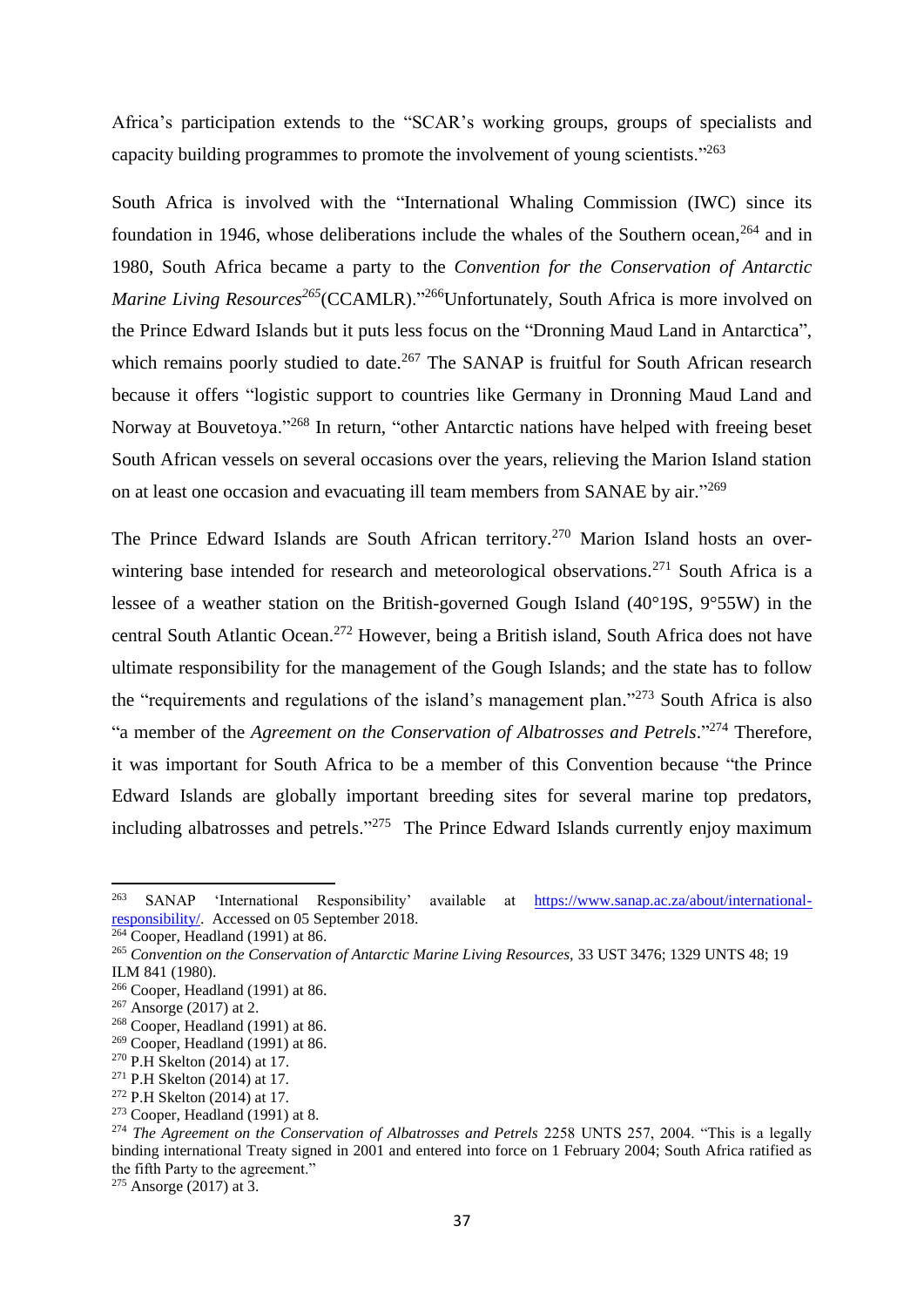Africa's participation extends to the "SCAR's working groups, groups of specialists and capacity building programmes to promote the involvement of young scientists."[263]

South Africa is involved with the "International Whaling Commission (IWC) since its foundation in 1946, whose deliberations include the whales of the Southern ocean,[264] and in 1980, South Africa became a party to the *Convention for the Conservation of Antarctic Marine Living Resources*[265](CCAMLR)."[266]Unfortunately, South Africa is more involved on the Prince Edward Islands but it puts less focus on the "Dronning Maud Land in Antarctica", which remains poorly studied to date.[267] The SANAP is fruitful for South African research because it offers "logistic support to countries like Germany in Dronning Maud Land and Norway at Bouvetoya."[268] In return, "other Antarctic nations have helped with freeing beset South African vessels on several occasions over the years, relieving the Marion Island station on at least one occasion and evacuating ill team members from SANAE by air."[269]

The Prince Edward Islands are South African territory.[270] Marion Island hosts an over-wintering base intended for research and meteorological observations.[271] South Africa is a lessee of a weather station on the British-governed Gough Island (40°19S, 9°55W) in the central South Atlantic Ocean.[272] However, being a British island, South Africa does not have ultimate responsibility for the management of the Gough Islands; and the state has to follow the "requirements and regulations of the island's management plan."[273] South Africa is also "a member of the *Agreement on the Conservation of Albatrosses and Petrels*."[274] Therefore, it was important for South Africa to be a member of this Convention because "the Prince Edward Islands are globally important breeding sites for several marine top predators, including albatrosses and petrels."[275] The Prince Edward Islands currently enjoy maximum

---

[263] SANAP 'International Responsibility' available at https://www.sanap.ac.za/about/international-responsibility/. Accessed on 05 September 2018.

[264] Cooper, Headland (1991) at 86.

[265] *Convention on the Conservation of Antarctic Marine Living Resources,* 33 UST 3476; 1329 UNTS 48; 19 ILM 841 (1980).

[266] Cooper, Headland (1991) at 86.

[267] Ansorge (2017) at 2.

[268] Cooper, Headland (1991) at 86.

[269] Cooper, Headland (1991) at 86.

[270] P.H Skelton (2014) at 17.

[271] P.H Skelton (2014) at 17.

[272] P.H Skelton (2014) at 17.

[273] Cooper, Headland (1991) at 8.

[274] *The Agreement on the Conservation of Albatrosses and Petrels* 2258 UNTS 257, 2004. "This is a legally binding international Treaty signed in 2001 and entered into force on 1 February 2004; South Africa ratified as the fifth Party to the agreement."

[275] Ansorge (2017) at 3.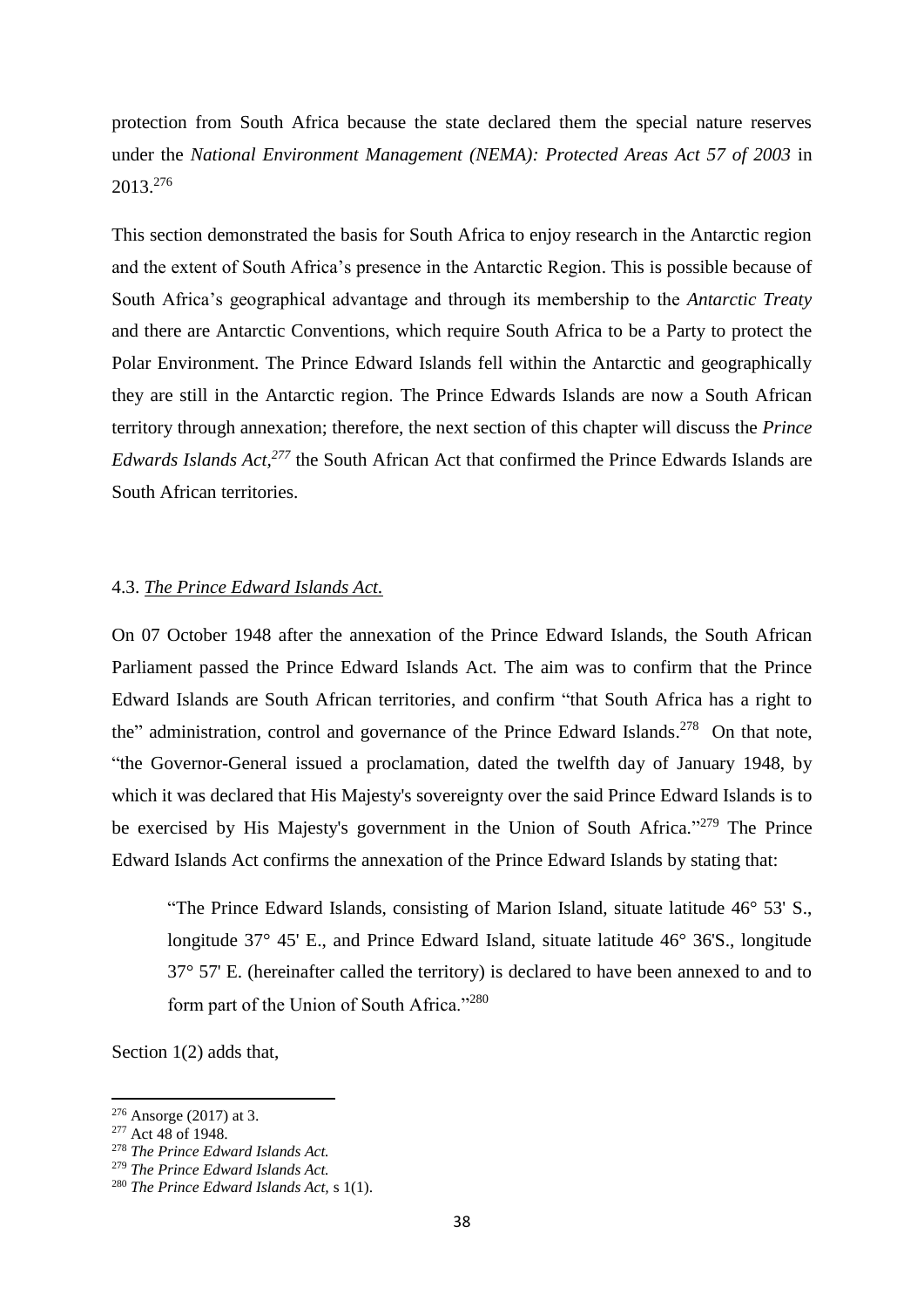protection from South Africa because the state declared them the special nature reserves under the *National Environment Management (NEMA): Protected Areas Act 57 of 2003* in 2013.[276]

This section demonstrated the basis for South Africa to enjoy research in the Antarctic region and the extent of South Africa's presence in the Antarctic Region. This is possible because of South Africa's geographical advantage and through its membership to the *Antarctic Treaty* and there are Antarctic Conventions, which require South Africa to be a Party to protect the Polar Environment. The Prince Edward Islands fell within the Antarctic and geographically they are still in the Antarctic region. The Prince Edwards Islands are now a South African territory through annexation; therefore, the next section of this chapter will discuss the *Prince Edwards Islands Act,*[277] the South African Act that confirmed the Prince Edwards Islands are South African territories.

### 4.3. *The Prince Edward Islands Act.*

On 07 October 1948 after the annexation of the Prince Edward Islands, the South African Parliament passed the Prince Edward Islands Act. The aim was to confirm that the Prince Edward Islands are South African territories, and confirm "that South Africa has a right to the" administration, control and governance of the Prince Edward Islands.[278] On that note, "the Governor-General issued a proclamation, dated the twelfth day of January 1948, by which it was declared that His Majesty's sovereignty over the said Prince Edward Islands is to be exercised by His Majesty's government in the Union of South Africa."[279] The Prince Edward Islands Act confirms the annexation of the Prince Edward Islands by stating that:

> "The Prince Edward Islands, consisting of Marion Island, situate latitude 46° 53' S., longitude 37° 45' E., and Prince Edward Island, situate latitude 46° 36'S., longitude 37° 57' E. (hereinafter called the territory) is declared to have been annexed to and to form part of the Union of South Africa."[280]

Section 1(2) adds that,

---

[276] Ansorge (2017) at 3.

[277] Act 48 of 1948.

[278] *The Prince Edward Islands Act.*

[279] *The Prince Edward Islands Act.*

[280] *The Prince Edward Islands Act,* s 1(1).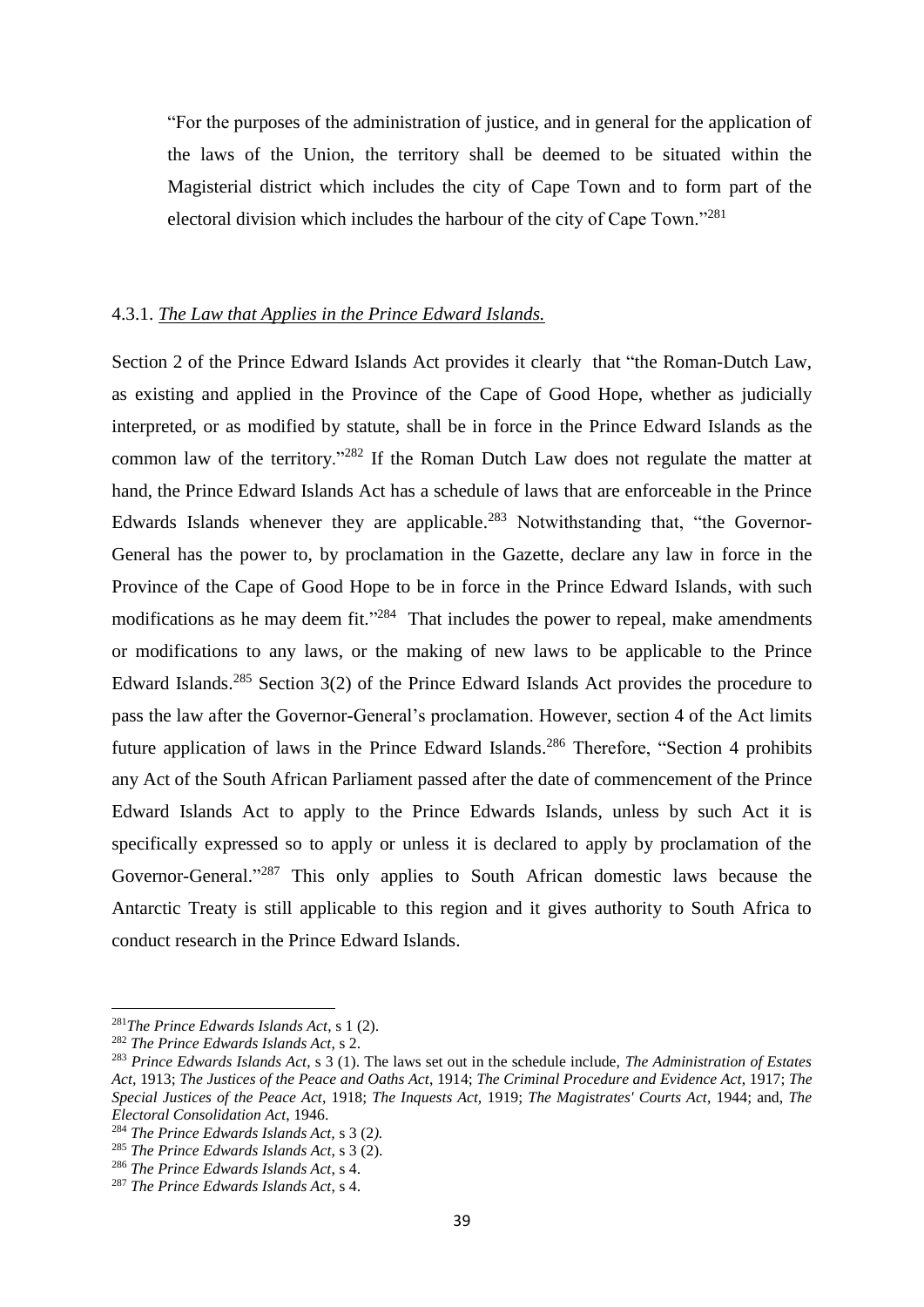> "For the purposes of the administration of justice, and in general for the application of the laws of the Union, the territory shall be deemed to be situated within the Magisterial district which includes the city of Cape Town and to form part of the electoral division which includes the harbour of the city of Cape Town."[281]

#### 4.3.1. *The Law that Applies in the Prince Edward Islands.*

Section 2 of the Prince Edward Islands Act provides it clearly that "the Roman-Dutch Law, as existing and applied in the Province of the Cape of Good Hope, whether as judicially interpreted, or as modified by statute, shall be in force in the Prince Edward Islands as the common law of the territory."[282] If the Roman Dutch Law does not regulate the matter at hand, the Prince Edward Islands Act has a schedule of laws that are enforceable in the Prince Edwards Islands whenever they are applicable.[283] Notwithstanding that, "the Governor-General has the power to, by proclamation in the Gazette, declare any law in force in the Province of the Cape of Good Hope to be in force in the Prince Edward Islands, with such modifications as he may deem fit."[284] That includes the power to repeal, make amendments or modifications to any laws, or the making of new laws to be applicable to the Prince Edward Islands.[285] Section 3(2) of the Prince Edward Islands Act provides the procedure to pass the law after the Governor-General's proclamation. However, section 4 of the Act limits future application of laws in the Prince Edward Islands.[286] Therefore, "Section 4 prohibits any Act of the South African Parliament passed after the date of commencement of the Prince Edward Islands Act to apply to the Prince Edwards Islands, unless by such Act it is specifically expressed so to apply or unless it is declared to apply by proclamation of the Governor-General."[287] This only applies to South African domestic laws because the Antarctic Treaty is still applicable to this region and it gives authority to South Africa to conduct research in the Prince Edward Islands.

---

[281] *The Prince Edwards Islands Act*, s 1 (2).

[282] *The Prince Edwards Islands Act*, s 2.

[283] *Prince Edwards Islands Act*, s 3 (1). The laws set out in the schedule include, *The Administration of Estates Act*, 1913; *The Justices of the Peace and Oaths Act*, 1914; *The Criminal Procedure and Evidence Act*, 1917; *The Special Justices of the Peace Act*, 1918; *The Inquests Act*, 1919; *The Magistrates' Courts Act*, 1944; and, *The Electoral Consolidation Act*, 1946.

[284] *The Prince Edwards Islands Act*, s 3 (2).

[285] *The Prince Edwards Islands Act*, s 3 (2).

[286] *The Prince Edwards Islands Act*, s 4.

[287] *The Prince Edwards Islands Act*, s 4.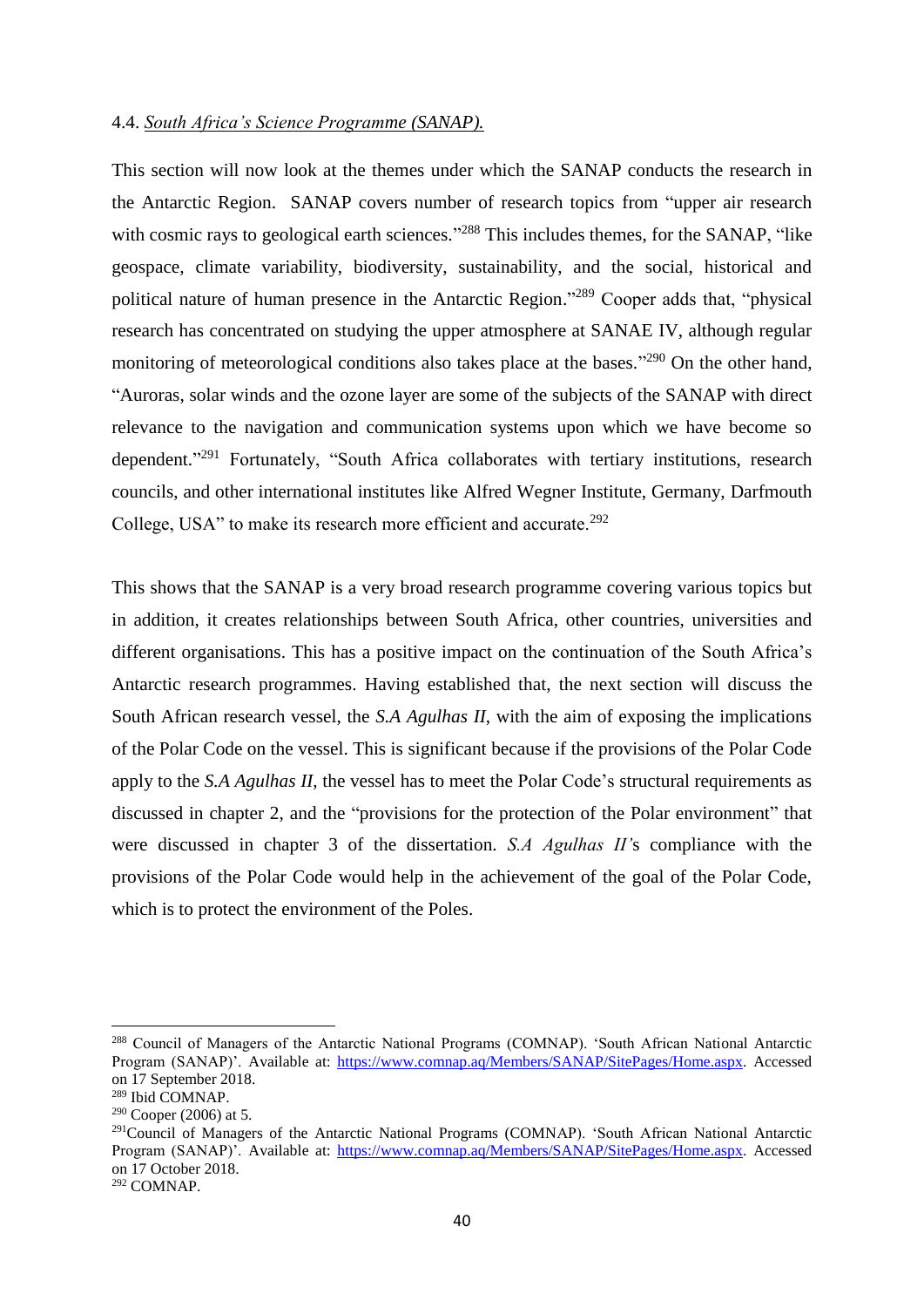4.4. *South Africa's Science Programme (SANAP).*

This section will now look at the themes under which the SANAP conducts the research in the Antarctic Region. SANAP covers number of research topics from "upper air research with cosmic rays to geological earth sciences."[288] This includes themes, for the SANAP, "like geospace, climate variability, biodiversity, sustainability, and the social, historical and political nature of human presence in the Antarctic Region."[289] Cooper adds that, "physical research has concentrated on studying the upper atmosphere at SANAE IV, although regular monitoring of meteorological conditions also takes place at the bases."[290] On the other hand, "Auroras, solar winds and the ozone layer are some of the subjects of the SANAP with direct relevance to the navigation and communication systems upon which we have become so dependent."[291] Fortunately, "South Africa collaborates with tertiary institutions, research councils, and other international institutes like Alfred Wegner Institute, Germany, Darfmouth College, USA" to make its research more efficient and accurate.[292]

This shows that the SANAP is a very broad research programme covering various topics but in addition, it creates relationships between South Africa, other countries, universities and different organisations. This has a positive impact on the continuation of the South Africa's Antarctic research programmes. Having established that, the next section will discuss the South African research vessel, the *S.A Agulhas II*, with the aim of exposing the implications of the Polar Code on the vessel. This is significant because if the provisions of the Polar Code apply to the *S.A Agulhas II*, the vessel has to meet the Polar Code's structural requirements as discussed in chapter 2, and the "provisions for the protection of the Polar environment" that were discussed in chapter 3 of the dissertation. *S.A Agulhas II*'s compliance with the provisions of the Polar Code would help in the achievement of the goal of the Polar Code, which is to protect the environment of the Poles.

---

[288] Council of Managers of the Antarctic National Programs (COMNAP). 'South African National Antarctic Program (SANAP)'. Available at: https://www.comnap.aq/Members/SANAP/SitePages/Home.aspx. Accessed on 17 September 2018.

[289] Ibid COMNAP.

[290] Cooper (2006) at 5.

[291] Council of Managers of the Antarctic National Programs (COMNAP). 'South African National Antarctic Program (SANAP)'. Available at: https://www.comnap.aq/Members/SANAP/SitePages/Home.aspx. Accessed on 17 October 2018.

[292] COMNAP.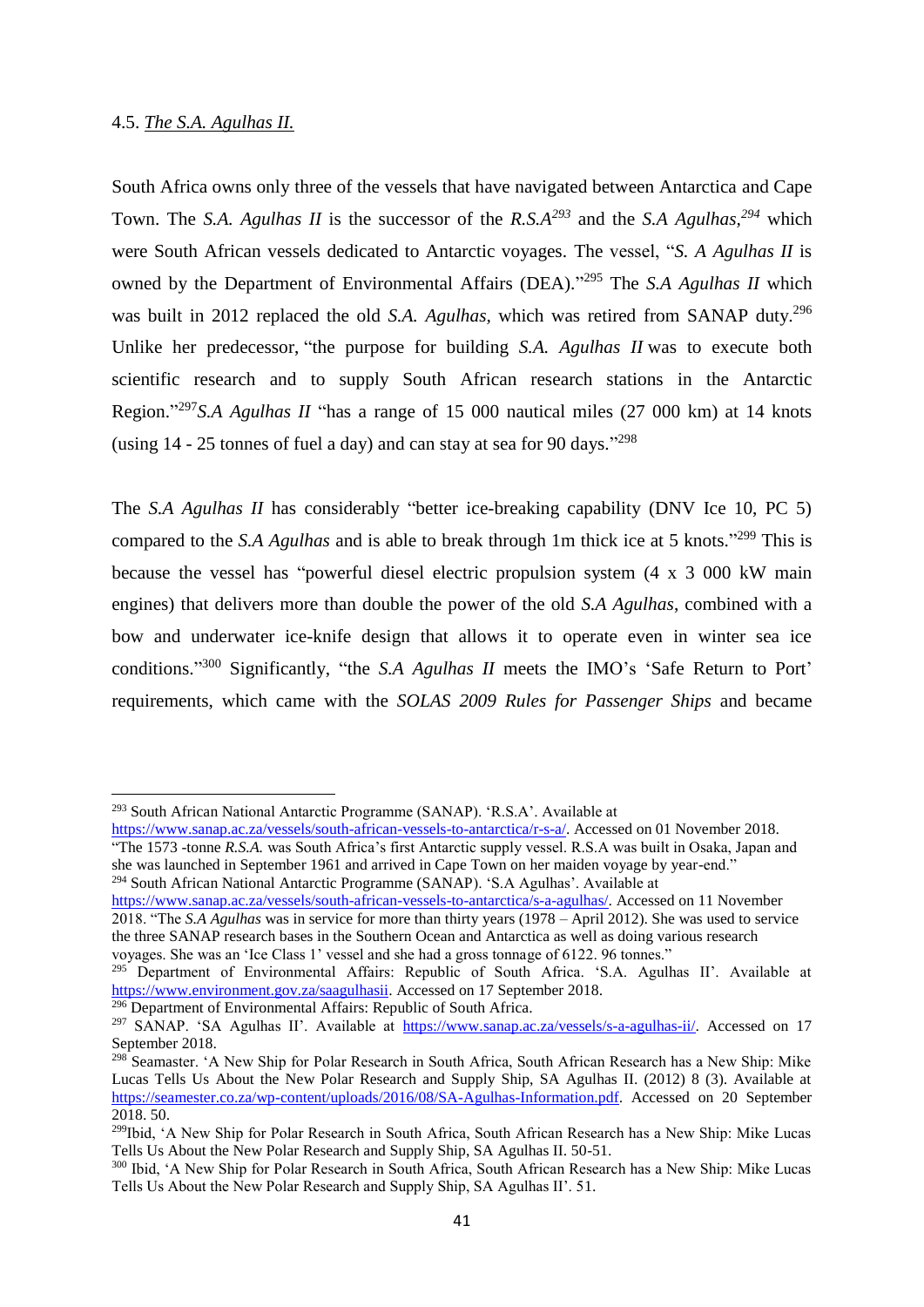### 4.5. *The S.A. Agulhas II.*

South Africa owns only three of the vessels that have navigated between Antarctica and Cape Town. The *S.A. Agulhas II* is the successor of the *R.S.A*[293] and the *S.A Agulhas,*[294] which were South African vessels dedicated to Antarctic voyages. The vessel, "*S. A Agulhas II* is owned by the Department of Environmental Affairs (DEA)."[295] The *S.A Agulhas II* which was built in 2012 replaced the old *S.A. Agulhas*, which was retired from SANAP duty.[296] Unlike her predecessor, "the purpose for building *S.A. Agulhas II* was to execute both scientific research and to supply South African research stations in the Antarctic Region."[297]*S.A Agulhas II* "has a range of 15 000 nautical miles (27 000 km) at 14 knots (using 14 - 25 tonnes of fuel a day) and can stay at sea for 90 days."[298]

The *S.A Agulhas II* has considerably "better ice-breaking capability (DNV Ice 10, PC 5) compared to the *S.A Agulhas* and is able to break through 1m thick ice at 5 knots."[299] This is because the vessel has "powerful diesel electric propulsion system (4 x 3 000 kW main engines) that delivers more than double the power of the old *S.A Agulhas*, combined with a bow and underwater ice-knife design that allows it to operate even in winter sea ice conditions."[300] Significantly, "the *S.A Agulhas II* meets the IMO's 'Safe Return to Port' requirements, which came with the *SOLAS 2009 Rules for Passenger Ships* and became

---

[293] South African National Antarctic Programme (SANAP). 'R.S.A'. Available at https://www.sanap.ac.za/vessels/south-african-vessels-to-antarctica/r-s-a/. Accessed on 01 November 2018. "The 1573 -tonne *R.S.A.* was South Africa's first Antarctic supply vessel. R.S.A was built in Osaka, Japan and she was launched in September 1961 and arrived in Cape Town on her maiden voyage by year-end."

[294] South African National Antarctic Programme (SANAP). 'S.A Agulhas'. Available at https://www.sanap.ac.za/vessels/south-african-vessels-to-antarctica/s-a-agulhas/. Accessed on 11 November 2018. "The *S.A Agulhas* was in service for more than thirty years (1978 – April 2012). She was used to service the three SANAP research bases in the Southern Ocean and Antarctica as well as doing various research voyages. She was an 'Ice Class 1' vessel and she had a gross tonnage of 6122. 96 tonnes."

[295] Department of Environmental Affairs: Republic of South Africa. 'S.A. Agulhas II'. Available at https://www.environment.gov.za/saagulhasii. Accessed on 17 September 2018.

[296] Department of Environmental Affairs: Republic of South Africa.

[297] SANAP. 'SA Agulhas II'. Available at https://www.sanap.ac.za/vessels/s-a-agulhas-ii/. Accessed on 17 September 2018.

[298] Seamaster. 'A New Ship for Polar Research in South Africa, South African Research has a New Ship: Mike Lucas Tells Us About the New Polar Research and Supply Ship, SA Agulhas II. (2012) 8 (3). Available at https://seamester.co.za/wp-content/uploads/2016/08/SA-Agulhas-Information.pdf. Accessed on 20 September 2018. 50.

[299] Ibid, 'A New Ship for Polar Research in South Africa, South African Research has a New Ship: Mike Lucas Tells Us About the New Polar Research and Supply Ship, SA Agulhas II. 50-51.

[300] Ibid, 'A New Ship for Polar Research in South Africa, South African Research has a New Ship: Mike Lucas Tells Us About the New Polar Research and Supply Ship, SA Agulhas II'. 51.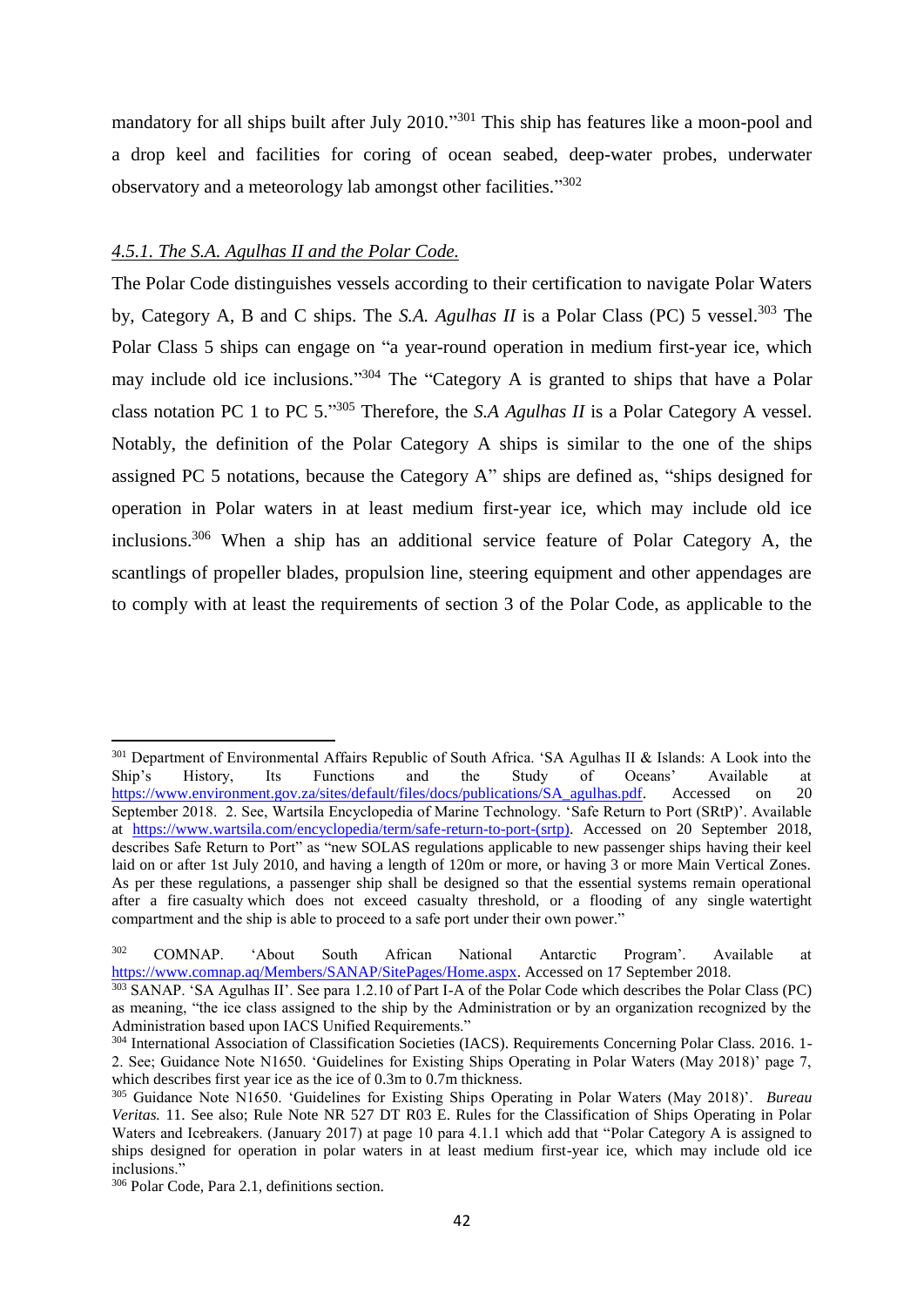mandatory for all ships built after July 2010."[301] This ship has features like a moon-pool and a drop keel and facilities for coring of ocean seabed, deep-water probes, underwater observatory and a meteorology lab amongst other facilities."[302]

### *4.5.1. The S.A. Agulhas II and the Polar Code.*

The Polar Code distinguishes vessels according to their certification to navigate Polar Waters by, Category A, B and C ships. The *S.A. Agulhas II* is a Polar Class (PC) 5 vessel.[303] The Polar Class 5 ships can engage on "a year-round operation in medium first-year ice, which may include old ice inclusions."[304] The "Category A is granted to ships that have a Polar class notation PC 1 to PC 5."[305] Therefore, the *S.A Agulhas II* is a Polar Category A vessel. Notably, the definition of the Polar Category A ships is similar to the one of the ships assigned PC 5 notations, because the Category A" ships are defined as, "ships designed for operation in Polar waters in at least medium first-year ice, which may include old ice inclusions.[306] When a ship has an additional service feature of Polar Category A, the scantlings of propeller blades, propulsion line, steering equipment and other appendages are to comply with at least the requirements of section 3 of the Polar Code, as applicable to the

---

[301] Department of Environmental Affairs Republic of South Africa. 'SA Agulhas II & Islands: A Look into the Ship's History, Its Functions and the Study of Oceans' Available at https://www.environment.gov.za/sites/default/files/docs/publications/SA_agulhas.pdf. Accessed on 20 September 2018. 2. See, Wartsila Encyclopedia of Marine Technology. 'Safe Return to Port (SRtP)'. Available at https://www.wartsila.com/encyclopedia/term/safe-return-to-port-(srtp). Accessed on 20 September 2018, describes Safe Return to Port" as "new SOLAS regulations applicable to new passenger ships having their keel laid on or after 1st July 2010, and having a length of 120m or more, or having 3 or more Main Vertical Zones. As per these regulations, a passenger ship shall be designed so that the essential systems remain operational after a fire casualty which does not exceed casualty threshold, or a flooding of any single watertight compartment and the ship is able to proceed to a safe port under their own power."

[302] COMNAP. 'About South African National Antarctic Program'. Available at https://www.comnap.aq/Members/SANAP/SitePages/Home.aspx. Accessed on 17 September 2018.

[303] SANAP. 'SA Agulhas II'. See para 1.2.10 of Part I-A of the Polar Code which describes the Polar Class (PC) as meaning, "the ice class assigned to the ship by the Administration or by an organization recognized by the Administration based upon IACS Unified Requirements."

[304] International Association of Classification Societies (IACS). Requirements Concerning Polar Class. 2016. 1-2. See; Guidance Note N1650. 'Guidelines for Existing Ships Operating in Polar Waters (May 2018)' page 7, which describes first year ice as the ice of 0.3m to 0.7m thickness.

[305] Guidance Note N1650. 'Guidelines for Existing Ships Operating in Polar Waters (May 2018)'. *Bureau Veritas.* 11. See also; Rule Note NR 527 DT R03 E. Rules for the Classification of Ships Operating in Polar Waters and Icebreakers. (January 2017) at page 10 para 4.1.1 which add that "Polar Category A is assigned to ships designed for operation in polar waters in at least medium first-year ice, which may include old ice inclusions."

[306] Polar Code, Para 2.1, definitions section.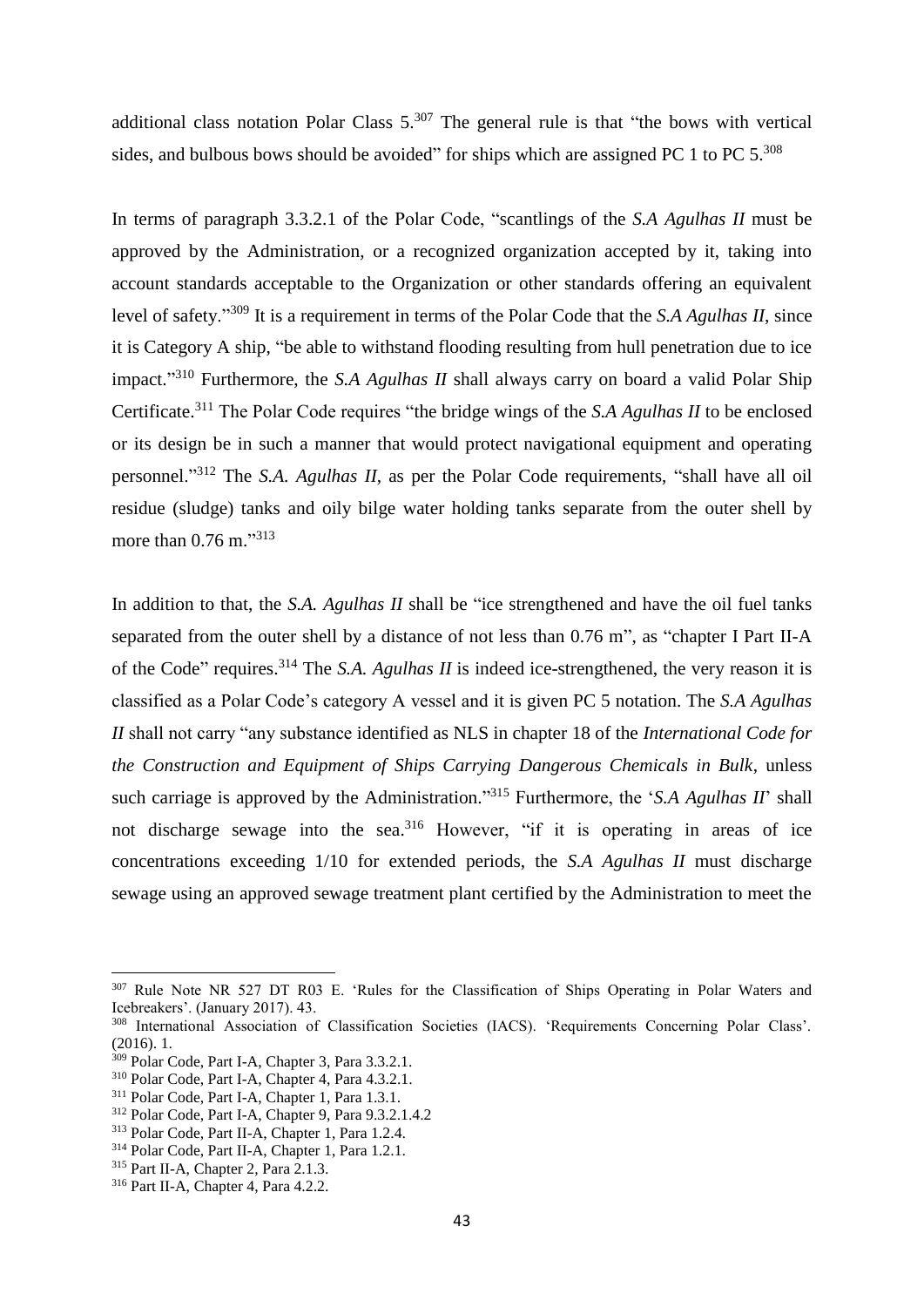additional class notation Polar Class 5.[307] The general rule is that "the bows with vertical sides, and bulbous bows should be avoided" for ships which are assigned PC 1 to PC 5.[308]

In terms of paragraph 3.3.2.1 of the Polar Code, "scantlings of the *S.A Agulhas II* must be approved by the Administration, or a recognized organization accepted by it, taking into account standards acceptable to the Organization or other standards offering an equivalent level of safety."[309] It is a requirement in terms of the Polar Code that the *S.A Agulhas II*, since it is Category A ship, "be able to withstand flooding resulting from hull penetration due to ice impact."[310] Furthermore, the *S.A Agulhas II* shall always carry on board a valid Polar Ship Certificate.[311] The Polar Code requires "the bridge wings of the *S.A Agulhas II* to be enclosed or its design be in such a manner that would protect navigational equipment and operating personnel."[312] The *S.A. Agulhas II*, as per the Polar Code requirements, "shall have all oil residue (sludge) tanks and oily bilge water holding tanks separate from the outer shell by more than 0.76 m."[313]

In addition to that, the *S.A. Agulhas II* shall be "ice strengthened and have the oil fuel tanks separated from the outer shell by a distance of not less than 0.76 m", as "chapter I Part II-A of the Code" requires.[314] The *S.A. Agulhas II* is indeed ice-strengthened, the very reason it is classified as a Polar Code's category A vessel and it is given PC 5 notation. The *S.A Agulhas II* shall not carry "any substance identified as NLS in chapter 18 of the *International Code for the Construction and Equipment of Ships Carrying Dangerous Chemicals in Bulk*, unless such carriage is approved by the Administration."[315] Furthermore, the '*S.A Agulhas II*' shall not discharge sewage into the sea.[316] However, "if it is operating in areas of ice concentrations exceeding 1/10 for extended periods, the *S.A Agulhas II* must discharge sewage using an approved sewage treatment plant certified by the Administration to meet the

---

[307] Rule Note NR 527 DT R03 E. 'Rules for the Classification of Ships Operating in Polar Waters and Icebreakers'. (January 2017). 43.

[308] International Association of Classification Societies (IACS). 'Requirements Concerning Polar Class'. (2016). 1.

[309] Polar Code, Part I-A, Chapter 3, Para 3.3.2.1.

[310] Polar Code, Part I-A, Chapter 4, Para 4.3.2.1.

[311] Polar Code, Part I-A, Chapter 1, Para 1.3.1.

[312] Polar Code, Part I-A, Chapter 9, Para 9.3.2.1.4.2

[313] Polar Code, Part II-A, Chapter 1, Para 1.2.4.

[314] Polar Code, Part II-A, Chapter 1, Para 1.2.1.

[315] Part II-A, Chapter 2, Para 2.1.3.

[316] Part II-A, Chapter 4, Para 4.2.2.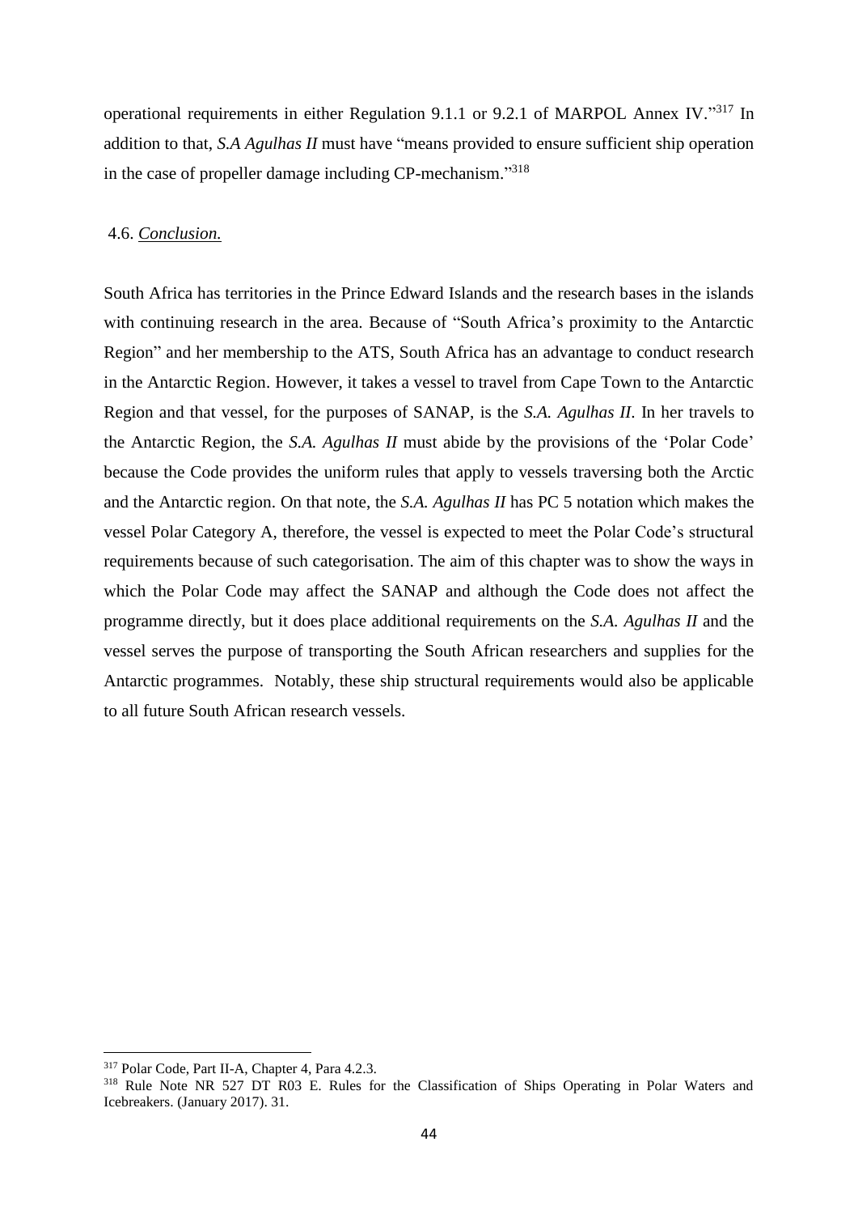operational requirements in either Regulation 9.1.1 or 9.2.1 of MARPOL Annex IV."[317] In addition to that, *S.A Agulhas II* must have "means provided to ensure sufficient ship operation in the case of propeller damage including CP-mechanism."[318]

### 4.6. *Conclusion.*

South Africa has territories in the Prince Edward Islands and the research bases in the islands with continuing research in the area. Because of "South Africa's proximity to the Antarctic Region" and her membership to the ATS, South Africa has an advantage to conduct research in the Antarctic Region. However, it takes a vessel to travel from Cape Town to the Antarctic Region and that vessel, for the purposes of SANAP, is the *S.A. Agulhas II*. In her travels to the Antarctic Region, the *S.A. Agulhas II* must abide by the provisions of the 'Polar Code' because the Code provides the uniform rules that apply to vessels traversing both the Arctic and the Antarctic region. On that note, the *S.A. Agulhas II* has PC 5 notation which makes the vessel Polar Category A, therefore, the vessel is expected to meet the Polar Code's structural requirements because of such categorisation. The aim of this chapter was to show the ways in which the Polar Code may affect the SANAP and although the Code does not affect the programme directly, but it does place additional requirements on the *S.A. Agulhas II* and the vessel serves the purpose of transporting the South African researchers and supplies for the Antarctic programmes. Notably, these ship structural requirements would also be applicable to all future South African research vessels.

---

[317] Polar Code, Part II-A, Chapter 4, Para 4.2.3.

[318] Rule Note NR 527 DT R03 E. Rules for the Classification of Ships Operating in Polar Waters and Icebreakers. (January 2017). 31.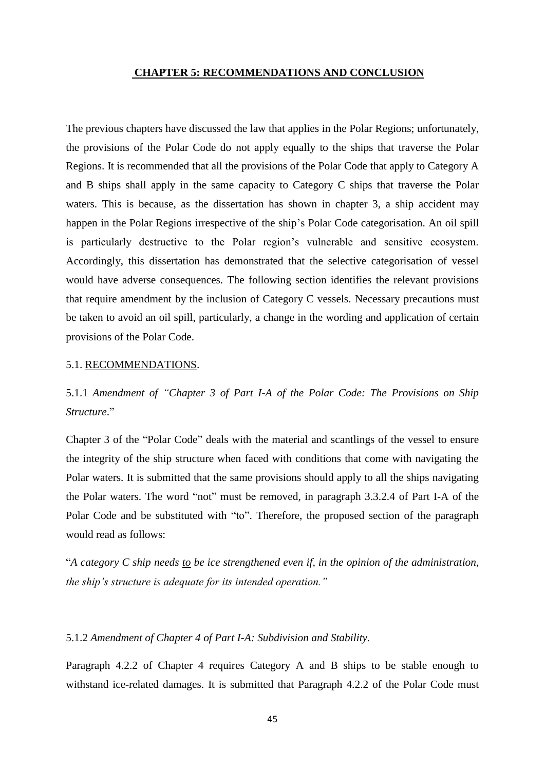## CHAPTER 5: RECOMMENDATIONS AND CONCLUSION

The previous chapters have discussed the law that applies in the Polar Regions; unfortunately, the provisions of the Polar Code do not apply equally to the ships that traverse the Polar Regions. It is recommended that all the provisions of the Polar Code that apply to Category A and B ships shall apply in the same capacity to Category C ships that traverse the Polar waters. This is because, as the dissertation has shown in chapter 3, a ship accident may happen in the Polar Regions irrespective of the ship's Polar Code categorisation. An oil spill is particularly destructive to the Polar region's vulnerable and sensitive ecosystem. Accordingly, this dissertation has demonstrated that the selective categorisation of vessel would have adverse consequences. The following section identifies the relevant provisions that require amendment by the inclusion of Category C vessels. Necessary precautions must be taken to avoid an oil spill, particularly, a change in the wording and application of certain provisions of the Polar Code.

### 5.1. RECOMMENDATIONS.

#### 5.1.1 *Amendment of "Chapter 3 of Part I-A of the Polar Code: The Provisions on Ship Structure*."

Chapter 3 of the "Polar Code" deals with the material and scantlings of the vessel to ensure the integrity of the ship structure when faced with conditions that come with navigating the Polar waters. It is submitted that the same provisions should apply to all the ships navigating the Polar waters. The word "not" must be removed, in paragraph 3.3.2.4 of Part I-A of the Polar Code and be substituted with "to". Therefore, the proposed section of the paragraph would read as follows:

"*A category C ship needs to be ice strengthened even if, in the opinion of the administration, the ship's structure is adequate for its intended operation.*"

#### 5.1.2 *Amendment of Chapter 4 of Part I-A: Subdivision and Stability.*

Paragraph 4.2.2 of Chapter 4 requires Category A and B ships to be stable enough to withstand ice-related damages. It is submitted that Paragraph 4.2.2 of the Polar Code must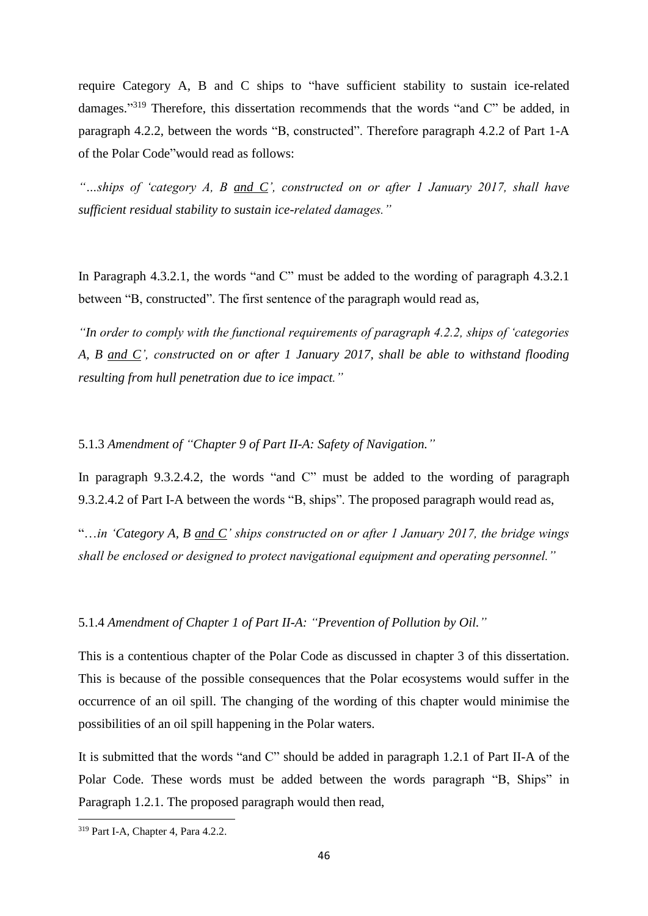require Category A, B and C ships to "have sufficient stability to sustain ice-related damages."[319] Therefore, this dissertation recommends that the words "and C" be added, in paragraph 4.2.2, between the words "B, constructed". Therefore paragraph 4.2.2 of Part 1-A of the Polar Code"would read as follows:

*"…ships of 'category A, B <u>and C</u>', constructed on or after 1 January 2017, shall have sufficient residual stability to sustain ice-related damages."*

In Paragraph 4.3.2.1, the words "and C" must be added to the wording of paragraph 4.3.2.1 between "B, constructed". The first sentence of the paragraph would read as,

*"In order to comply with the functional requirements of paragraph 4.2.2, ships of 'categories A, B <u>and C</u>', constructed on or after 1 January 2017, shall be able to withstand flooding resulting from hull penetration due to ice impact."*

5.1.3 *Amendment of "Chapter 9 of Part II-A: Safety of Navigation."*

In paragraph 9.3.2.4.2, the words "and C" must be added to the wording of paragraph 9.3.2.4.2 of Part I-A between the words "B, ships". The proposed paragraph would read as,

"…*in 'Category A, B <u>and C</u>' ships constructed on or after 1 January 2017, the bridge wings shall be enclosed or designed to protect navigational equipment and operating personnel."*

5.1.4 *Amendment of Chapter 1 of Part II-A: "Prevention of Pollution by Oil."*

This is a contentious chapter of the Polar Code as discussed in chapter 3 of this dissertation. This is because of the possible consequences that the Polar ecosystems would suffer in the occurrence of an oil spill. The changing of the wording of this chapter would minimise the possibilities of an oil spill happening in the Polar waters.

It is submitted that the words "and C" should be added in paragraph 1.2.1 of Part II-A of the Polar Code. These words must be added between the words paragraph "B, Ships" in Paragraph 1.2.1. The proposed paragraph would then read,

[319] Part I-A, Chapter 4, Para 4.2.2.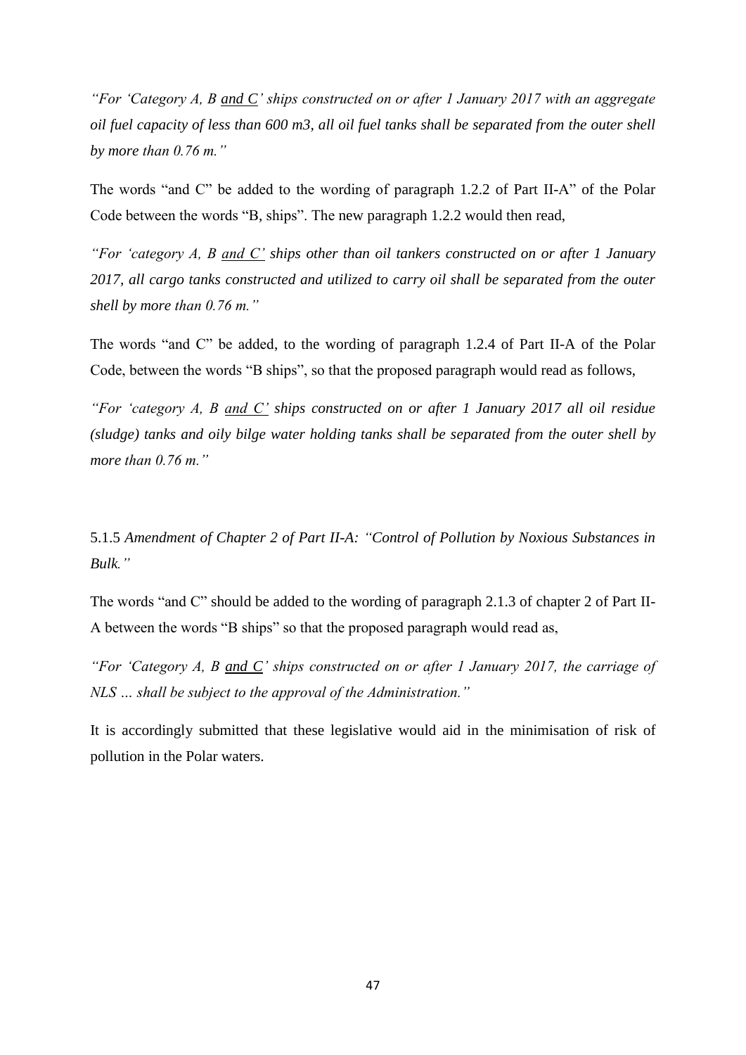*"For 'Category A, B <u>and C</u>' ships constructed on or after 1 January 2017 with an aggregate oil fuel capacity of less than 600 m3, all oil fuel tanks shall be separated from the outer shell by more than 0.76 m."*

The words "and C" be added to the wording of paragraph 1.2.2 of Part II-A" of the Polar Code between the words "B, ships". The new paragraph 1.2.2 would then read,

*"For 'category A, B <u>and C'</u> ships other than oil tankers constructed on or after 1 January 2017, all cargo tanks constructed and utilized to carry oil shall be separated from the outer shell by more than 0.76 m."*

The words "and C" be added, to the wording of paragraph 1.2.4 of Part II-A of the Polar Code, between the words "B ships", so that the proposed paragraph would read as follows,

*"For 'category A, B <u>and C'</u> ships constructed on or after 1 January 2017 all oil residue (sludge) tanks and oily bilge water holding tanks shall be separated from the outer shell by more than 0.76 m."*

5.1.5 *Amendment of Chapter 2 of Part II-A: "Control of Pollution by Noxious Substances in Bulk."*

The words "and C" should be added to the wording of paragraph 2.1.3 of chapter 2 of Part II-A between the words "B ships" so that the proposed paragraph would read as,

*"For 'Category A, B <u>and C</u>' ships constructed on or after 1 January 2017, the carriage of NLS … shall be subject to the approval of the Administration."*

It is accordingly submitted that these legislative would aid in the minimisation of risk of pollution in the Polar waters.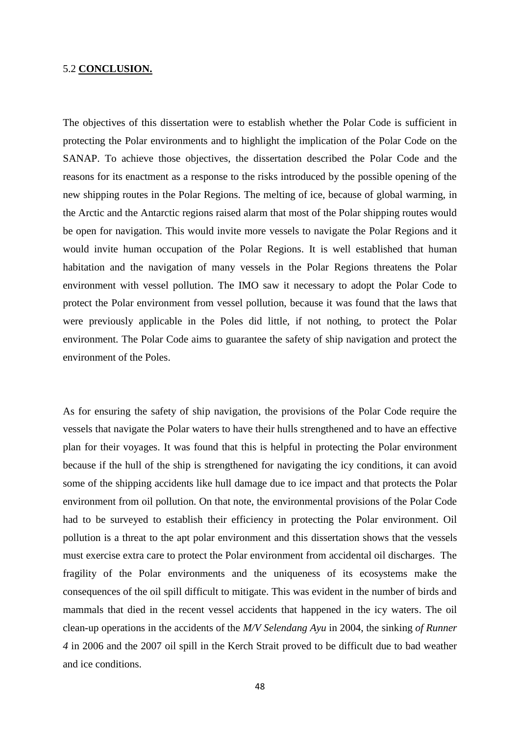## 5.2 **CONCLUSION.**

The objectives of this dissertation were to establish whether the Polar Code is sufficient in protecting the Polar environments and to highlight the implication of the Polar Code on the SANAP. To achieve those objectives, the dissertation described the Polar Code and the reasons for its enactment as a response to the risks introduced by the possible opening of the new shipping routes in the Polar Regions. The melting of ice, because of global warming, in the Arctic and the Antarctic regions raised alarm that most of the Polar shipping routes would be open for navigation. This would invite more vessels to navigate the Polar Regions and it would invite human occupation of the Polar Regions. It is well established that human habitation and the navigation of many vessels in the Polar Regions threatens the Polar environment with vessel pollution. The IMO saw it necessary to adopt the Polar Code to protect the Polar environment from vessel pollution, because it was found that the laws that were previously applicable in the Poles did little, if not nothing, to protect the Polar environment. The Polar Code aims to guarantee the safety of ship navigation and protect the environment of the Poles.

As for ensuring the safety of ship navigation, the provisions of the Polar Code require the vessels that navigate the Polar waters to have their hulls strengthened and to have an effective plan for their voyages. It was found that this is helpful in protecting the Polar environment because if the hull of the ship is strengthened for navigating the icy conditions, it can avoid some of the shipping accidents like hull damage due to ice impact and that protects the Polar environment from oil pollution. On that note, the environmental provisions of the Polar Code had to be surveyed to establish their efficiency in protecting the Polar environment. Oil pollution is a threat to the apt polar environment and this dissertation shows that the vessels must exercise extra care to protect the Polar environment from accidental oil discharges. The fragility of the Polar environments and the uniqueness of its ecosystems make the consequences of the oil spill difficult to mitigate. This was evident in the number of birds and mammals that died in the recent vessel accidents that happened in the icy waters. The oil clean-up operations in the accidents of the *M/V Selendang Ayu* in 2004, the sinking *of Runner 4* in 2006 and the 2007 oil spill in the Kerch Strait proved to be difficult due to bad weather and ice conditions.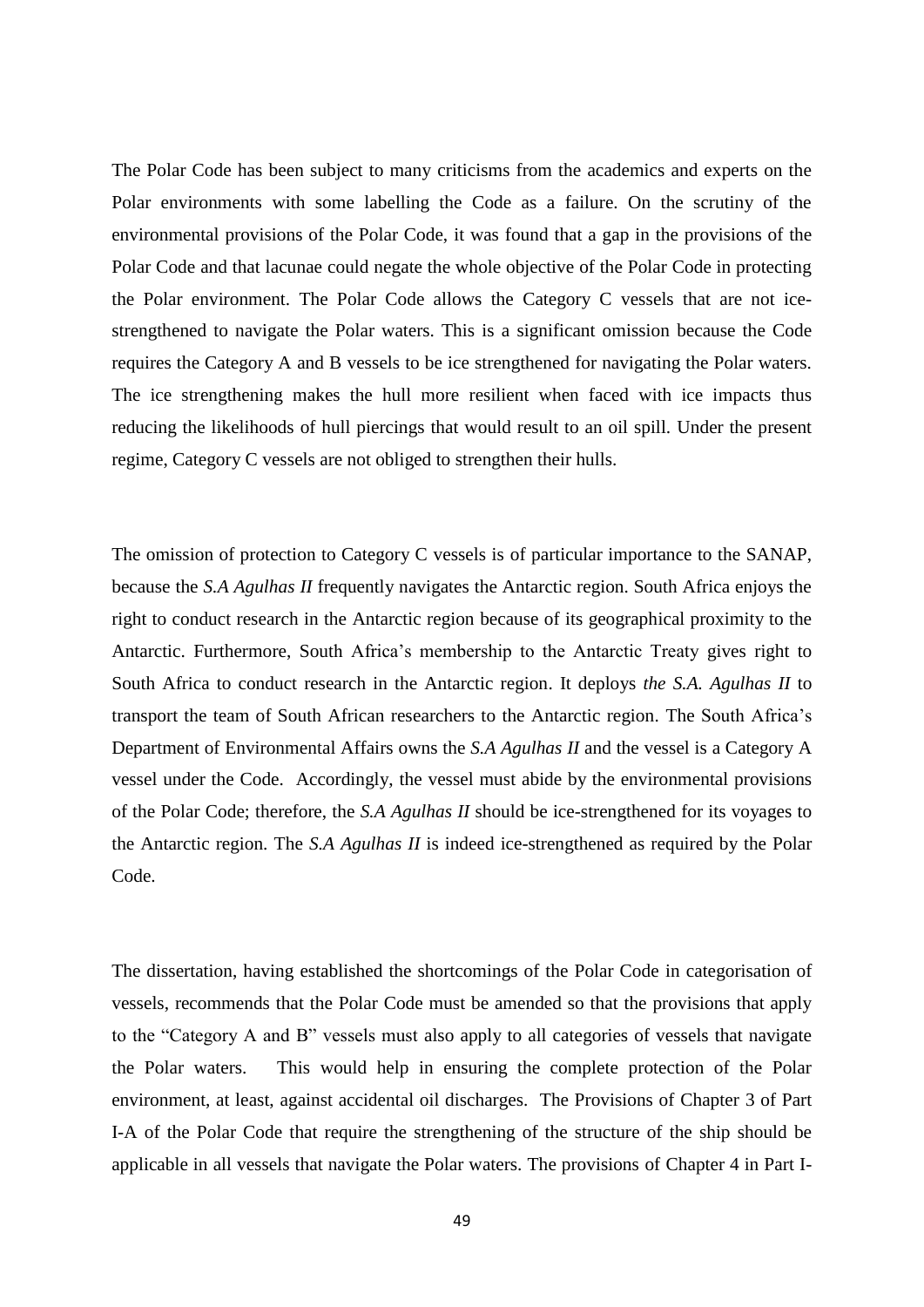The Polar Code has been subject to many criticisms from the academics and experts on the Polar environments with some labelling the Code as a failure. On the scrutiny of the environmental provisions of the Polar Code, it was found that a gap in the provisions of the Polar Code and that lacunae could negate the whole objective of the Polar Code in protecting the Polar environment. The Polar Code allows the Category C vessels that are not ice-strengthened to navigate the Polar waters. This is a significant omission because the Code requires the Category A and B vessels to be ice strengthened for navigating the Polar waters. The ice strengthening makes the hull more resilient when faced with ice impacts thus reducing the likelihoods of hull piercings that would result to an oil spill. Under the present regime, Category C vessels are not obliged to strengthen their hulls.

The omission of protection to Category C vessels is of particular importance to the SANAP, because the *S.A Agulhas II* frequently navigates the Antarctic region. South Africa enjoys the right to conduct research in the Antarctic region because of its geographical proximity to the Antarctic. Furthermore, South Africa's membership to the Antarctic Treaty gives right to South Africa to conduct research in the Antarctic region. It deploys *the S.A. Agulhas II* to transport the team of South African researchers to the Antarctic region. The South Africa's Department of Environmental Affairs owns the *S.A Agulhas II* and the vessel is a Category A vessel under the Code. Accordingly, the vessel must abide by the environmental provisions of the Polar Code; therefore, the *S.A Agulhas II* should be ice-strengthened for its voyages to the Antarctic region. The *S.A Agulhas II* is indeed ice-strengthened as required by the Polar Code.

The dissertation, having established the shortcomings of the Polar Code in categorisation of vessels, recommends that the Polar Code must be amended so that the provisions that apply to the "Category A and B" vessels must also apply to all categories of vessels that navigate the Polar waters. This would help in ensuring the complete protection of the Polar environment, at least, against accidental oil discharges. The Provisions of Chapter 3 of Part I-A of the Polar Code that require the strengthening of the structure of the ship should be applicable in all vessels that navigate the Polar waters. The provisions of Chapter 4 in Part I-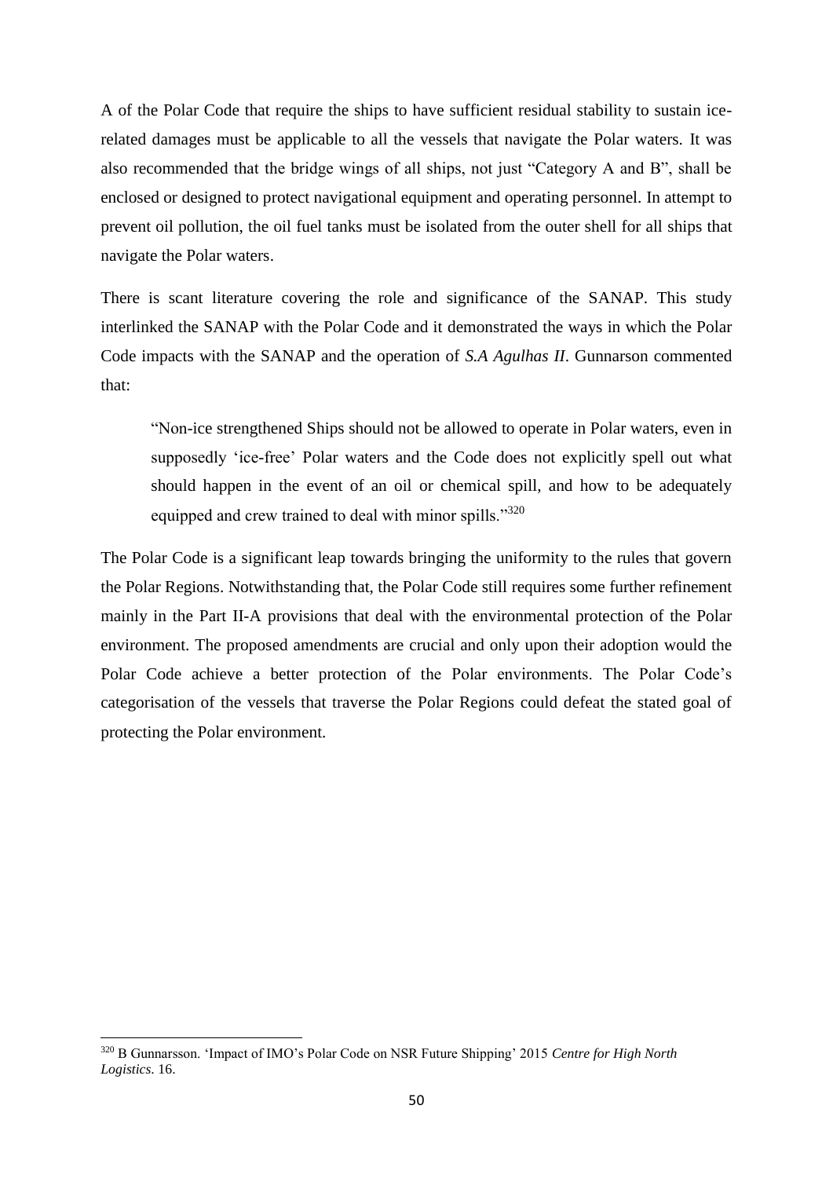A of the Polar Code that require the ships to have sufficient residual stability to sustain ice-related damages must be applicable to all the vessels that navigate the Polar waters. It was also recommended that the bridge wings of all ships, not just "Category A and B", shall be enclosed or designed to protect navigational equipment and operating personnel. In attempt to prevent oil pollution, the oil fuel tanks must be isolated from the outer shell for all ships that navigate the Polar waters.

There is scant literature covering the role and significance of the SANAP. This study interlinked the SANAP with the Polar Code and it demonstrated the ways in which the Polar Code impacts with the SANAP and the operation of *S.A Agulhas II*. Gunnarson commented that:

> "Non-ice strengthened Ships should not be allowed to operate in Polar waters, even in supposedly 'ice-free' Polar waters and the Code does not explicitly spell out what should happen in the event of an oil or chemical spill, and how to be adequately equipped and crew trained to deal with minor spills."[320]

The Polar Code is a significant leap towards bringing the uniformity to the rules that govern the Polar Regions. Notwithstanding that, the Polar Code still requires some further refinement mainly in the Part II-A provisions that deal with the environmental protection of the Polar environment. The proposed amendments are crucial and only upon their adoption would the Polar Code achieve a better protection of the Polar environments. The Polar Code's categorisation of the vessels that traverse the Polar Regions could defeat the stated goal of protecting the Polar environment.

---

[320] B Gunnarsson. 'Impact of IMO's Polar Code on NSR Future Shipping' 2015 *Centre for High North Logistics*. 16.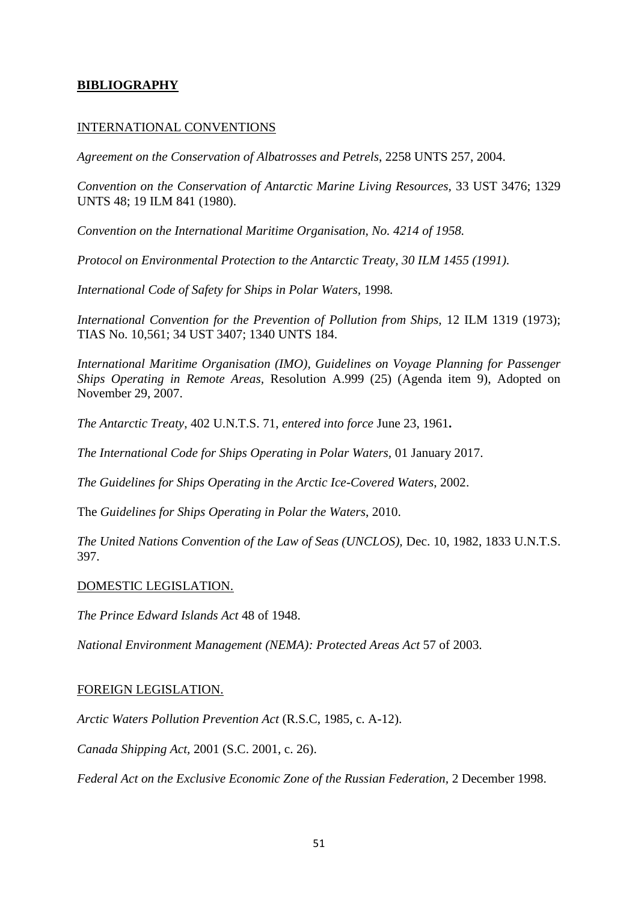## **BIBLIOGRAPHY**

INTERNATIONAL CONVENTIONS

*Agreement on the Conservation of Albatrosses and Petrels*, 2258 UNTS 257, 2004.

*Convention on the Conservation of Antarctic Marine Living Resources,* 33 UST 3476; 1329 UNTS 48; 19 ILM 841 (1980).

*Convention on the International Maritime Organisation, No. 4214 of 1958.*

*Protocol on Environmental Protection to the Antarctic Treaty, 30 ILM 1455 (1991).*

*International Code of Safety for Ships in Polar Waters*, 1998.

*International Convention for the Prevention of Pollution from Ships,* 12 ILM 1319 (1973); TIAS No. 10,561; 34 UST 3407; 1340 UNTS 184.

*International Maritime Organisation (IMO), Guidelines on Voyage Planning for Passenger Ships Operating in Remote Areas,* Resolution A.999 (25) (Agenda item 9), Adopted on November 29, 2007.

*The Antarctic Treaty,* 402 U.N.T.S. 71, *entered into force* June 23, 1961**.**

*The International Code for Ships Operating in Polar Waters,* 01 January 2017.

*The Guidelines for Ships Operating in the Arctic Ice-Covered Waters,* 2002.

The *Guidelines for Ships Operating in Polar the Waters*, 2010.

*The United Nations Convention of the Law of Seas (UNCLOS),* Dec. 10, 1982, 1833 U.N.T.S. 397.

DOMESTIC LEGISLATION.

*The Prince Edward Islands Act* 48 of 1948.

*National Environment Management (NEMA): Protected Areas Act* 57 of 2003.

FOREIGN LEGISLATION.

*Arctic Waters Pollution Prevention Act* (R.S.C, 1985, c. A-12).

*Canada Shipping Act,* 2001 (S.C. 2001, c. 26).

*Federal Act on the Exclusive Economic Zone of the Russian Federation,* 2 December 1998.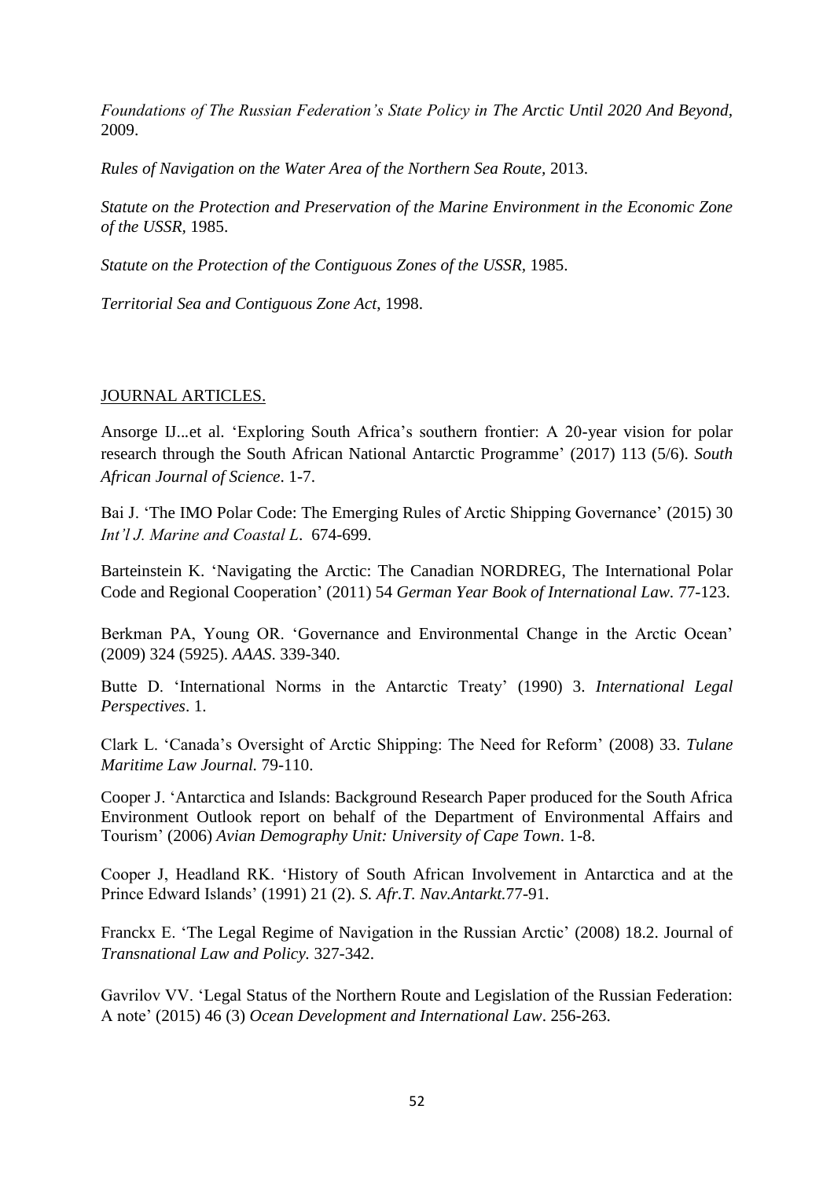*Foundations of The Russian Federation's State Policy in The Arctic Until 2020 And Beyond*, 2009.

*Rules of Navigation on the Water Area of the Northern Sea Route*, 2013.

*Statute on the Protection and Preservation of the Marine Environment in the Economic Zone of the USSR*, 1985.

*Statute on the Protection of the Contiguous Zones of the USSR*, 1985.

*Territorial Sea and Contiguous Zone Act*, 1998.

JOURNAL ARTICLES.

Ansorge IJ...et al. 'Exploring South Africa's southern frontier: A 20-year vision for polar research through the South African National Antarctic Programme' (2017) 113 (5/6). *South African Journal of Science*. 1-7.

Bai J. 'The IMO Polar Code: The Emerging Rules of Arctic Shipping Governance' (2015) 30 *Int'l J. Marine and Coastal L*. 674-699.

Barteinstein K. 'Navigating the Arctic: The Canadian NORDREG, The International Polar Code and Regional Cooperation' (2011) 54 *German Year Book of International Law*. 77-123.

Berkman PA, Young OR. 'Governance and Environmental Change in the Arctic Ocean' (2009) 324 (5925). *AAAS*. 339-340.

Butte D. 'International Norms in the Antarctic Treaty' (1990) 3. *International Legal Perspectives*. 1.

Clark L. 'Canada's Oversight of Arctic Shipping: The Need for Reform' (2008) 33. *Tulane Maritime Law Journal*. 79-110.

Cooper J. 'Antarctica and Islands: Background Research Paper produced for the South Africa Environment Outlook report on behalf of the Department of Environmental Affairs and Tourism' (2006) *Avian Demography Unit: University of Cape Town*. 1-8.

Cooper J, Headland RK. 'History of South African Involvement in Antarctica and at the Prince Edward Islands' (1991) 21 (2). *S. Afr.T. Nav.Antarkt.*77-91.

Franckx E. 'The Legal Regime of Navigation in the Russian Arctic' (2008) 18.2. Journal of *Transnational Law and Policy*. 327-342.

Gavrilov VV. 'Legal Status of the Northern Route and Legislation of the Russian Federation: A note' (2015) 46 (3) *Ocean Development and International Law*. 256-263.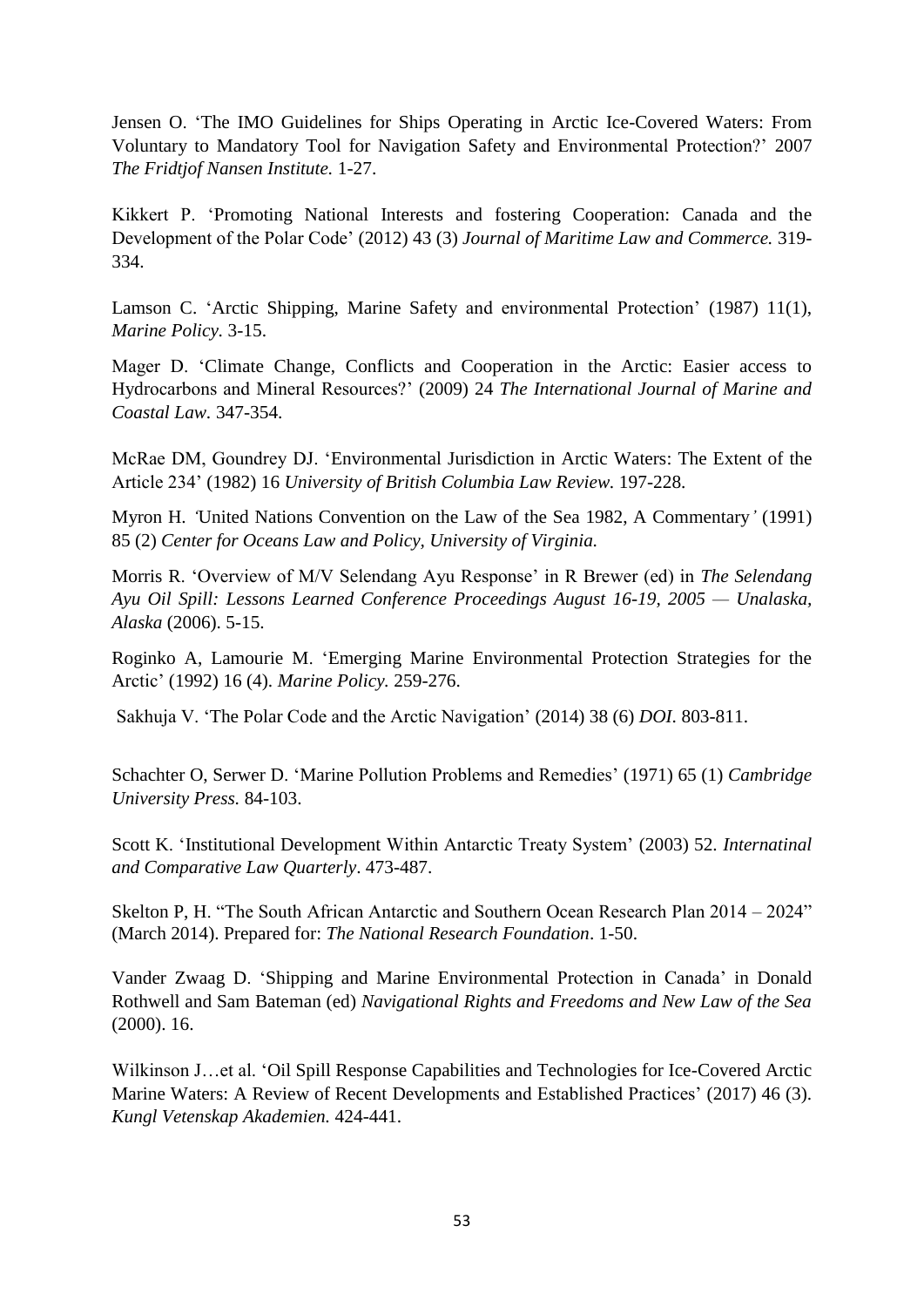Jensen O. 'The IMO Guidelines for Ships Operating in Arctic Ice-Covered Waters: From Voluntary to Mandatory Tool for Navigation Safety and Environmental Protection?' 2007 *The Fridtjof Nansen Institute.* 1-27.

Kikkert P. 'Promoting National Interests and fostering Cooperation: Canada and the Development of the Polar Code' (2012) 43 (3) *Journal of Maritime Law and Commerce.* 319-334.

Lamson C. 'Arctic Shipping, Marine Safety and environmental Protection' (1987) 11(1), *Marine Policy.* 3-15.

Mager D. 'Climate Change, Conflicts and Cooperation in the Arctic: Easier access to Hydrocarbons and Mineral Resources?' (2009) 24 *The International Journal of Marine and Coastal Law.* 347-354.

McRae DM, Goundrey DJ. 'Environmental Jurisdiction in Arctic Waters: The Extent of the Article 234' (1982) 16 *University of British Columbia Law Review.* 197-228.

Myron H. *'*United Nations Convention on the Law of the Sea 1982, A Commentary*'* (1991) 85 (2) *Center for Oceans Law and Policy, University of Virginia.*

Morris R. 'Overview of M/V Selendang Ayu Response' in R Brewer (ed) in *The Selendang Ayu Oil Spill: Lessons Learned Conference Proceedings August 16-19, 2005 — Unalaska, Alaska* (2006). 5-15.

Roginko A, Lamourie M. 'Emerging Marine Environmental Protection Strategies for the Arctic' (1992) 16 (4). *Marine Policy.* 259-276.

Sakhuja V. 'The Polar Code and the Arctic Navigation' (2014) 38 (6) *DOI.* 803-811.

Schachter O, Serwer D. 'Marine Pollution Problems and Remedies' (1971) 65 (1) *Cambridge University Press.* 84-103.

Scott K. 'Institutional Development Within Antarctic Treaty System' (2003) 52. *Internatinal and Comparative Law Quarterly*. 473-487.

Skelton P, H. "The South African Antarctic and Southern Ocean Research Plan 2014 – 2024" (March 2014). Prepared for: *The National Research Foundation*. 1-50.

Vander Zwaag D. 'Shipping and Marine Environmental Protection in Canada' in Donald Rothwell and Sam Bateman (ed) *Navigational Rights and Freedoms and New Law of the Sea* (2000). 16.

Wilkinson J…et al. 'Oil Spill Response Capabilities and Technologies for Ice-Covered Arctic Marine Waters: A Review of Recent Developments and Established Practices' (2017) 46 (3). *Kungl Vetenskap Akademien.* 424-441.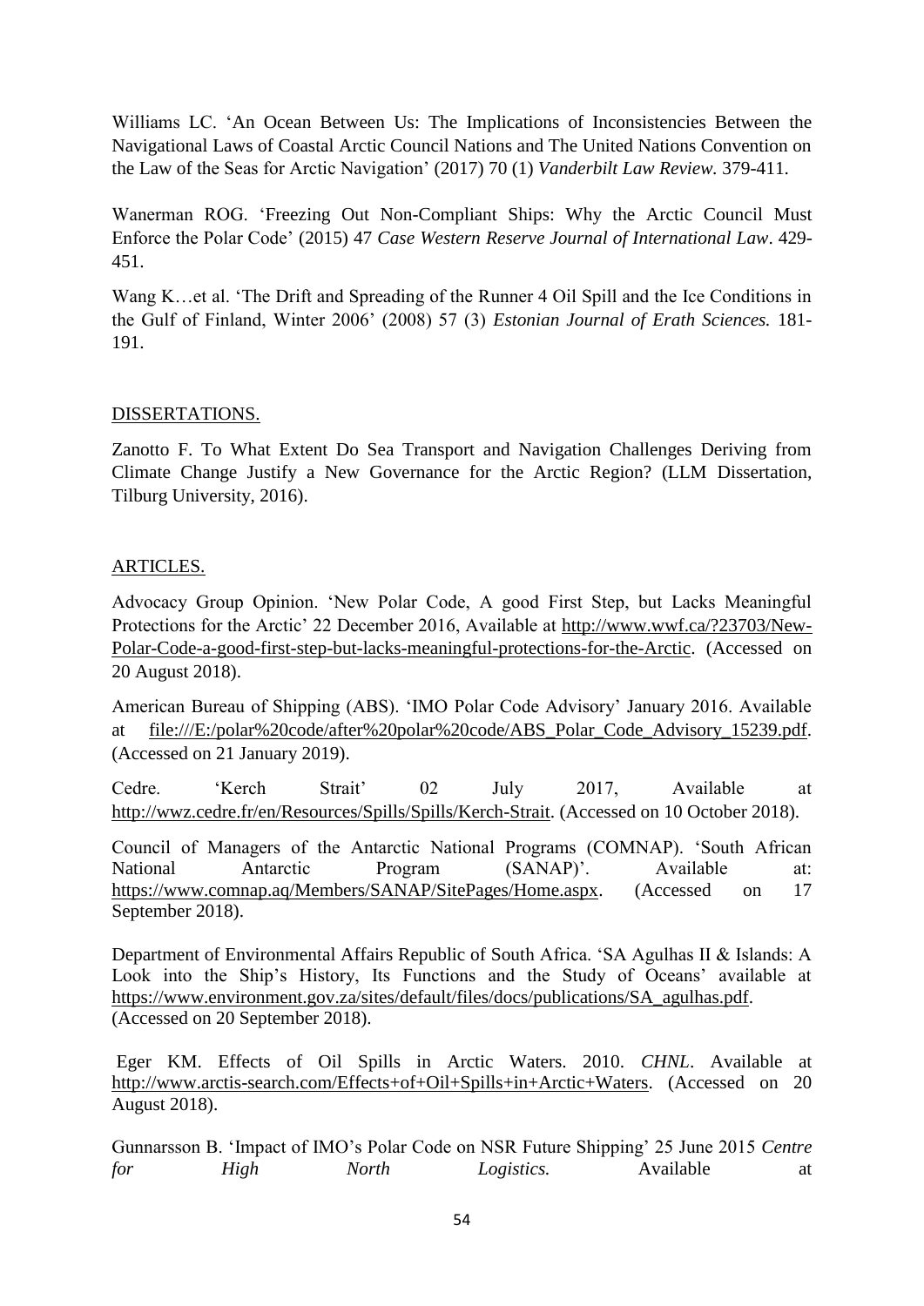Williams LC. 'An Ocean Between Us: The Implications of Inconsistencies Between the Navigational Laws of Coastal Arctic Council Nations and The United Nations Convention on the Law of the Seas for Arctic Navigation' (2017) 70 (1) *Vanderbilt Law Review.* 379-411.

Wanerman ROG. 'Freezing Out Non-Compliant Ships: Why the Arctic Council Must Enforce the Polar Code' (2015) 47 *Case Western Reserve Journal of International Law*. 429-451.

Wang K…et al. 'The Drift and Spreading of the Runner 4 Oil Spill and the Ice Conditions in the Gulf of Finland, Winter 2006' (2008) 57 (3) *Estonian Journal of Erath Sciences.* 181-191.

## DISSERTATIONS.

Zanotto F. To What Extent Do Sea Transport and Navigation Challenges Deriving from Climate Change Justify a New Governance for the Arctic Region? (LLM Dissertation, Tilburg University, 2016).

## ARTICLES.

Advocacy Group Opinion. 'New Polar Code, A good First Step, but Lacks Meaningful Protections for the Arctic' 22 December 2016, Available at http://www.wwf.ca/?23703/New-Polar-Code-a-good-first-step-but-lacks-meaningful-protections-for-the-Arctic. (Accessed on 20 August 2018).

American Bureau of Shipping (ABS). 'IMO Polar Code Advisory' January 2016. Available at file:///E:/polar%20code/after%20polar%20code/ABS_Polar_Code_Advisory_15239.pdf. (Accessed on 21 January 2019).

Cedre. 'Kerch Strait' 02 July 2017, Available at http://wwz.cedre.fr/en/Resources/Spills/Spills/Kerch-Strait. (Accessed on 10 October 2018).

Council of Managers of the Antarctic National Programs (COMNAP). 'South African National Antarctic Program (SANAP)'. Available at: https://www.comnap.aq/Members/SANAP/SitePages/Home.aspx. (Accessed on 17 September 2018).

Department of Environmental Affairs Republic of South Africa. 'SA Agulhas II & Islands: A Look into the Ship's History, Its Functions and the Study of Oceans' available at https://www.environment.gov.za/sites/default/files/docs/publications/SA_agulhas.pdf. (Accessed on 20 September 2018).

Eger KM. Effects of Oil Spills in Arctic Waters. 2010. *CHNL*. Available at http://www.arctis-search.com/Effects+of+Oil+Spills+in+Arctic+Waters. (Accessed on 20 August 2018).

Gunnarsson B. 'Impact of IMO's Polar Code on NSR Future Shipping' 25 June 2015 *Centre for High North Logistics.* Available at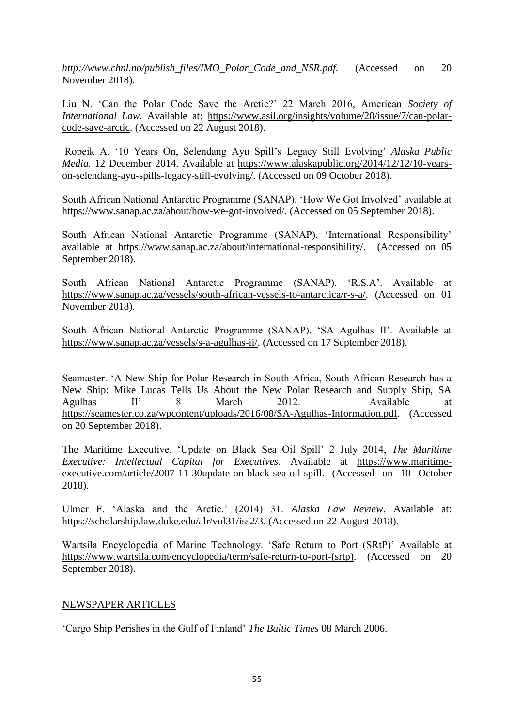*http://www.chnl.no/publish_files/IMO_Polar_Code_and_NSR.pdf.* (Accessed on 20 November 2018).

Liu N. 'Can the Polar Code Save the Arctic?' 22 March 2016, American *Society of International Law*. Available at: https://www.asil.org/insights/volume/20/issue/7/can-polar-code-save-arctic. (Accessed on 22 August 2018).

Ropeik A. '10 Years On, Selendang Ayu Spill's Legacy Still Evolving' *Alaska Public Media*. 12 December 2014. Available at https://www.alaskapublic.org/2014/12/12/10-years-on-selendang-ayu-spills-legacy-still-evolving/. (Accessed on 09 October 2018).

South African National Antarctic Programme (SANAP). 'How We Got Involved' available at https://www.sanap.ac.za/about/how-we-got-involved/. (Accessed on 05 September 2018).

South African National Antarctic Programme (SANAP). 'International Responsibility' available at https://www.sanap.ac.za/about/international-responsibility/. (Accessed on 05 September 2018).

South African National Antarctic Programme (SANAP). 'R.S.A'. Available at https://www.sanap.ac.za/vessels/south-african-vessels-to-antarctica/r-s-a/. (Accessed on 01 November 2018).

South African National Antarctic Programme (SANAP). 'SA Agulhas II'. Available at https://www.sanap.ac.za/vessels/s-a-agulhas-ii/. (Accessed on 17 September 2018).

Seamaster. 'A New Ship for Polar Research in South Africa, South African Research has a New Ship: Mike Lucas Tells Us About the New Polar Research and Supply Ship, SA Agulhas II' 8 March 2012. Available at https://seamester.co.za/wpcontent/uploads/2016/08/SA-Agulhas-Information.pdf. (Accessed on 20 September 2018).

The Maritime Executive. 'Update on Black Sea Oil Spill' 2 July 2014, *The Maritime Executive: Intellectual Capital for Executives*. Available at https://www.maritime-executive.com/article/2007-11-30update-on-black-sea-oil-spill. (Accessed on 10 October 2018).

Ulmer F. 'Alaska and the Arctic.' (2014) 31. *Alaska Law Review*. Available at: https://scholarship.law.duke.edu/alr/vol31/iss2/3. (Accessed on 22 August 2018).

Wartsila Encyclopedia of Marine Technology. 'Safe Return to Port (SRtP)' Available at https://www.wartsila.com/encyclopedia/term/safe-return-to-port-(srtp). (Accessed on 20 September 2018).

NEWSPAPER ARTICLES

'Cargo Ship Perishes in the Gulf of Finland' *The Baltic Times* 08 March 2006.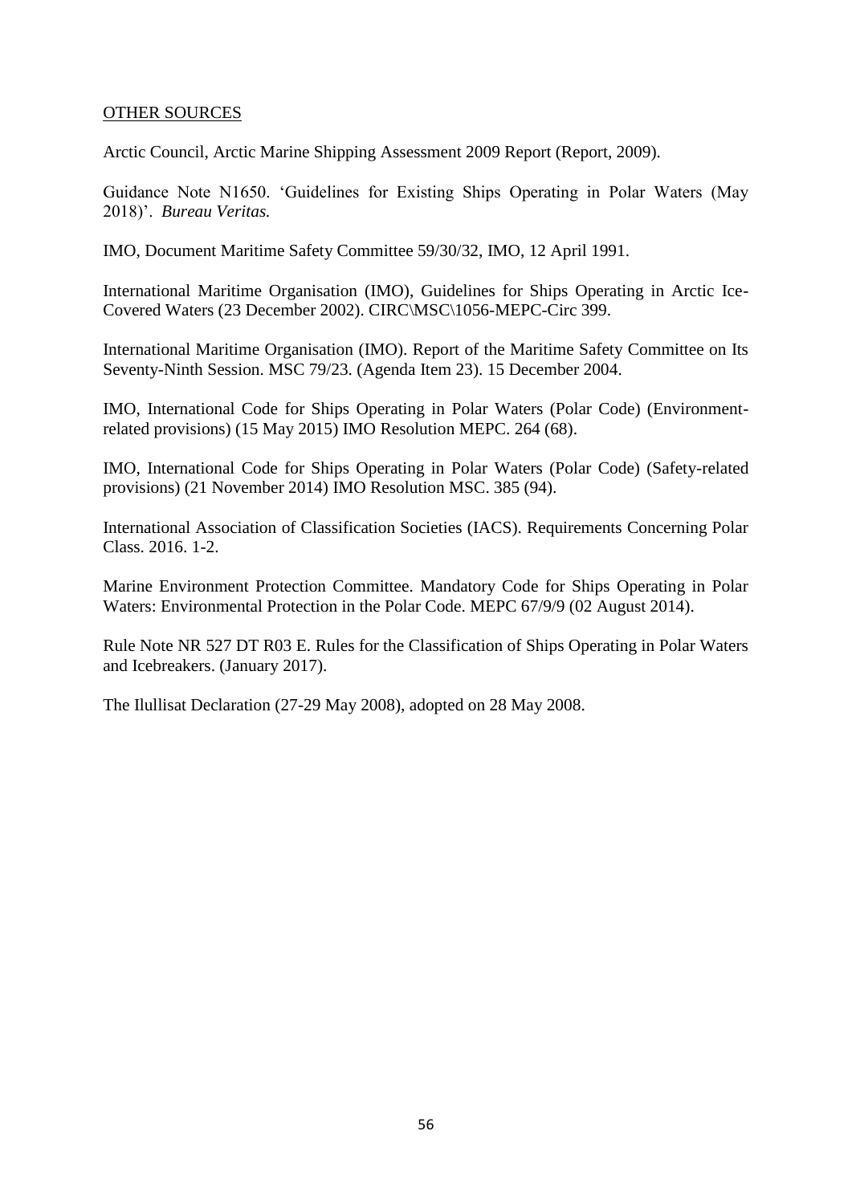## OTHER SOURCES

Arctic Council, Arctic Marine Shipping Assessment 2009 Report (Report, 2009).

Guidance Note N1650. 'Guidelines for Existing Ships Operating in Polar Waters (May 2018)'. *Bureau Veritas.*

IMO, Document Maritime Safety Committee 59/30/32, IMO, 12 April 1991.

International Maritime Organisation (IMO), Guidelines for Ships Operating in Arctic Ice-Covered Waters (23 December 2002). CIRC\MSC\1056-MEPC-Circ 399.

International Maritime Organisation (IMO). Report of the Maritime Safety Committee on Its Seventy-Ninth Session. MSC 79/23. (Agenda Item 23). 15 December 2004.

IMO, International Code for Ships Operating in Polar Waters (Polar Code) (Environment-related provisions) (15 May 2015) IMO Resolution MEPC. 264 (68).

IMO, International Code for Ships Operating in Polar Waters (Polar Code) (Safety-related provisions) (21 November 2014) IMO Resolution MSC. 385 (94).

International Association of Classification Societies (IACS). Requirements Concerning Polar Class. 2016. 1-2.

Marine Environment Protection Committee. Mandatory Code for Ships Operating in Polar Waters: Environmental Protection in the Polar Code. MEPC 67/9/9 (02 August 2014).

Rule Note NR 527 DT R03 E. Rules for the Classification of Ships Operating in Polar Waters and Icebreakers. (January 2017).

The Ilullisat Declaration (27-29 May 2008), adopted on 28 May 2008.